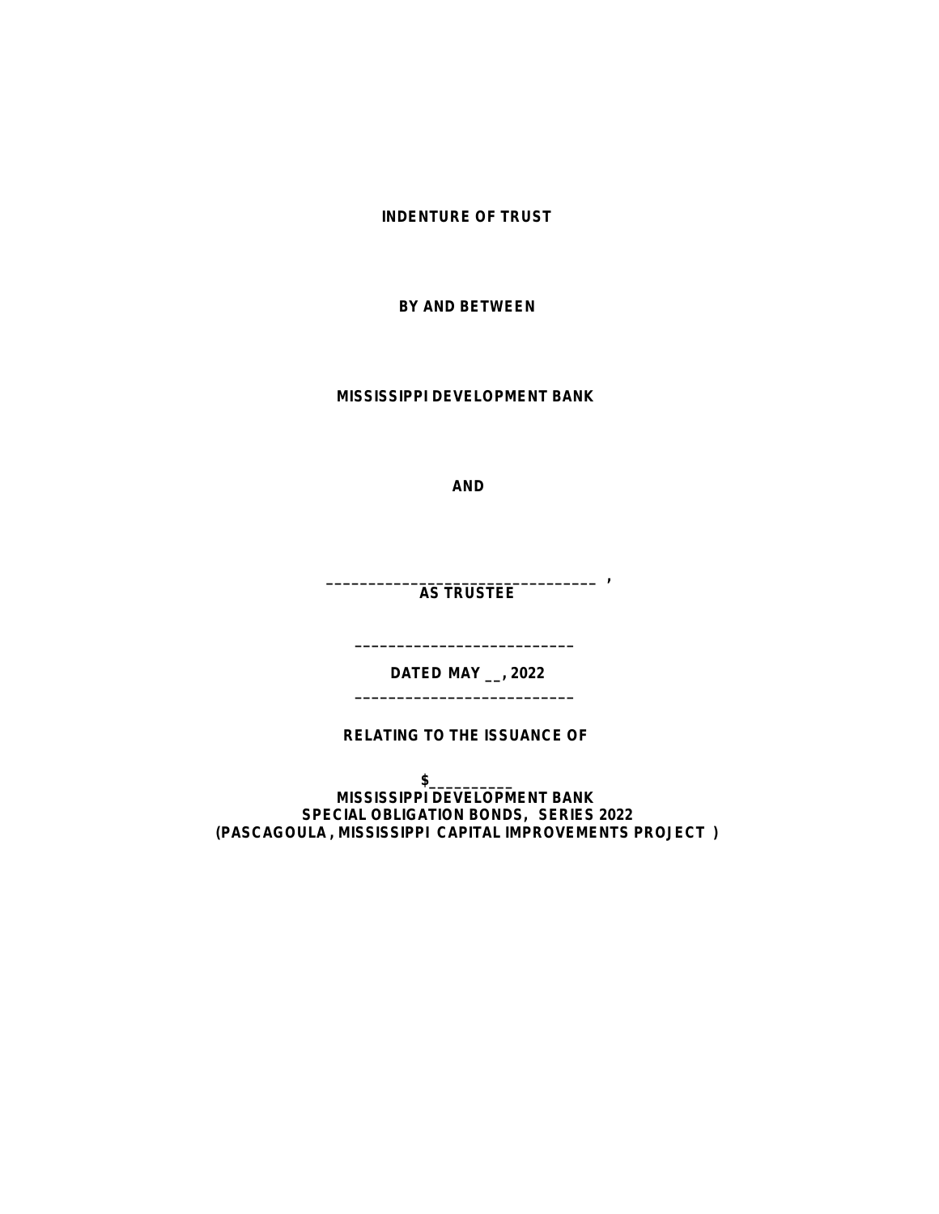**INDENTURE OF TRUST**

**BY AND BETWEEN**

**MISSISSIPPI DEVELOPMENT BANK**

**AND**

**________________________________,**
**AS TRUSTEE**

**__________________________**

**DATED MAY __, 2022**

**__________________________**

**RELATING TO THE ISSUANCE OF**

**$__________**
**MISSISSIPPI DEVELOPMENT BANK**
**SPECIAL OBLIGATION BONDS, SERIES 2022**
**(PASCAGOULA, MISSISSIPPI CAPITAL IMPROVEMENTS PROJECT)**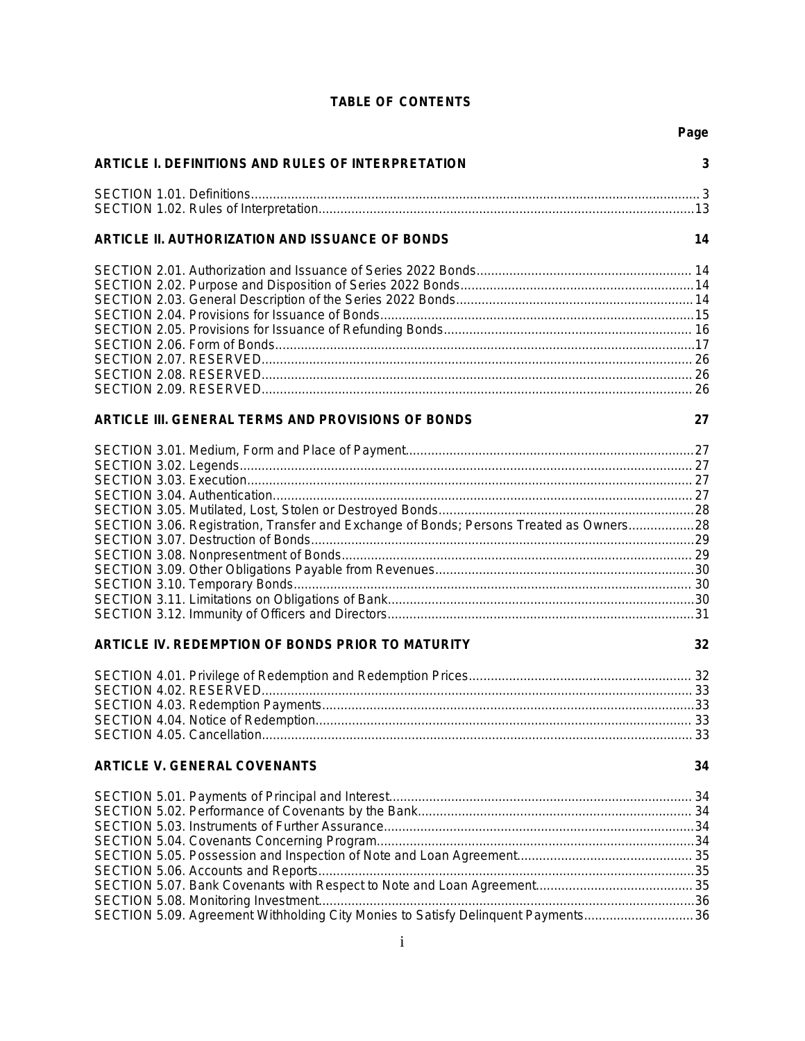# TABLE OF CONTENTS

| | Page |
|---|---|
| **ARTICLE I. DEFINITIONS AND RULES OF INTERPRETATION** | **3** |
| SECTION 1.01. Definitions | 3 |
| SECTION 1.02. Rules of Interpretation | 13 |
| **ARTICLE II. AUTHORIZATION AND ISSUANCE OF BONDS** | **14** |
| SECTION 2.01. Authorization and Issuance of Series 2022 Bonds | 14 |
| SECTION 2.02. Purpose and Disposition of Series 2022 Bonds | 14 |
| SECTION 2.03. General Description of the Series 2022 Bonds | 14 |
| SECTION 2.04. Provisions for Issuance of Bonds | 15 |
| SECTION 2.05. Provisions for Issuance of Refunding Bonds | 16 |
| SECTION 2.06. Form of Bonds | 17 |
| SECTION 2.07. RESERVED | 26 |
| SECTION 2.08. RESERVED | 26 |
| SECTION 2.09. RESERVED | 26 |
| **ARTICLE III. GENERAL TERMS AND PROVISIONS OF BONDS** | **27** |
| SECTION 3.01. Medium, Form and Place of Payment | 27 |
| SECTION 3.02. Legends | 27 |
| SECTION 3.03. Execution | 27 |
| SECTION 3.04. Authentication | 27 |
| SECTION 3.05. Mutilated, Lost, Stolen or Destroyed Bonds | 28 |
| SECTION 3.06. Registration, Transfer and Exchange of Bonds; Persons Treated as Owners | 28 |
| SECTION 3.07. Destruction of Bonds | 29 |
| SECTION 3.08. Nonpresentment of Bonds | 29 |
| SECTION 3.09. Other Obligations Payable from Revenues | 30 |
| SECTION 3.10. Temporary Bonds | 30 |
| SECTION 3.11. Limitations on Obligations of Bank | 30 |
| SECTION 3.12. Immunity of Officers and Directors | 31 |
| **ARTICLE IV. REDEMPTION OF BONDS PRIOR TO MATURITY** | **32** |
| SECTION 4.01. Privilege of Redemption and Redemption Prices | 32 |
| SECTION 4.02. RESERVED | 33 |
| SECTION 4.03. Redemption Payments | 33 |
| SECTION 4.04. Notice of Redemption | 33 |
| SECTION 4.05. Cancellation | 33 |
| **ARTICLE V. GENERAL COVENANTS** | **34** |
| SECTION 5.01. Payments of Principal and Interest | 34 |
| SECTION 5.02. Performance of Covenants by the Bank | 34 |
| SECTION 5.03. Instruments of Further Assurance | 34 |
| SECTION 5.04. Covenants Concerning Program | 34 |
| SECTION 5.05. Possession and Inspection of Note and Loan Agreement | 35 |
| SECTION 5.06. Accounts and Reports | 35 |
| SECTION 5.07. Bank Covenants with Respect to Note and Loan Agreement | 35 |
| SECTION 5.08. Monitoring Investment | 36 |
| SECTION 5.09. Agreement Withholding City Monies to Satisfy Delinquent Payments | 36 |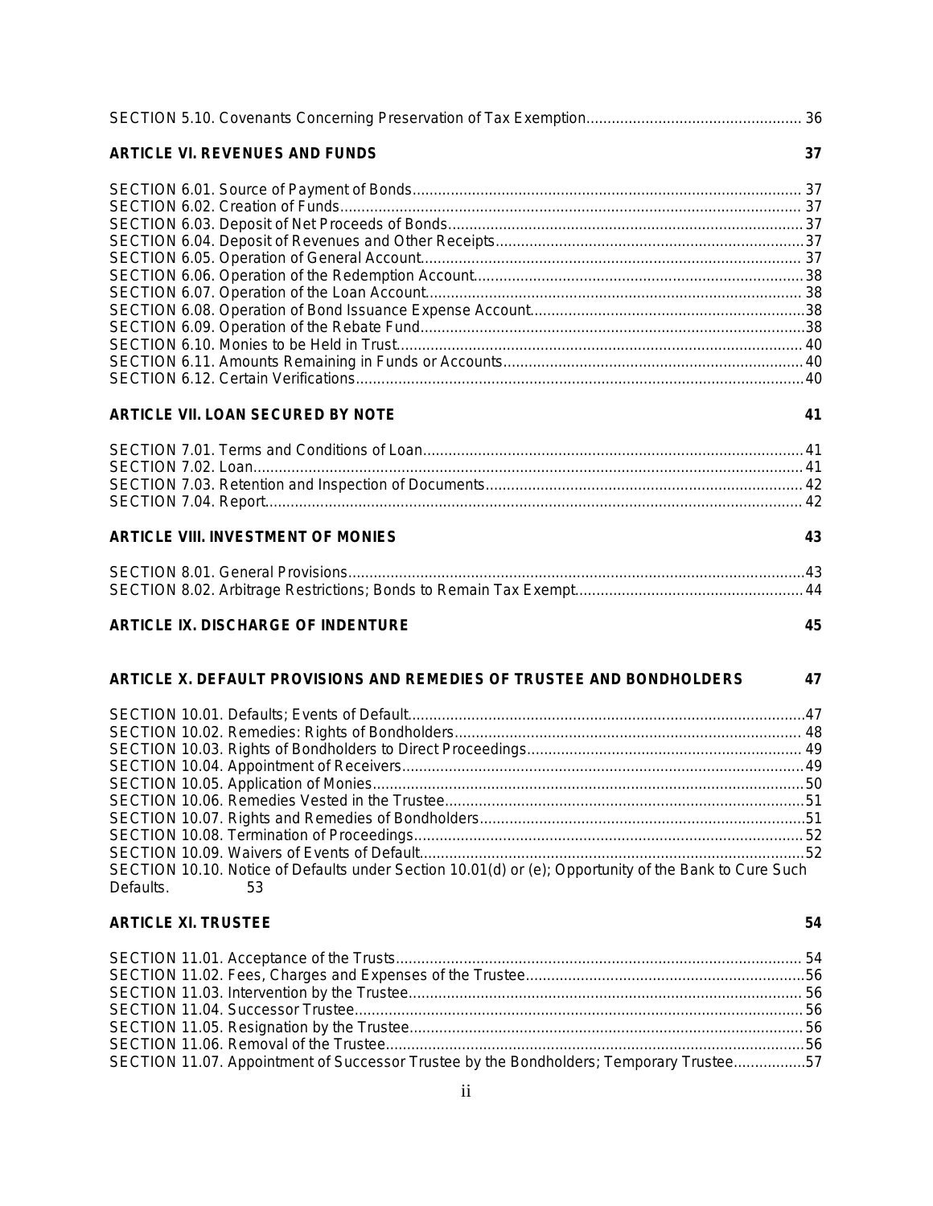SECTION 5.10. Covenants Concerning Preservation of Tax Exemption .... 36

**ARTICLE VI. REVENUES AND FUNDS** 37

SECTION 6.01. Source of Payment of Bonds .... 37
SECTION 6.02. Creation of Funds .... 37
SECTION 6.03. Deposit of Net Proceeds of Bonds .... 37
SECTION 6.04. Deposit of Revenues and Other Receipts .... 37
SECTION 6.05. Operation of General Account .... 37
SECTION 6.06. Operation of the Redemption Account .... 38
SECTION 6.07. Operation of the Loan Account .... 38
SECTION 6.08. Operation of Bond Issuance Expense Account .... 38
SECTION 6.09. Operation of the Rebate Fund .... 38
SECTION 6.10. Monies to be Held in Trust .... 40
SECTION 6.11. Amounts Remaining in Funds or Accounts .... 40
SECTION 6.12. Certain Verifications .... 40

**ARTICLE VII. LOAN SECURED BY NOTE** 41

SECTION 7.01. Terms and Conditions of Loan .... 41
SECTION 7.02. Loan .... 41
SECTION 7.03. Retention and Inspection of Documents .... 42
SECTION 7.04. Report .... 42

**ARTICLE VIII. INVESTMENT OF MONIES** 43

SECTION 8.01. General Provisions .... 43
SECTION 8.02. Arbitrage Restrictions; Bonds to Remain Tax Exempt .... 44

**ARTICLE IX. DISCHARGE OF INDENTURE** 45

**ARTICLE X. DEFAULT PROVISIONS AND REMEDIES OF TRUSTEE AND BONDHOLDERS** 47

SECTION 10.01. Defaults; Events of Default .... 47
SECTION 10.02. Remedies: Rights of Bondholders .... 48
SECTION 10.03. Rights of Bondholders to Direct Proceedings .... 49
SECTION 10.04. Appointment of Receivers .... 49
SECTION 10.05. Application of Monies .... 50
SECTION 10.06. Remedies Vested in the Trustee .... 51
SECTION 10.07. Rights and Remedies of Bondholders .... 51
SECTION 10.08. Termination of Proceedings .... 52
SECTION 10.09. Waivers of Events of Default .... 52
SECTION 10.10. Notice of Defaults under Section 10.01(d) or (e); Opportunity of the Bank to Cure Such Defaults. 53

**ARTICLE XI. TRUSTEE** 54

SECTION 11.01. Acceptance of the Trusts .... 54
SECTION 11.02. Fees, Charges and Expenses of the Trustee .... 56
SECTION 11.03. Intervention by the Trustee .... 56
SECTION 11.04. Successor Trustee .... 56
SECTION 11.05. Resignation by the Trustee .... 56
SECTION 11.06. Removal of the Trustee .... 56
SECTION 11.07. Appointment of Successor Trustee by the Bondholders; Temporary Trustee .... 57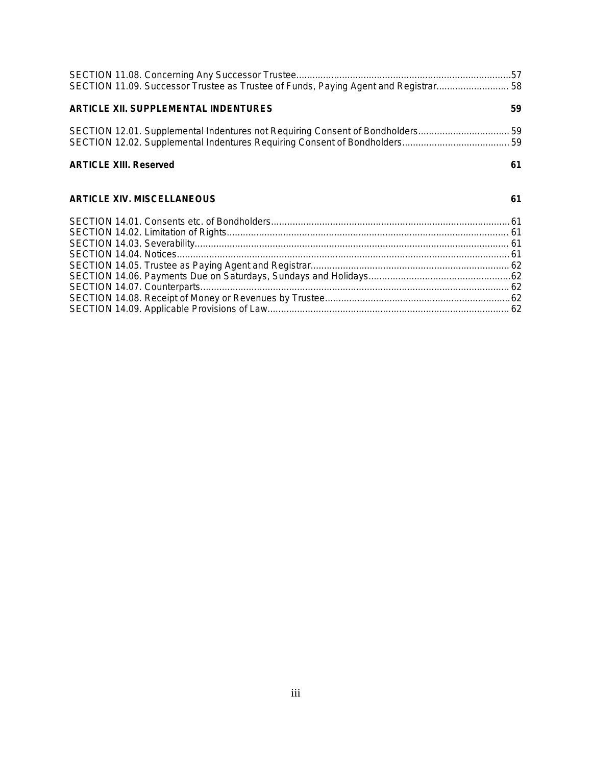SECTION 11.08. Concerning Any Successor Trustee....................................................................................57
SECTION 11.09. Successor Trustee as Trustee of Funds, Paying Agent and Registrar........................... 58

**ARTICLE XII. SUPPLEMENTAL INDENTURES 59**

SECTION 12.01. Supplemental Indentures not Requiring Consent of Bondholders.................................. 59
SECTION 12.02. Supplemental Indentures Requiring Consent of Bondholders........................................59

**ARTICLE XIII. Reserved 61**

**ARTICLE XIV. MISCELLANEOUS 61**

SECTION 14.01. Consents etc. of Bondholders.........................................................................................61
SECTION 14.02. Limitation of Rights........................................................................................................ 61
SECTION 14.03. Severability.................................................................................................................... 61
SECTION 14.04. Notices...........................................................................................................................61
SECTION 14.05. Trustee as Paying Agent and Registrar......................................................................... 62
SECTION 14.06. Payments Due on Saturdays, Sundays and Holidays.....................................................62
SECTION 14.07. Counterparts.................................................................................................................. 62
SECTION 14.08. Receipt of Money or Revenues by Trustee....................................................................62
SECTION 14.09. Applicable Provisions of Law......................................................................................... 62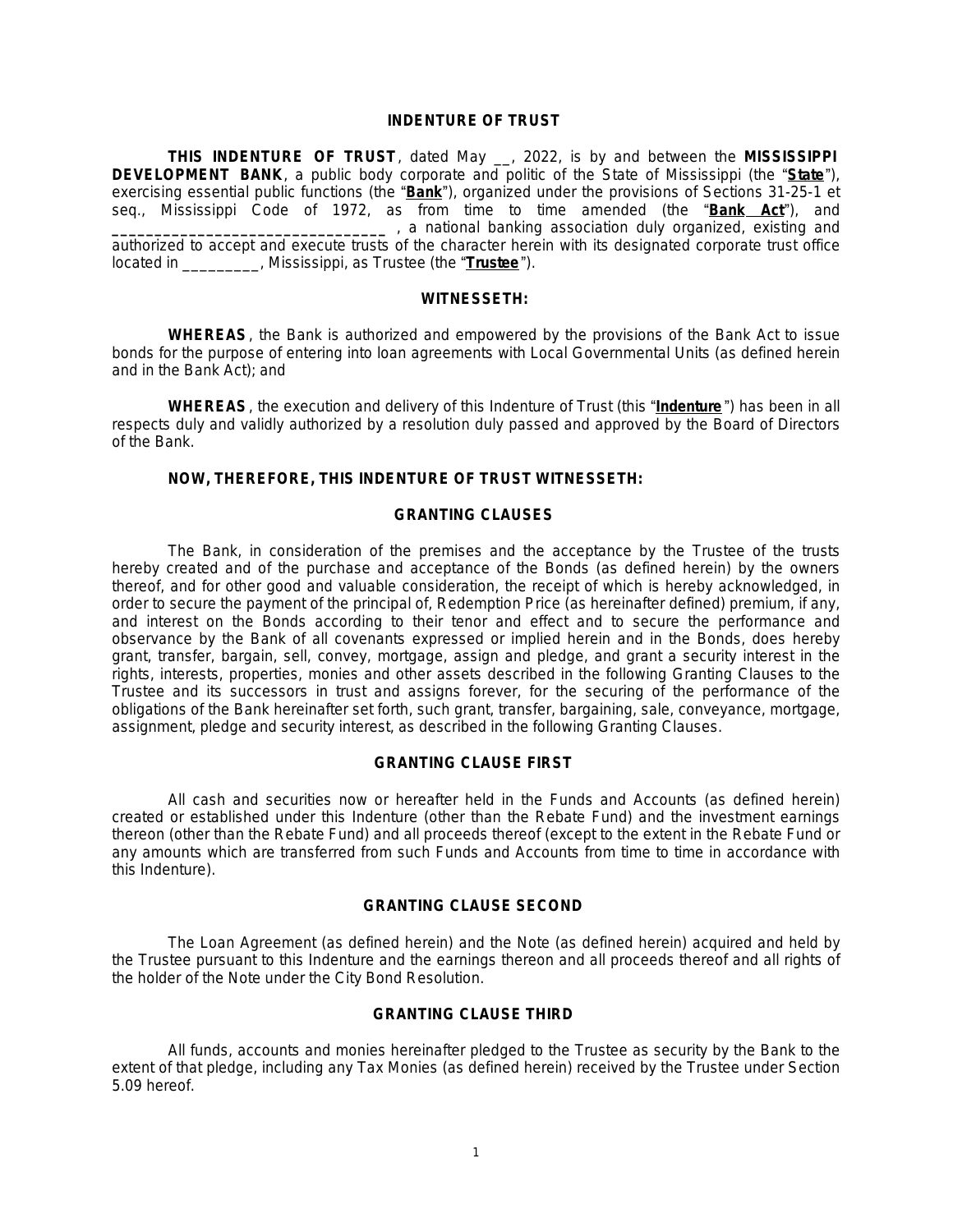# INDENTURE OF TRUST

**THIS INDENTURE OF TRUST**, dated May __, 2022, is by and between the **MISSISSIPPI DEVELOPMENT BANK**, a public body corporate and politic of the State of Mississippi (the "**State**"), exercising essential public functions (the "**Bank**"), organized under the provisions of Sections 31-25-1 et seq., Mississippi Code of 1972, as from time to time amended (the "**Bank Act**"), and _________________________________ , a national banking association duly organized, existing and authorized to accept and execute trusts of the character herein with its designated corporate trust office located in _________, Mississippi, as Trustee (the "**Trustee**").

## WITNESSETH:

**WHEREAS**, the Bank is authorized and empowered by the provisions of the Bank Act to issue bonds for the purpose of entering into loan agreements with Local Governmental Units (as defined herein and in the Bank Act); and

**WHEREAS**, the execution and delivery of this Indenture of Trust (this "**Indenture**") has been in all respects duly and validly authorized by a resolution duly passed and approved by the Board of Directors of the Bank.

**NOW, THEREFORE, THIS INDENTURE OF TRUST WITNESSETH:**

## GRANTING CLAUSES

The Bank, in consideration of the premises and the acceptance by the Trustee of the trusts hereby created and of the purchase and acceptance of the Bonds (as defined herein) by the owners thereof, and for other good and valuable consideration, the receipt of which is hereby acknowledged, in order to secure the payment of the principal of, Redemption Price (as hereinafter defined) premium, if any, and interest on the Bonds according to their tenor and effect and to secure the performance and observance by the Bank of all covenants expressed or implied herein and in the Bonds, does hereby grant, transfer, bargain, sell, convey, mortgage, assign and pledge, and grant a security interest in the rights, interests, properties, monies and other assets described in the following Granting Clauses to the Trustee and its successors in trust and assigns forever, for the securing of the performance of the obligations of the Bank hereinafter set forth, such grant, transfer, bargaining, sale, conveyance, mortgage, assignment, pledge and security interest, as described in the following Granting Clauses.

## GRANTING CLAUSE FIRST

All cash and securities now or hereafter held in the Funds and Accounts (as defined herein) created or established under this Indenture (other than the Rebate Fund) and the investment earnings thereon (other than the Rebate Fund) and all proceeds thereof (except to the extent in the Rebate Fund or any amounts which are transferred from such Funds and Accounts from time to time in accordance with this Indenture).

## GRANTING CLAUSE SECOND

The Loan Agreement (as defined herein) and the Note (as defined herein) acquired and held by the Trustee pursuant to this Indenture and the earnings thereon and all proceeds thereof and all rights of the holder of the Note under the City Bond Resolution.

## GRANTING CLAUSE THIRD

All funds, accounts and monies hereinafter pledged to the Trustee as security by the Bank to the extent of that pledge, including any Tax Monies (as defined herein) received by the Trustee under Section 5.09 hereof.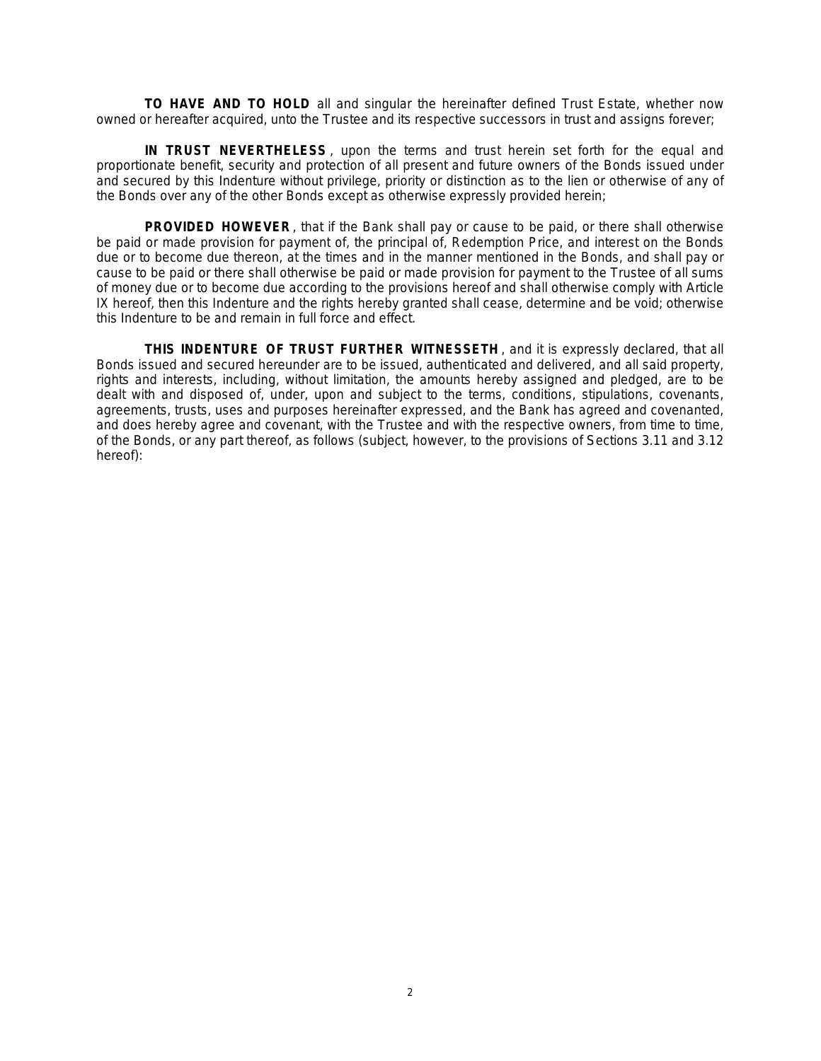**TO HAVE AND TO HOLD** all and singular the hereinafter defined Trust Estate, whether now owned or hereafter acquired, unto the Trustee and its respective successors in trust and assigns forever;

**IN TRUST NEVERTHELESS**, upon the terms and trust herein set forth for the equal and proportionate benefit, security and protection of all present and future owners of the Bonds issued under and secured by this Indenture without privilege, priority or distinction as to the lien or otherwise of any of the Bonds over any of the other Bonds except as otherwise expressly provided herein;

**PROVIDED HOWEVER**, that if the Bank shall pay or cause to be paid, or there shall otherwise be paid or made provision for payment of, the principal of, Redemption Price, and interest on the Bonds due or to become due thereon, at the times and in the manner mentioned in the Bonds, and shall pay or cause to be paid or there shall otherwise be paid or made provision for payment to the Trustee of all sums of money due or to become due according to the provisions hereof and shall otherwise comply with Article IX hereof, then this Indenture and the rights hereby granted shall cease, determine and be void; otherwise this Indenture to be and remain in full force and effect.

**THIS INDENTURE OF TRUST FURTHER WITNESSETH**, and it is expressly declared, that all Bonds issued and secured hereunder are to be issued, authenticated and delivered, and all said property, rights and interests, including, without limitation, the amounts hereby assigned and pledged, are to be dealt with and disposed of, under, upon and subject to the terms, conditions, stipulations, covenants, agreements, trusts, uses and purposes hereinafter expressed, and the Bank has agreed and covenanted, and does hereby agree and covenant, with the Trustee and with the respective owners, from time to time, of the Bonds, or any part thereof, as follows (subject, however, to the provisions of Sections 3.11 and 3.12 hereof):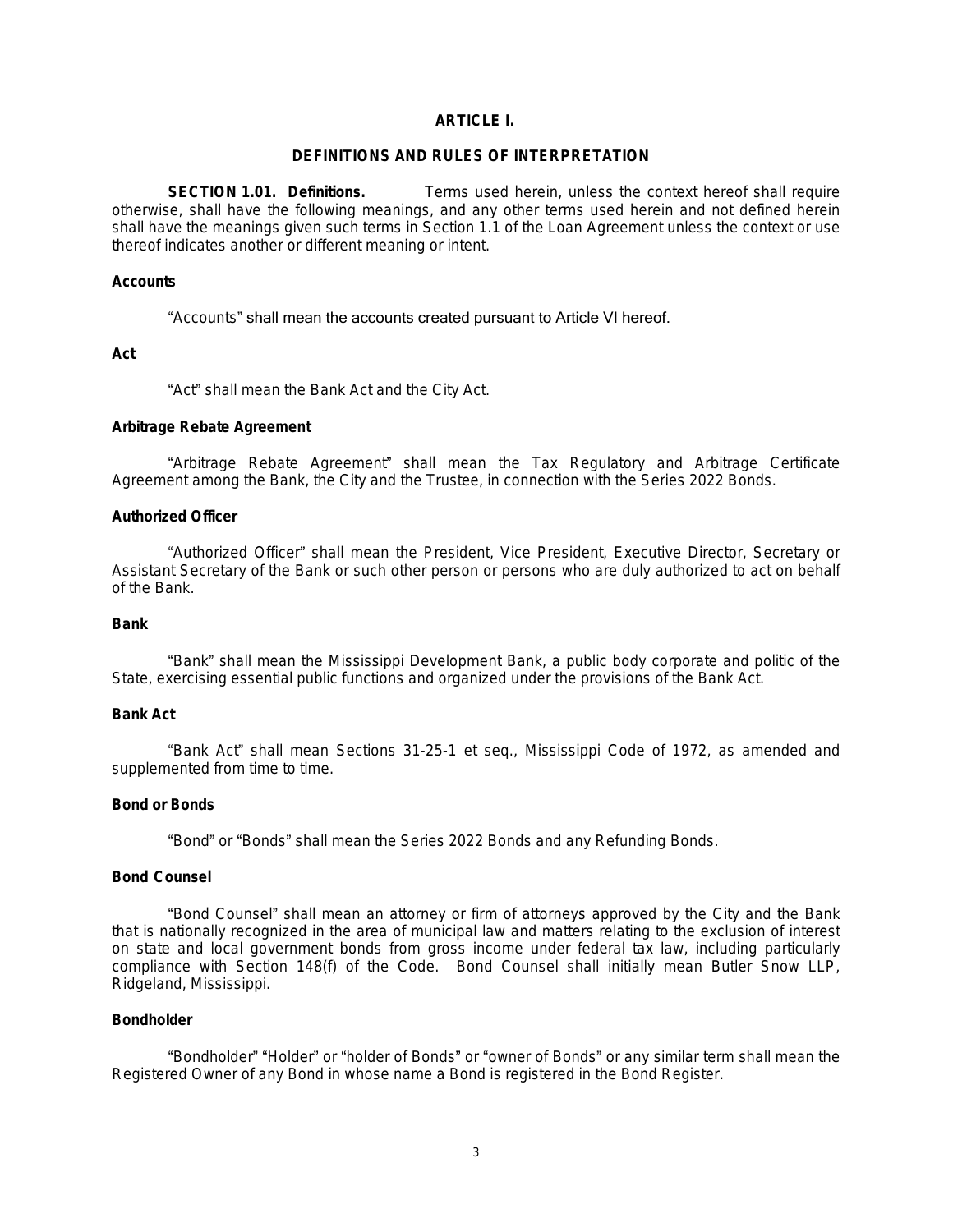# ARTICLE I.

## DEFINITIONS AND RULES OF INTERPRETATION

**SECTION 1.01. Definitions.** Terms used herein, unless the context hereof shall require otherwise, shall have the following meanings, and any other terms used herein and not defined herein shall have the meanings given such terms in Section 1.1 of the Loan Agreement unless the context or use thereof indicates another or different meaning or intent.

**Accounts**

"Accounts" shall mean the accounts created pursuant to Article VI hereof.

**Act**

"Act" shall mean the Bank Act and the City Act.

**Arbitrage Rebate Agreement**

"Arbitrage Rebate Agreement" shall mean the Tax Regulatory and Arbitrage Certificate Agreement among the Bank, the City and the Trustee, in connection with the Series 2022 Bonds.

**Authorized Officer**

"Authorized Officer" shall mean the President, Vice President, Executive Director, Secretary or Assistant Secretary of the Bank or such other person or persons who are duly authorized to act on behalf of the Bank.

**Bank**

"Bank" shall mean the Mississippi Development Bank, a public body corporate and politic of the State, exercising essential public functions and organized under the provisions of the Bank Act.

**Bank Act**

"Bank Act" shall mean Sections 31-25-1 et seq., Mississippi Code of 1972, as amended and supplemented from time to time.

**Bond or Bonds**

"Bond" or "Bonds" shall mean the Series 2022 Bonds and any Refunding Bonds.

**Bond Counsel**

"Bond Counsel" shall mean an attorney or firm of attorneys approved by the City and the Bank that is nationally recognized in the area of municipal law and matters relating to the exclusion of interest on state and local government bonds from gross income under federal tax law, including particularly compliance with Section 148(f) of the Code. Bond Counsel shall initially mean Butler Snow LLP, Ridgeland, Mississippi.

**Bondholder**

"Bondholder" "Holder" or "holder of Bonds" or "owner of Bonds" or any similar term shall mean the Registered Owner of any Bond in whose name a Bond is registered in the Bond Register.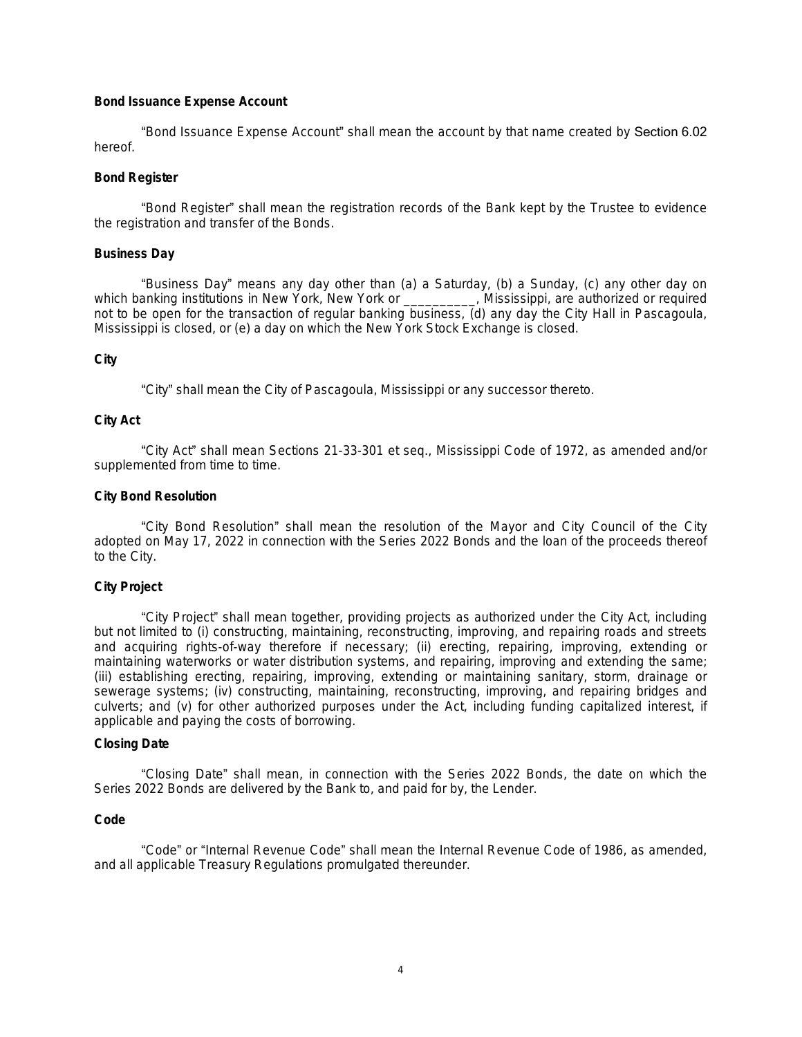**Bond Issuance Expense Account**

"Bond Issuance Expense Account" shall mean the account by that name created by Section 6.02 hereof.

**Bond Register**

"Bond Register" shall mean the registration records of the Bank kept by the Trustee to evidence the registration and transfer of the Bonds.

**Business Day**

"Business Day" means any day other than (a) a Saturday, (b) a Sunday, (c) any other day on which banking institutions in New York, New York or __________, Mississippi, are authorized or required not to be open for the transaction of regular banking business, (d) any day the City Hall in Pascagoula, Mississippi is closed, or (e) a day on which the New York Stock Exchange is closed.

**City**

"City" shall mean the City of Pascagoula, Mississippi or any successor thereto.

**City Act**

"City Act" shall mean Sections 21-33-301 et seq., Mississippi Code of 1972, as amended and/or supplemented from time to time.

**City Bond Resolution**

"City Bond Resolution" shall mean the resolution of the Mayor and City Council of the City adopted on May 17, 2022 in connection with the Series 2022 Bonds and the loan of the proceeds thereof to the City.

**City Project**

"City Project" shall mean together, providing projects as authorized under the City Act, including but not limited to (i) constructing, maintaining, reconstructing, improving, and repairing roads and streets and acquiring rights-of-way therefore if necessary; (ii) erecting, repairing, improving, extending or maintaining waterworks or water distribution systems, and repairing, improving and extending the same; (iii) establishing erecting, repairing, improving, extending or maintaining sanitary, storm, drainage or sewerage systems; (iv) constructing, maintaining, reconstructing, improving, and repairing bridges and culverts; and (v) for other authorized purposes under the Act, including funding capitalized interest, if applicable and paying the costs of borrowing.

**Closing Date**

"Closing Date" shall mean, in connection with the Series 2022 Bonds, the date on which the Series 2022 Bonds are delivered by the Bank to, and paid for by, the Lender.

**Code**

"Code" or "Internal Revenue Code" shall mean the Internal Revenue Code of 1986, as amended, and all applicable Treasury Regulations promulgated thereunder.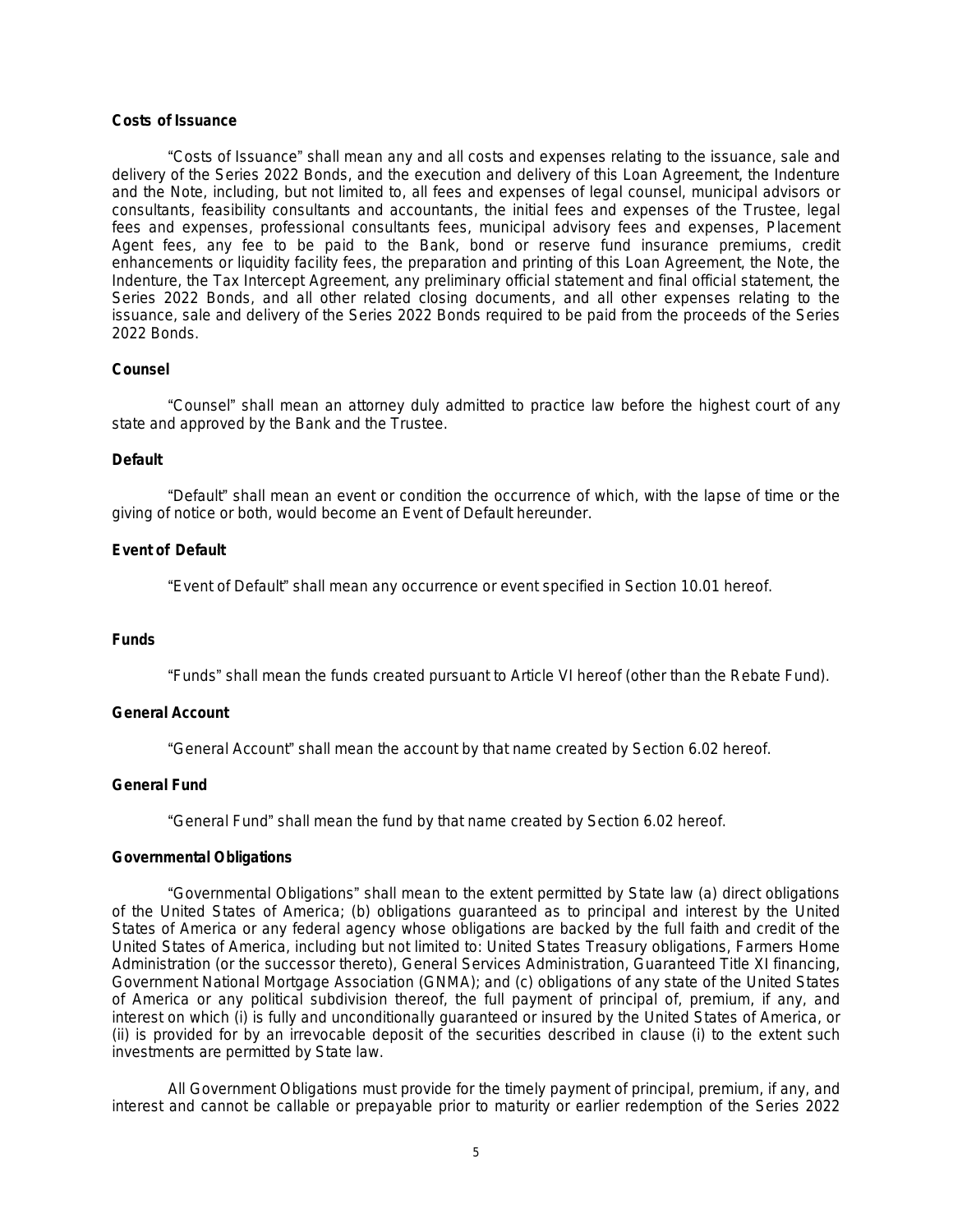**Costs of Issuance**

"Costs of Issuance" shall mean any and all costs and expenses relating to the issuance, sale and delivery of the Series 2022 Bonds, and the execution and delivery of this Loan Agreement, the Indenture and the Note, including, but not limited to, all fees and expenses of legal counsel, municipal advisors or consultants, feasibility consultants and accountants, the initial fees and expenses of the Trustee, legal fees and expenses, professional consultants fees, municipal advisory fees and expenses, Placement Agent fees, any fee to be paid to the Bank, bond or reserve fund insurance premiums, credit enhancements or liquidity facility fees, the preparation and printing of this Loan Agreement, the Note, the Indenture, the Tax Intercept Agreement, any preliminary official statement and final official statement, the Series 2022 Bonds, and all other related closing documents, and all other expenses relating to the issuance, sale and delivery of the Series 2022 Bonds required to be paid from the proceeds of the Series 2022 Bonds.

**Counsel**

"Counsel" shall mean an attorney duly admitted to practice law before the highest court of any state and approved by the Bank and the Trustee.

**Default**

"Default" shall mean an event or condition the occurrence of which, with the lapse of time or the giving of notice or both, would become an Event of Default hereunder.

**Event of Default**

"Event of Default" shall mean any occurrence or event specified in Section 10.01 hereof.

**Funds**

"Funds" shall mean the funds created pursuant to Article VI hereof (other than the Rebate Fund).

**General Account**

"General Account" shall mean the account by that name created by Section 6.02 hereof.

**General Fund**

"General Fund" shall mean the fund by that name created by Section 6.02 hereof.

**Governmental Obligations**

"Governmental Obligations" shall mean to the extent permitted by State law (a) direct obligations of the United States of America; (b) obligations guaranteed as to principal and interest by the United States of America or any federal agency whose obligations are backed by the full faith and credit of the United States of America, including but not limited to: United States Treasury obligations, Farmers Home Administration (or the successor thereto), General Services Administration, Guaranteed Title XI financing, Government National Mortgage Association (GNMA); and (c) obligations of any state of the United States of America or any political subdivision thereof, the full payment of principal of, premium, if any, and interest on which (i) is fully and unconditionally guaranteed or insured by the United States of America, or (ii) is provided for by an irrevocable deposit of the securities described in clause (i) to the extent such investments are permitted by State law.

All Government Obligations must provide for the timely payment of principal, premium, if any, and interest and cannot be callable or prepayable prior to maturity or earlier redemption of the Series 2022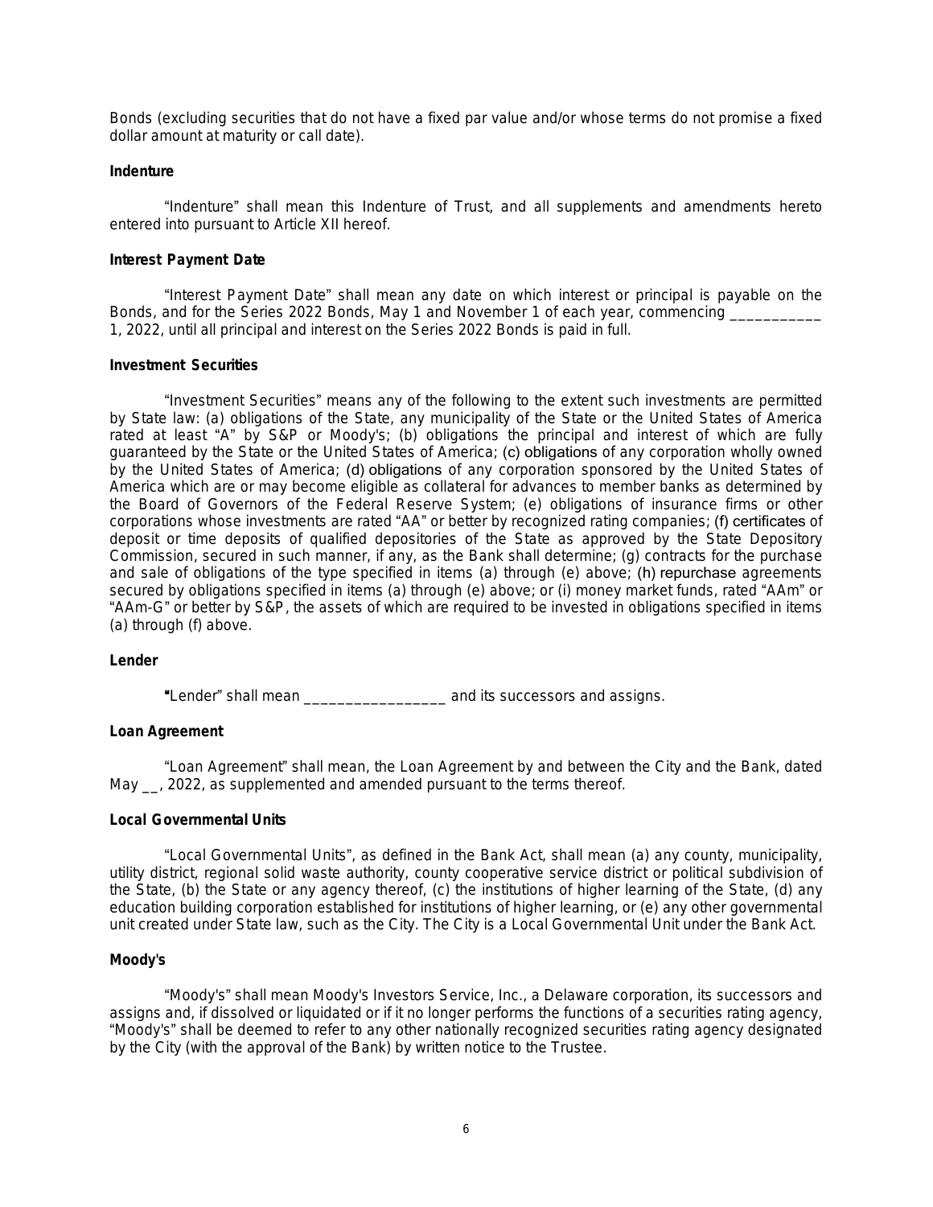Bonds (excluding securities that do not have a fixed par value and/or whose terms do not promise a fixed dollar amount at maturity or call date).

**Indenture**

"Indenture" shall mean this Indenture of Trust, and all supplements and amendments hereto entered into pursuant to Article XII hereof.

**Interest Payment Date**

"Interest Payment Date" shall mean any date on which interest or principal is payable on the Bonds, and for the Series 2022 Bonds, May 1 and November 1 of each year, commencing ___________ 1, 2022, until all principal and interest on the Series 2022 Bonds is paid in full.

**Investment Securities**

"Investment Securities" means any of the following to the extent such investments are permitted by State law: (a) obligations of the State, any municipality of the State or the United States of America rated at least "A" by S&P or Moody's; (b) obligations the principal and interest of which are fully guaranteed by the State or the United States of America; (c) obligations of any corporation wholly owned by the United States of America; (d) obligations of any corporation sponsored by the United States of America which are or may become eligible as collateral for advances to member banks as determined by the Board of Governors of the Federal Reserve System; (e) obligations of insurance firms or other corporations whose investments are rated "AA" or better by recognized rating companies; (f) certificates of deposit or time deposits of qualified depositories of the State as approved by the State Depository Commission, secured in such manner, if any, as the Bank shall determine; (g) contracts for the purchase and sale of obligations of the type specified in items (a) through (e) above; (h) repurchase agreements secured by obligations specified in items (a) through (e) above; or (i) money market funds, rated "AAm" or "AAm-G" or better by S&P, the assets of which are required to be invested in obligations specified in items (a) through (f) above.

**Lender**

"Lender" shall mean _________________ and its successors and assigns.

**Loan Agreement**

"Loan Agreement" shall mean, the Loan Agreement by and between the City and the Bank, dated May __, 2022, as supplemented and amended pursuant to the terms thereof.

**Local Governmental Units**

"Local Governmental Units", as defined in the Bank Act, shall mean (a) any county, municipality, utility district, regional solid waste authority, county cooperative service district or political subdivision of the State, (b) the State or any agency thereof, (c) the institutions of higher learning of the State, (d) any education building corporation established for institutions of higher learning, or (e) any other governmental unit created under State law, such as the City. The City is a Local Governmental Unit under the Bank Act.

**Moody's**

"Moody's" shall mean Moody's Investors Service, Inc., a Delaware corporation, its successors and assigns and, if dissolved or liquidated or if it no longer performs the functions of a securities rating agency, "Moody's" shall be deemed to refer to any other nationally recognized securities rating agency designated by the City (with the approval of the Bank) by written notice to the Trustee.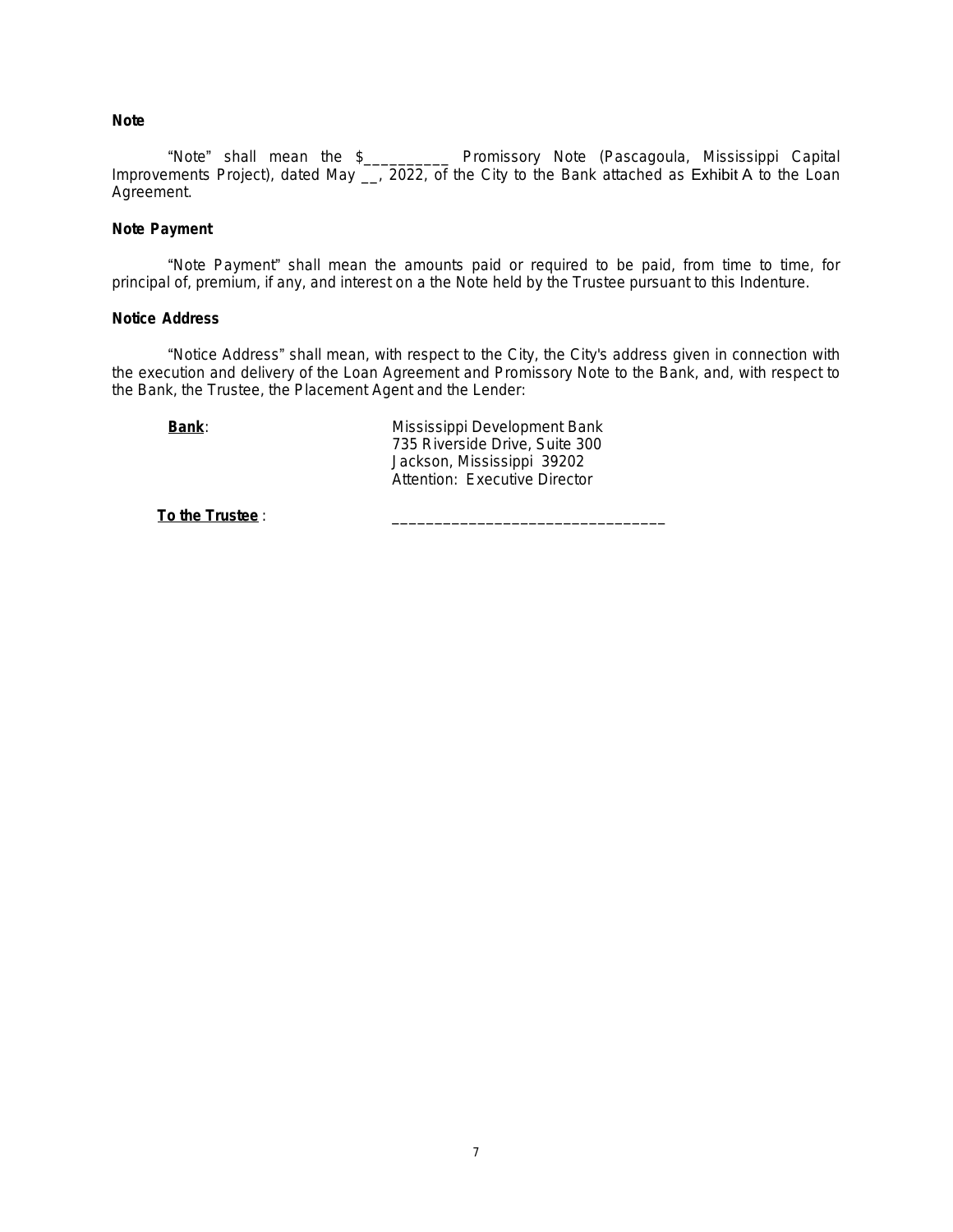**Note**

"Note" shall mean the $__________ Promissory Note (Pascagoula, Mississippi Capital Improvements Project), dated May __, 2022, of the City to the Bank attached as Exhibit A to the Loan Agreement.

**Note Payment**

"Note Payment" shall mean the amounts paid or required to be paid, from time to time, for principal of, premium, if any, and interest on a the Note held by the Trustee pursuant to this Indenture.

**Notice Address**

"Notice Address" shall mean, with respect to the City, the City's address given in connection with the execution and delivery of the Loan Agreement and Promissory Note to the Bank, and, with respect to the Bank, the Trustee, the Placement Agent and the Lender:

**Bank**:

Mississippi Development Bank
735 Riverside Drive, Suite 300
Jackson, Mississippi 39202
Attention: Executive Director

**To the Trustee** : ________________________________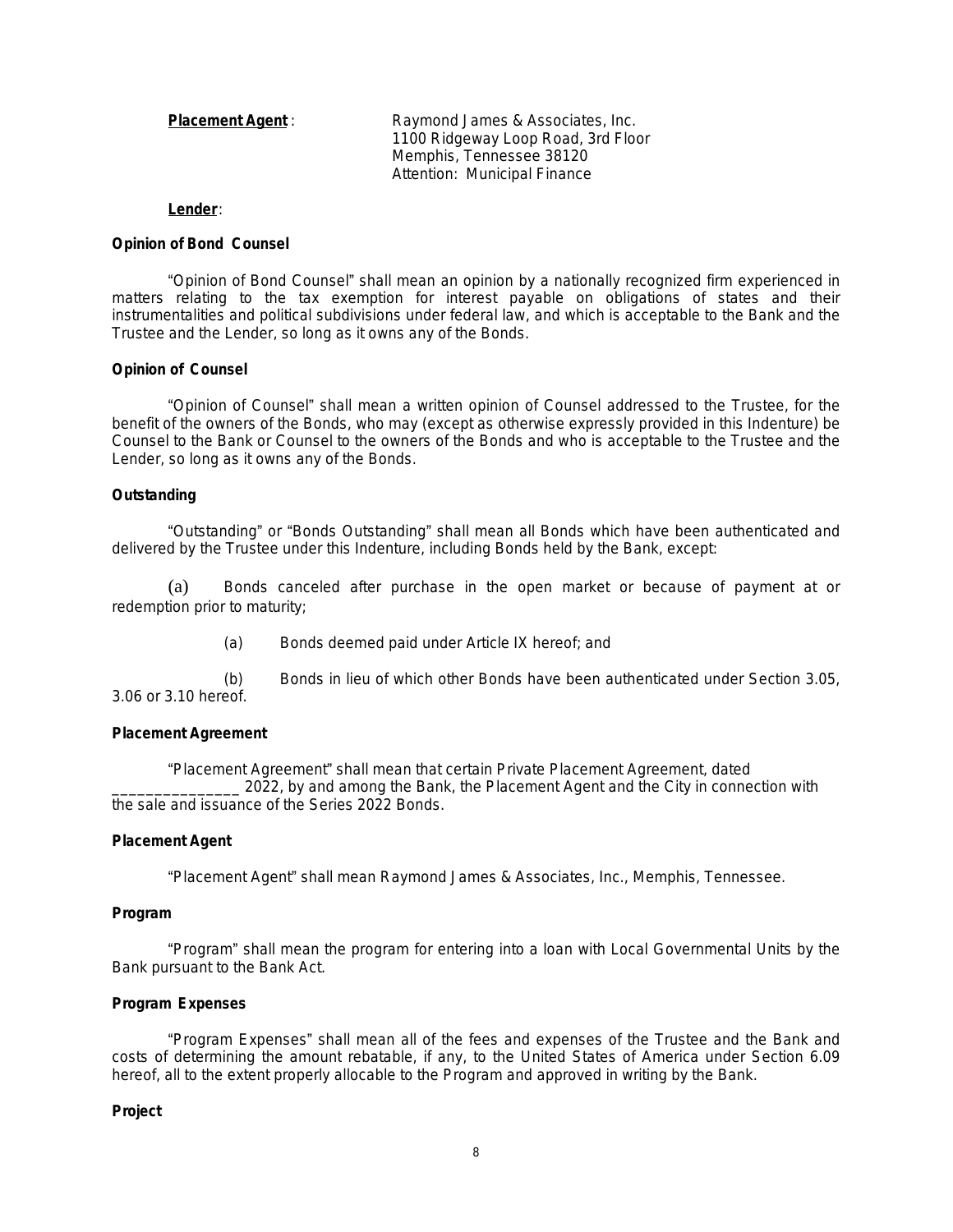**Placement Agent**: Raymond James & Associates, Inc.
1100 Ridgeway Loop Road, 3rd Floor
Memphis, Tennessee 38120
Attention: Municipal Finance

**Lender**:

**Opinion of Bond Counsel**

"Opinion of Bond Counsel" shall mean an opinion by a nationally recognized firm experienced in matters relating to the tax exemption for interest payable on obligations of states and their instrumentalities and political subdivisions under federal law, and which is acceptable to the Bank and the Trustee and the Lender, so long as it owns any of the Bonds.

**Opinion of Counsel**

"Opinion of Counsel" shall mean a written opinion of Counsel addressed to the Trustee, for the benefit of the owners of the Bonds, who may (except as otherwise expressly provided in this Indenture) be Counsel to the Bank or Counsel to the owners of the Bonds and who is acceptable to the Trustee and the Lender, so long as it owns any of the Bonds.

**Outstanding**

"Outstanding" or "Bonds Outstanding" shall mean all Bonds which have been authenticated and delivered by the Trustee under this Indenture, including Bonds held by the Bank, except:

(a) Bonds canceled after purchase in the open market or because of payment at or redemption prior to maturity;

(a) Bonds deemed paid under Article IX hereof; and

(b) Bonds in lieu of which other Bonds have been authenticated under Section 3.05, 3.06 or 3.10 hereof.

**Placement Agreement**

"Placement Agreement" shall mean that certain Private Placement Agreement, dated _______________ 2022, by and among the Bank, the Placement Agent and the City in connection with the sale and issuance of the Series 2022 Bonds.

**Placement Agent**

"Placement Agent" shall mean Raymond James & Associates, Inc., Memphis, Tennessee.

**Program**

"Program" shall mean the program for entering into a loan with Local Governmental Units by the Bank pursuant to the Bank Act.

**Program Expenses**

"Program Expenses" shall mean all of the fees and expenses of the Trustee and the Bank and costs of determining the amount rebatable, if any, to the United States of America under Section 6.09 hereof, all to the extent properly allocable to the Program and approved in writing by the Bank.

**Project**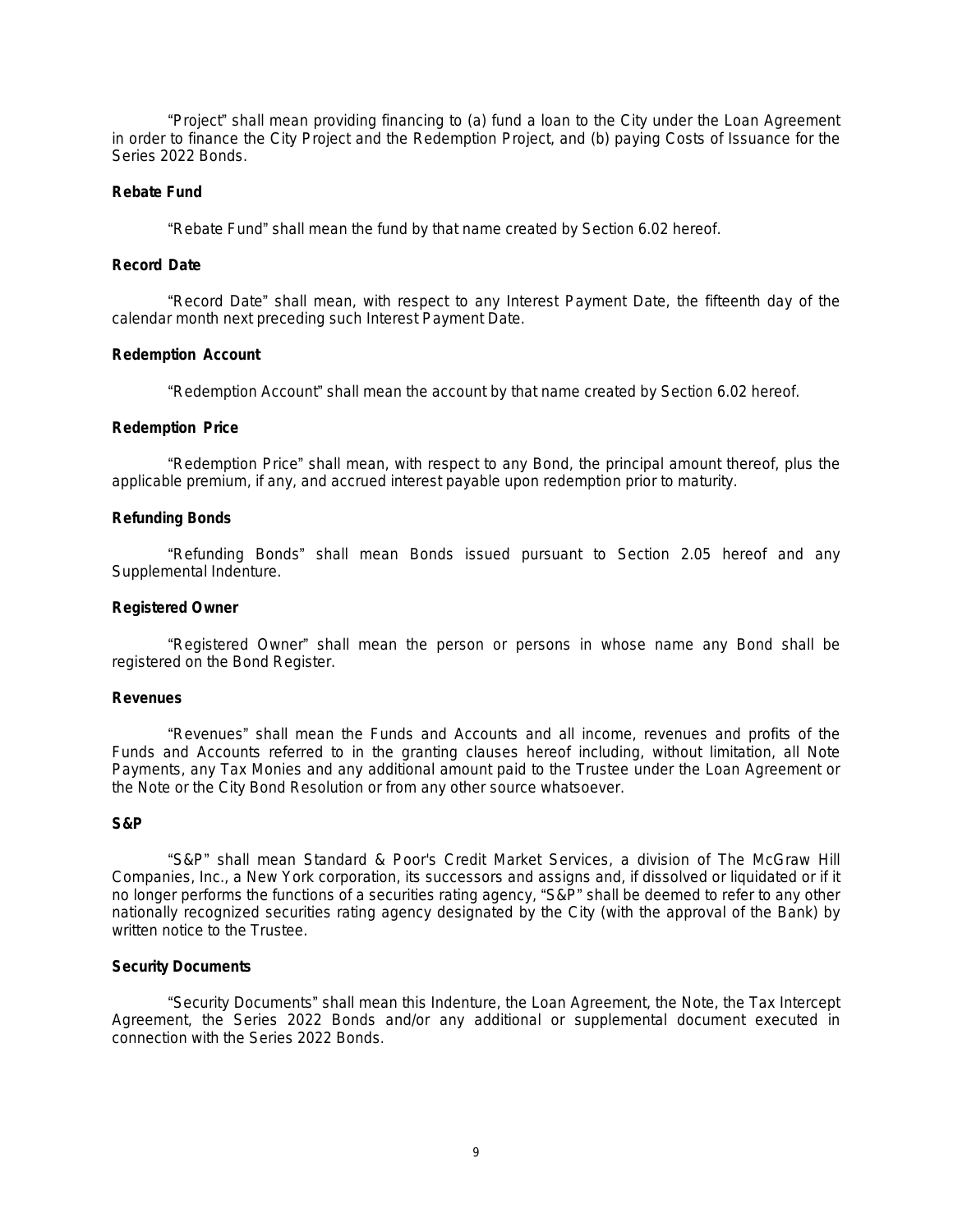"Project" shall mean providing financing to (a) fund a loan to the City under the Loan Agreement in order to finance the City Project and the Redemption Project, and (b) paying Costs of Issuance for the Series 2022 Bonds.

**Rebate Fund**

"Rebate Fund" shall mean the fund by that name created by Section 6.02 hereof.

**Record Date**

"Record Date" shall mean, with respect to any Interest Payment Date, the fifteenth day of the calendar month next preceding such Interest Payment Date.

**Redemption Account**

"Redemption Account" shall mean the account by that name created by Section 6.02 hereof.

**Redemption Price**

"Redemption Price" shall mean, with respect to any Bond, the principal amount thereof, plus the applicable premium, if any, and accrued interest payable upon redemption prior to maturity.

**Refunding Bonds**

"Refunding Bonds" shall mean Bonds issued pursuant to Section 2.05 hereof and any Supplemental Indenture.

**Registered Owner**

"Registered Owner" shall mean the person or persons in whose name any Bond shall be registered on the Bond Register.

**Revenues**

"Revenues" shall mean the Funds and Accounts and all income, revenues and profits of the Funds and Accounts referred to in the granting clauses hereof including, without limitation, all Note Payments, any Tax Monies and any additional amount paid to the Trustee under the Loan Agreement or the Note or the City Bond Resolution or from any other source whatsoever.

**S&P**

"S&P" shall mean Standard & Poor's Credit Market Services, a division of The McGraw Hill Companies, Inc., a New York corporation, its successors and assigns and, if dissolved or liquidated or if it no longer performs the functions of a securities rating agency, "S&P" shall be deemed to refer to any other nationally recognized securities rating agency designated by the City (with the approval of the Bank) by written notice to the Trustee.

**Security Documents**

"Security Documents" shall mean this Indenture, the Loan Agreement, the Note, the Tax Intercept Agreement, the Series 2022 Bonds and/or any additional or supplemental document executed in connection with the Series 2022 Bonds.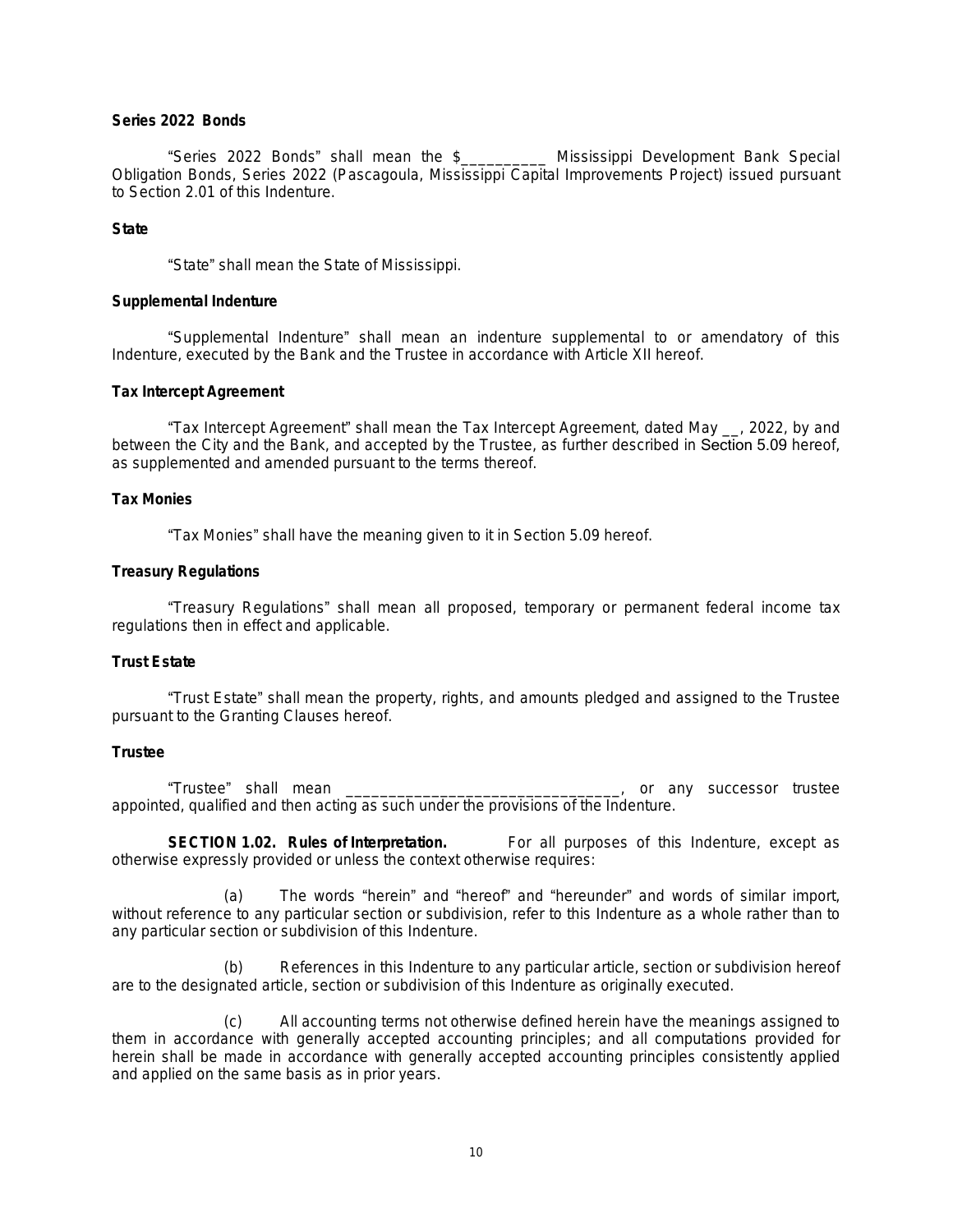**Series 2022 Bonds**

"Series 2022 Bonds" shall mean the $__________ Mississippi Development Bank Special Obligation Bonds, Series 2022 (Pascagoula, Mississippi Capital Improvements Project) issued pursuant to Section 2.01 of this Indenture.

**State**

"State" shall mean the State of Mississippi.

**Supplemental Indenture**

"Supplemental Indenture" shall mean an indenture supplemental to or amendatory of this Indenture, executed by the Bank and the Trustee in accordance with Article XII hereof.

**Tax Intercept Agreement**

"Tax Intercept Agreement" shall mean the Tax Intercept Agreement, dated May __, 2022, by and between the City and the Bank, and accepted by the Trustee, as further described in Section 5.09 hereof, as supplemented and amended pursuant to the terms thereof.

**Tax Monies**

"Tax Monies" shall have the meaning given to it in Section 5.09 hereof.

**Treasury Regulations**

"Treasury Regulations" shall mean all proposed, temporary or permanent federal income tax regulations then in effect and applicable.

**Trust Estate**

"Trust Estate" shall mean the property, rights, and amounts pledged and assigned to the Trustee pursuant to the Granting Clauses hereof.

**Trustee**

"Trustee" shall mean ________________________________, or any successor trustee appointed, qualified and then acting as such under the provisions of the Indenture.

**SECTION 1.02. Rules of Interpretation.** For all purposes of this Indenture, except as otherwise expressly provided or unless the context otherwise requires:

(a) The words "herein" and "hereof" and "hereunder" and words of similar import, without reference to any particular section or subdivision, refer to this Indenture as a whole rather than to any particular section or subdivision of this Indenture.

(b) References in this Indenture to any particular article, section or subdivision hereof are to the designated article, section or subdivision of this Indenture as originally executed.

(c) All accounting terms not otherwise defined herein have the meanings assigned to them in accordance with generally accepted accounting principles; and all computations provided for herein shall be made in accordance with generally accepted accounting principles consistently applied and applied on the same basis as in prior years.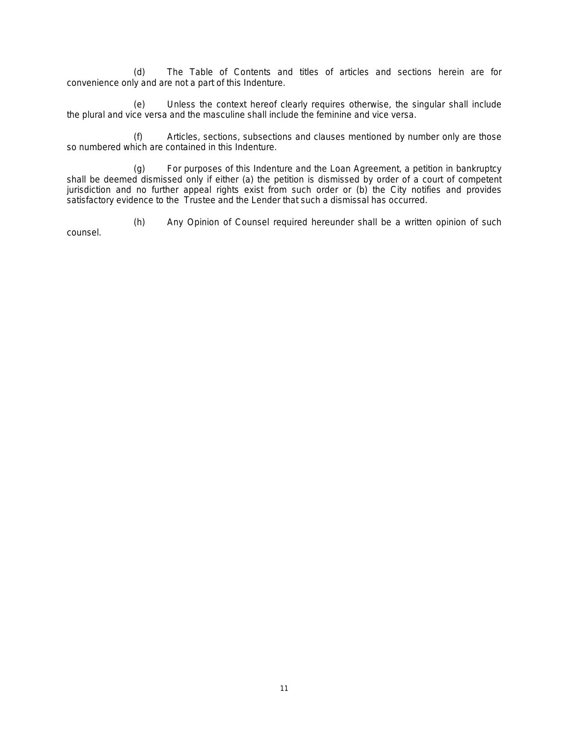(d) The Table of Contents and titles of articles and sections herein are for convenience only and are not a part of this Indenture.

(e) Unless the context hereof clearly requires otherwise, the singular shall include the plural and vice versa and the masculine shall include the feminine and vice versa.

(f) Articles, sections, subsections and clauses mentioned by number only are those so numbered which are contained in this Indenture.

(g) For purposes of this Indenture and the Loan Agreement, a petition in bankruptcy shall be deemed dismissed only if either (a) the petition is dismissed by order of a court of competent jurisdiction and no further appeal rights exist from such order or (b) the City notifies and provides satisfactory evidence to the Trustee and the Lender that such a dismissal has occurred.

(h) Any Opinion of Counsel required hereunder shall be a written opinion of such counsel.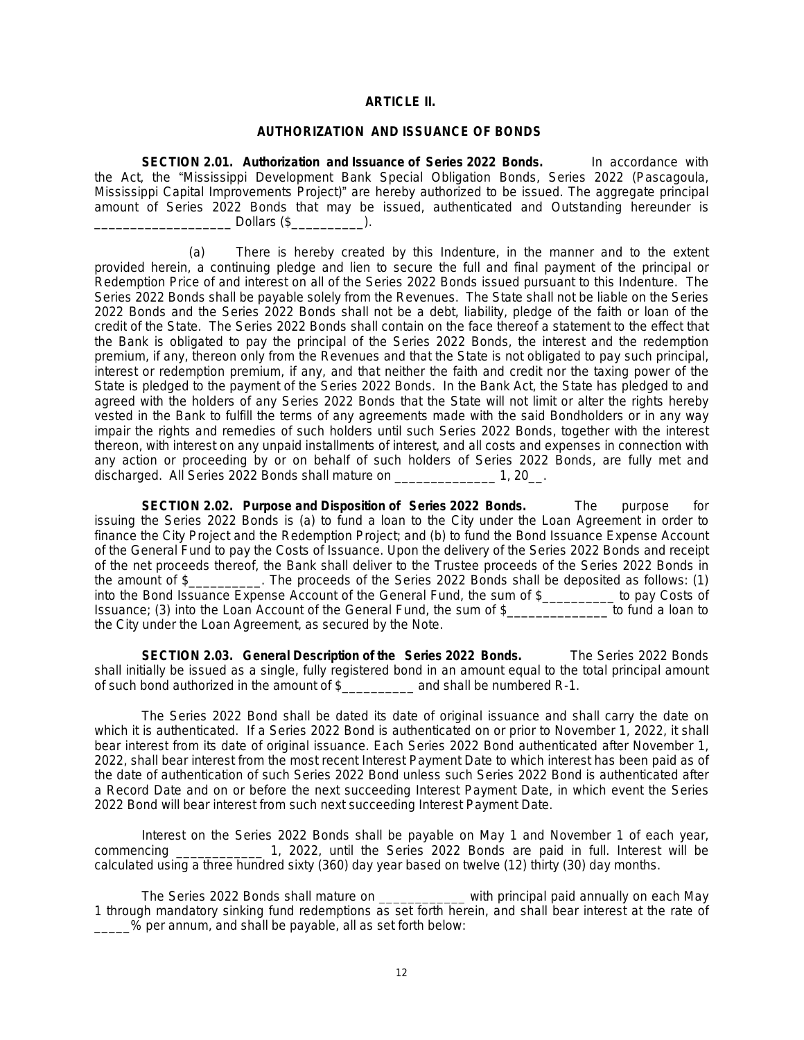## ARTICLE II.

## AUTHORIZATION AND ISSUANCE OF BONDS

**SECTION 2.01. Authorization and Issuance of Series 2022 Bonds.** In accordance with the Act, the "Mississippi Development Bank Special Obligation Bonds, Series 2022 (Pascagoula, Mississippi Capital Improvements Project)" are hereby authorized to be issued. The aggregate principal amount of Series 2022 Bonds that may be issued, authenticated and Outstanding hereunder is ___________________ Dollars ($__________).

(a) There is hereby created by this Indenture, in the manner and to the extent provided herein, a continuing pledge and lien to secure the full and final payment of the principal or Redemption Price of and interest on all of the Series 2022 Bonds issued pursuant to this Indenture. The Series 2022 Bonds shall be payable solely from the Revenues. The State shall not be liable on the Series 2022 Bonds and the Series 2022 Bonds shall not be a debt, liability, pledge of the faith or loan of the credit of the State. The Series 2022 Bonds shall contain on the face thereof a statement to the effect that the Bank is obligated to pay the principal of the Series 2022 Bonds, the interest and the redemption premium, if any, thereon only from the Revenues and that the State is not obligated to pay such principal, interest or redemption premium, if any, and that neither the faith and credit nor the taxing power of the State is pledged to the payment of the Series 2022 Bonds. In the Bank Act, the State has pledged to and agreed with the holders of any Series 2022 Bonds that the State will not limit or alter the rights hereby vested in the Bank to fulfill the terms of any agreements made with the said Bondholders or in any way impair the rights and remedies of such holders until such Series 2022 Bonds, together with the interest thereon, with interest on any unpaid installments of interest, and all costs and expenses in connection with any action or proceeding by or on behalf of such holders of Series 2022 Bonds, are fully met and discharged. All Series 2022 Bonds shall mature on ______________ 1, 20__.

**SECTION 2.02. Purpose and Disposition of Series 2022 Bonds.** The purpose for issuing the Series 2022 Bonds is (a) to fund a loan to the City under the Loan Agreement in order to finance the City Project and the Redemption Project; and (b) to fund the Bond Issuance Expense Account of the General Fund to pay the Costs of Issuance. Upon the delivery of the Series 2022 Bonds and receipt of the net proceeds thereof, the Bank shall deliver to the Trustee proceeds of the Series 2022 Bonds in the amount of $__________. The proceeds of the Series 2022 Bonds shall be deposited as follows: (1) into the Bond Issuance Expense Account of the General Fund, the sum of $__________ to pay Costs of Issuance; (3) into the Loan Account of the General Fund, the sum of $______________ to fund a loan to the City under the Loan Agreement, as secured by the Note.

**SECTION 2.03. General Description of the Series 2022 Bonds.** The Series 2022 Bonds shall initially be issued as a single, fully registered bond in an amount equal to the total principal amount of such bond authorized in the amount of $__________ and shall be numbered R-1.

The Series 2022 Bond shall be dated its date of original issuance and shall carry the date on which it is authenticated. If a Series 2022 Bond is authenticated on or prior to November 1, 2022, it shall bear interest from its date of original issuance. Each Series 2022 Bond authenticated after November 1, 2022, shall bear interest from the most recent Interest Payment Date to which interest has been paid as of the date of authentication of such Series 2022 Bond unless such Series 2022 Bond is authenticated after a Record Date and on or before the next succeeding Interest Payment Date, in which event the Series 2022 Bond will bear interest from such next succeeding Interest Payment Date.

Interest on the Series 2022 Bonds shall be payable on May 1 and November 1 of each year, commencing ____________ 1, 2022, until the Series 2022 Bonds are paid in full. Interest will be calculated using a three hundred sixty (360) day year based on twelve (12) thirty (30) day months.

The Series 2022 Bonds shall mature on ____________ with principal paid annually on each May 1 through mandatory sinking fund redemptions as set forth herein, and shall bear interest at the rate of _____% per annum, and shall be payable, all as set forth below: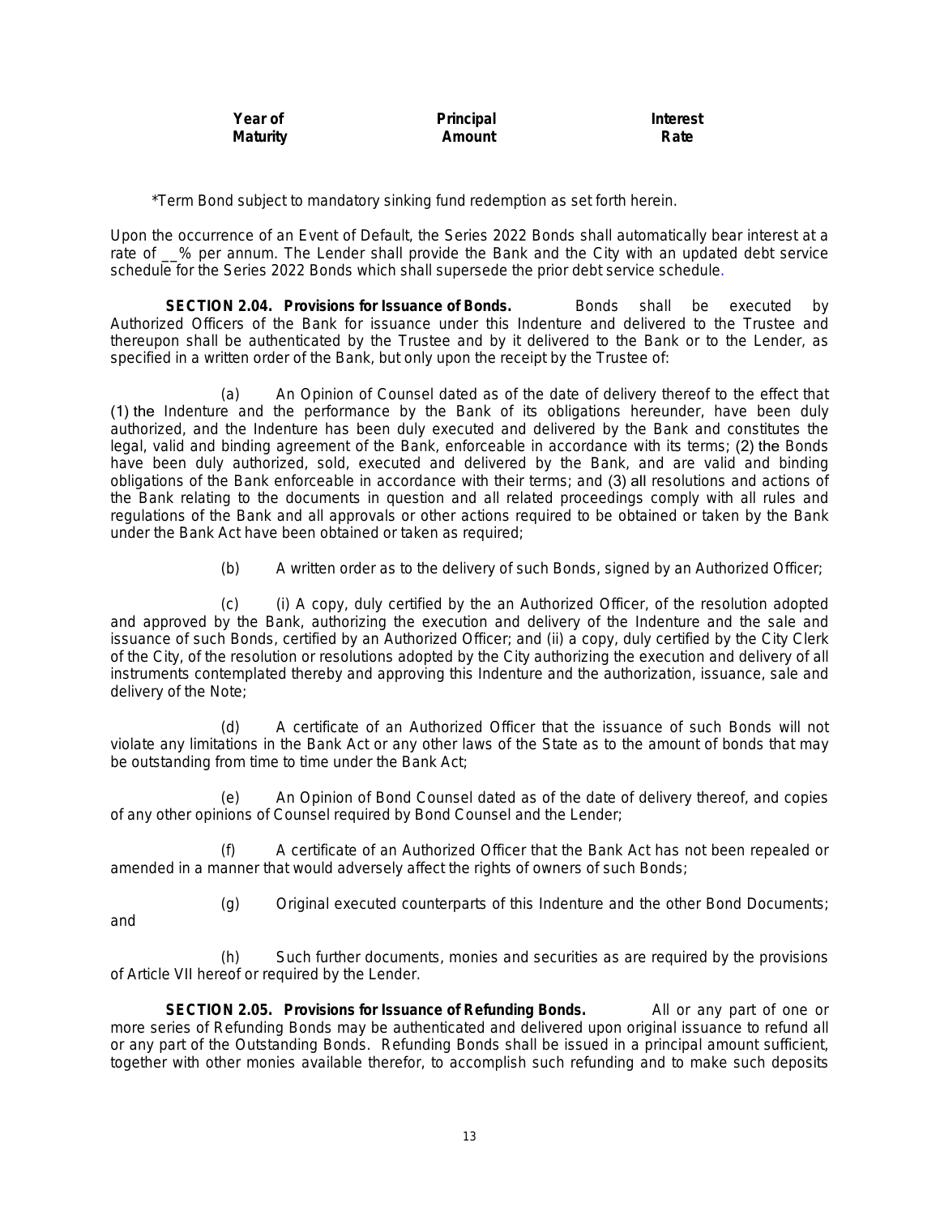| Year of Maturity | Principal Amount | Interest Rate |
|---|---|---|

*Term Bond subject to mandatory sinking fund redemption as set forth herein.

Upon the occurrence of an Event of Default, the Series 2022 Bonds shall automatically bear interest at a rate of __% per annum. The Lender shall provide the Bank and the City with an updated debt service schedule for the Series 2022 Bonds which shall supersede the prior debt service schedule.

**SECTION 2.04. Provisions for Issuance of Bonds.** Bonds shall be executed by Authorized Officers of the Bank for issuance under this Indenture and delivered to the Trustee and thereupon shall be authenticated by the Trustee and by it delivered to the Bank or to the Lender, as specified in a written order of the Bank, but only upon the receipt by the Trustee of:

(a) An Opinion of Counsel dated as of the date of delivery thereof to the effect that (1) the Indenture and the performance by the Bank of its obligations hereunder, have been duly authorized, and the Indenture has been duly executed and delivered by the Bank and constitutes the legal, valid and binding agreement of the Bank, enforceable in accordance with its terms; (2) the Bonds have been duly authorized, sold, executed and delivered by the Bank, and are valid and binding obligations of the Bank enforceable in accordance with their terms; and (3) all resolutions and actions of the Bank relating to the documents in question and all related proceedings comply with all rules and regulations of the Bank and all approvals or other actions required to be obtained or taken by the Bank under the Bank Act have been obtained or taken as required;

(b) A written order as to the delivery of such Bonds, signed by an Authorized Officer;

(c) (i) A copy, duly certified by the an Authorized Officer, of the resolution adopted and approved by the Bank, authorizing the execution and delivery of the Indenture and the sale and issuance of such Bonds, certified by an Authorized Officer; and (ii) a copy, duly certified by the City Clerk of the City, of the resolution or resolutions adopted by the City authorizing the execution and delivery of all instruments contemplated thereby and approving this Indenture and the authorization, issuance, sale and delivery of the Note;

(d) A certificate of an Authorized Officer that the issuance of such Bonds will not violate any limitations in the Bank Act or any other laws of the State as to the amount of bonds that may be outstanding from time to time under the Bank Act;

(e) An Opinion of Bond Counsel dated as of the date of delivery thereof, and copies of any other opinions of Counsel required by Bond Counsel and the Lender;

(f) A certificate of an Authorized Officer that the Bank Act has not been repealed or amended in a manner that would adversely affect the rights of owners of such Bonds;

(g) Original executed counterparts of this Indenture and the other Bond Documents; and

(h) Such further documents, monies and securities as are required by the provisions of Article VII hereof or required by the Lender.

**SECTION 2.05. Provisions for Issuance of Refunding Bonds.** All or any part of one or more series of Refunding Bonds may be authenticated and delivered upon original issuance to refund all or any part of the Outstanding Bonds. Refunding Bonds shall be issued in a principal amount sufficient, together with other monies available therefor, to accomplish such refunding and to make such deposits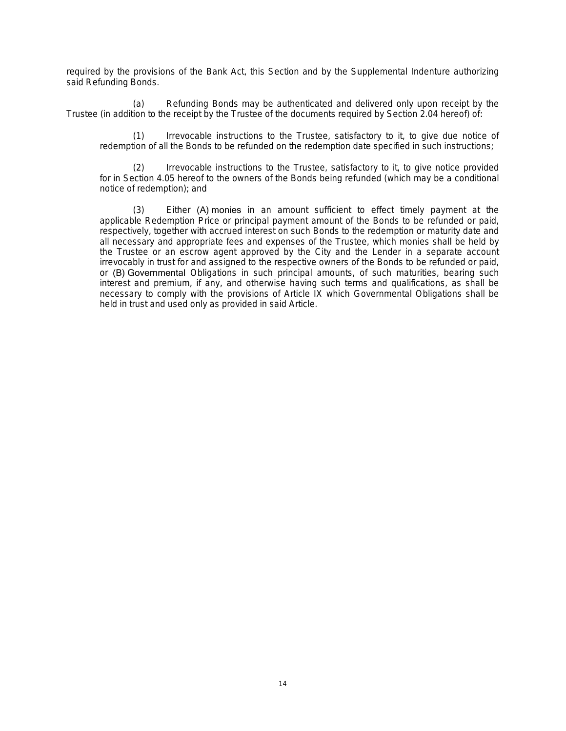required by the provisions of the Bank Act, this Section and by the Supplemental Indenture authorizing said Refunding Bonds.

(a) Refunding Bonds may be authenticated and delivered only upon receipt by the Trustee (in addition to the receipt by the Trustee of the documents required by Section 2.04 hereof) of:

(1) Irrevocable instructions to the Trustee, satisfactory to it, to give due notice of redemption of all the Bonds to be refunded on the redemption date specified in such instructions;

(2) Irrevocable instructions to the Trustee, satisfactory to it, to give notice provided for in Section 4.05 hereof to the owners of the Bonds being refunded (which may be a conditional notice of redemption); and

(3) Either (A) monies in an amount sufficient to effect timely payment at the applicable Redemption Price or principal payment amount of the Bonds to be refunded or paid, respectively, together with accrued interest on such Bonds to the redemption or maturity date and all necessary and appropriate fees and expenses of the Trustee, which monies shall be held by the Trustee or an escrow agent approved by the City and the Lender in a separate account irrevocably in trust for and assigned to the respective owners of the Bonds to be refunded or paid, or (B) Governmental Obligations in such principal amounts, of such maturities, bearing such interest and premium, if any, and otherwise having such terms and qualifications, as shall be necessary to comply with the provisions of Article IX which Governmental Obligations shall be held in trust and used only as provided in said Article.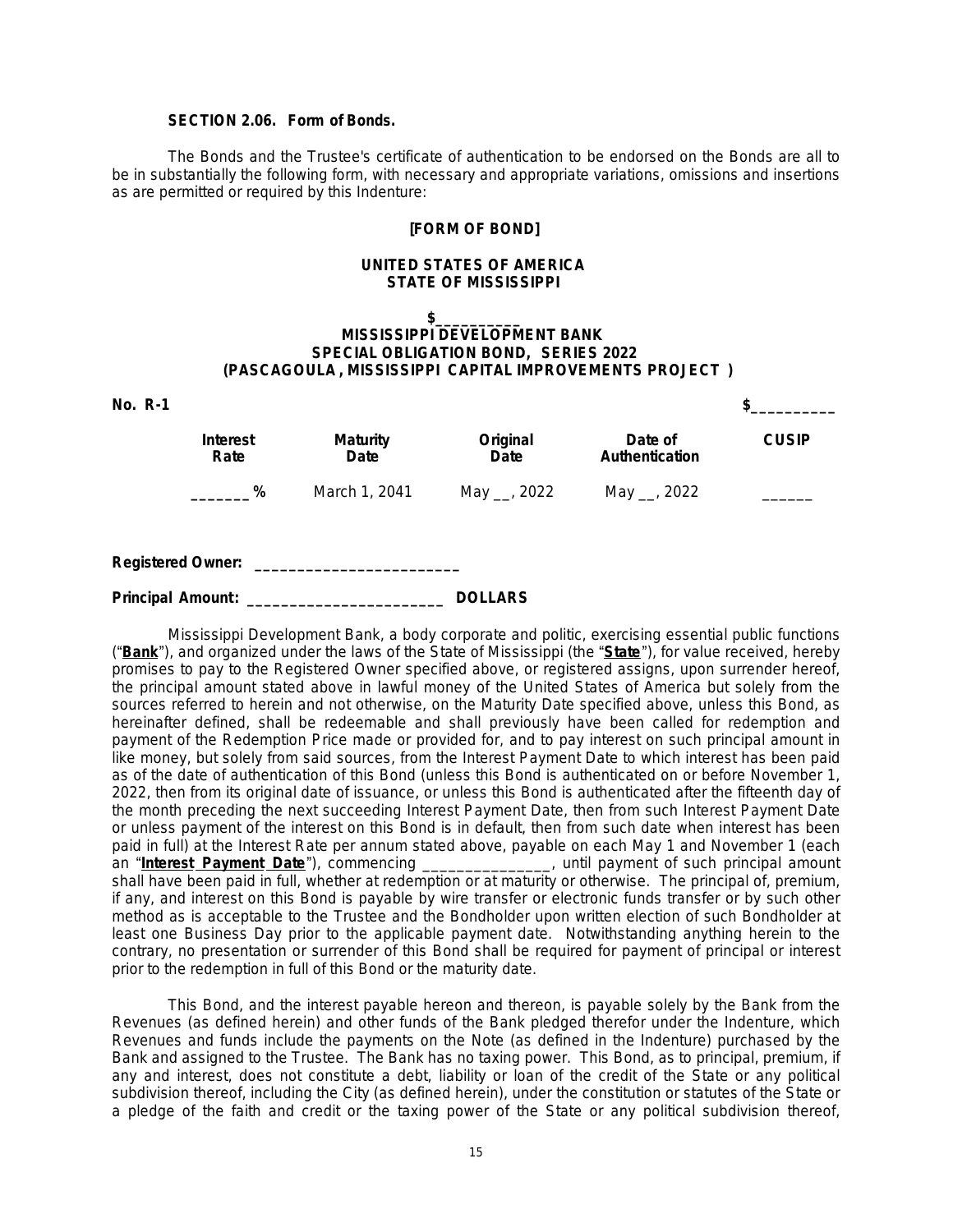**SECTION 2.06. Form of Bonds.**

The Bonds and the Trustee's certificate of authentication to be endorsed on the Bonds are all to be in substantially the following form, with necessary and appropriate variations, omissions and insertions as are permitted or required by this Indenture:

**[FORM OF BOND]**

**UNITED STATES OF AMERICA**
**STATE OF MISSISSIPPI**

**$__________**
**MISSISSIPPI DEVELOPMENT BANK**
**SPECIAL OBLIGATION BOND, SERIES 2022**
**(PASCAGOULA, MISSISSIPPI CAPITAL IMPROVEMENTS PROJECT )**

**No. R-1** **$__________**

| Interest Rate | Maturity Date | Original Date | Date of Authentication | CUSIP |
|---|---|---|---|---|
| _______ % | March 1, 2041 | May __, 2022 | May __, 2022 | ______ |

**Registered Owner:** ________________________

**Principal Amount:** ________________________ **DOLLARS**

Mississippi Development Bank, a body corporate and politic, exercising essential public functions ("**Bank**"), and organized under the laws of the State of Mississippi (the "**State**"), for value received, hereby promises to pay to the Registered Owner specified above, or registered assigns, upon surrender hereof, the principal amount stated above in lawful money of the United States of America but solely from the sources referred to herein and not otherwise, on the Maturity Date specified above, unless this Bond, as hereinafter defined, shall be redeemable and shall previously have been called for redemption and payment of the Redemption Price made or provided for, and to pay interest on such principal amount in like money, but solely from said sources, from the Interest Payment Date to which interest has been paid as of the date of authentication of this Bond (unless this Bond is authenticated on or before November 1, 2022, then from its original date of issuance, or unless this Bond is authenticated after the fifteenth day of the month preceding the next succeeding Interest Payment Date, then from such Interest Payment Date or unless payment of the interest on this Bond is in default, then from such date when interest has been paid in full) at the Interest Rate per annum stated above, payable on each May 1 and November 1 (each an "**Interest Payment Date**"), commencing _______________, until payment of such principal amount shall have been paid in full, whether at redemption or at maturity or otherwise. The principal of, premium, if any, and interest on this Bond is payable by wire transfer or electronic funds transfer or by such other method as is acceptable to the Trustee and the Bondholder upon written election of such Bondholder at least one Business Day prior to the applicable payment date. Notwithstanding anything herein to the contrary, no presentation or surrender of this Bond shall be required for payment of principal or interest prior to the redemption in full of this Bond or the maturity date.

This Bond, and the interest payable hereon and thereon, is payable solely by the Bank from the Revenues (as defined herein) and other funds of the Bank pledged therefor under the Indenture, which Revenues and funds include the payments on the Note (as defined in the Indenture) purchased by the Bank and assigned to the Trustee. The Bank has no taxing power. This Bond, as to principal, premium, if any and interest, does not constitute a debt, liability or loan of the credit of the State or any political subdivision thereof, including the City (as defined herein), under the constitution or statutes of the State or a pledge of the faith and credit or the taxing power of the State or any political subdivision thereof,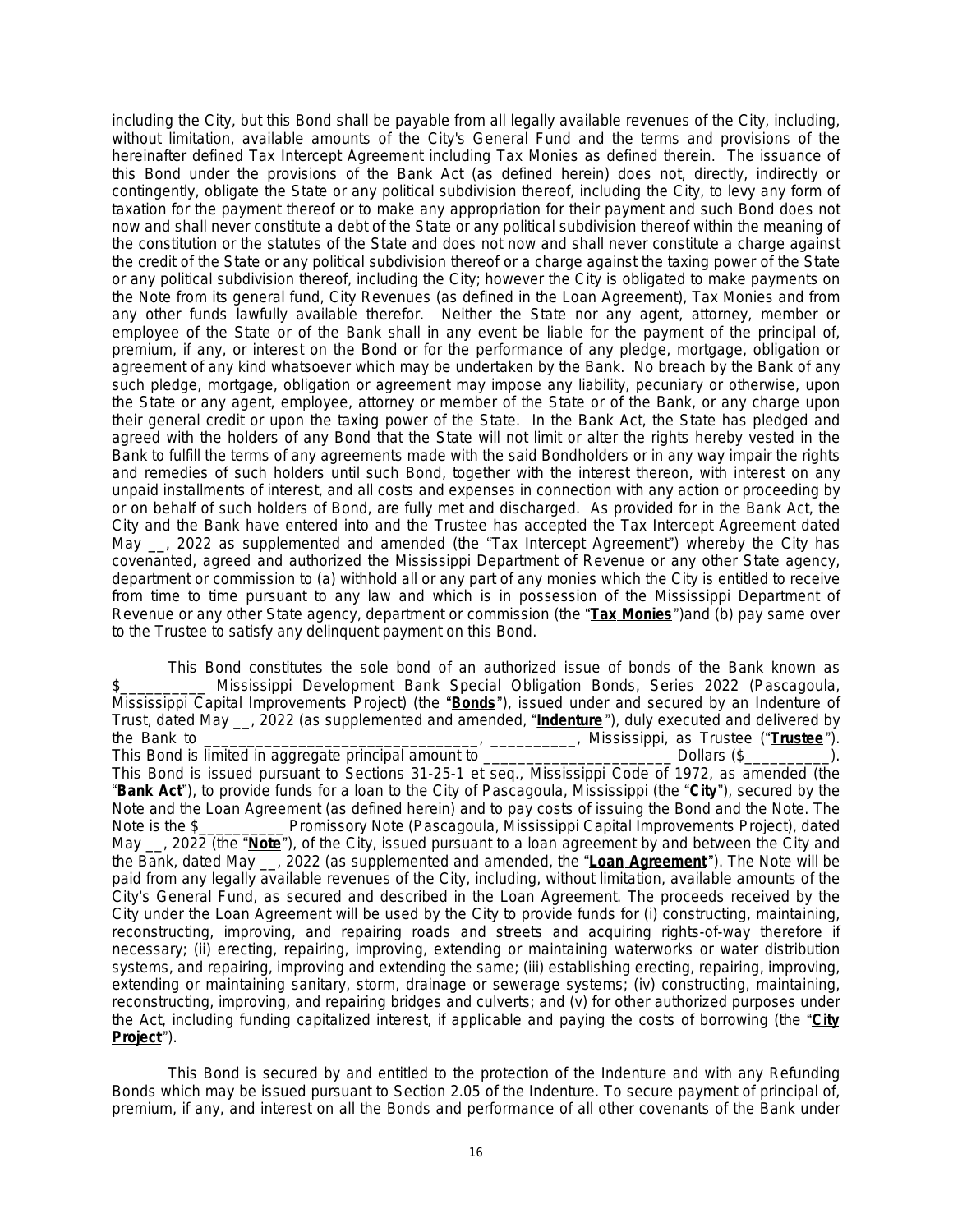including the City, but this Bond shall be payable from all legally available revenues of the City, including, without limitation, available amounts of the City's General Fund and the terms and provisions of the hereinafter defined Tax Intercept Agreement including Tax Monies as defined therein. The issuance of this Bond under the provisions of the Bank Act (as defined herein) does not, directly, indirectly or contingently, obligate the State or any political subdivision thereof, including the City, to levy any form of taxation for the payment thereof or to make any appropriation for their payment and such Bond does not now and shall never constitute a debt of the State or any political subdivision thereof within the meaning of the constitution or the statutes of the State and does not now and shall never constitute a charge against the credit of the State or any political subdivision thereof or a charge against the taxing power of the State or any political subdivision thereof, including the City; however the City is obligated to make payments on the Note from its general fund, City Revenues (as defined in the Loan Agreement), Tax Monies and from any other funds lawfully available therefor. Neither the State nor any agent, attorney, member or employee of the State or of the Bank shall in any event be liable for the payment of the principal of, premium, if any, or interest on the Bond or for the performance of any pledge, mortgage, obligation or agreement of any kind whatsoever which may be undertaken by the Bank. No breach by the Bank of any such pledge, mortgage, obligation or agreement may impose any liability, pecuniary or otherwise, upon the State or any agent, employee, attorney or member of the State or of the Bank, or any charge upon their general credit or upon the taxing power of the State. In the Bank Act, the State has pledged and agreed with the holders of any Bond that the State will not limit or alter the rights hereby vested in the Bank to fulfill the terms of any agreements made with the said Bondholders or in any way impair the rights and remedies of such holders until such Bond, together with the interest thereon, with interest on any unpaid installments of interest, and all costs and expenses in connection with any action or proceeding by or on behalf of such holders of Bond, are fully met and discharged. As provided for in the Bank Act, the City and the Bank have entered into and the Trustee has accepted the Tax Intercept Agreement dated May __, 2022 as supplemented and amended (the "Tax Intercept Agreement") whereby the City has covenanted, agreed and authorized the Mississippi Department of Revenue or any other State agency, department or commission to (a) withhold all or any part of any monies which the City is entitled to receive from time to time pursuant to any law and which is in possession of the Mississippi Department of Revenue or any other State agency, department or commission (the "**Tax Monies**")and (b) pay same over to the Trustee to satisfy any delinquent payment on this Bond.

This Bond constitutes the sole bond of an authorized issue of bonds of the Bank known as $__________ Mississippi Development Bank Special Obligation Bonds, Series 2022 (Pascagoula, Mississippi Capital Improvements Project) (the "**Bonds**"), issued under and secured by an Indenture of Trust, dated May __, 2022 (as supplemented and amended, "**Indenture**"), duly executed and delivered by the Bank to ________________________________, __________, Mississippi, as Trustee ("**Trustee**"). This Bond is limited in aggregate principal amount to ______________________ Dollars ($__________). This Bond is issued pursuant to Sections 31-25-1 et seq., Mississippi Code of 1972, as amended (the "**Bank Act**"), to provide funds for a loan to the City of Pascagoula, Mississippi (the "**City**"), secured by the Note and the Loan Agreement (as defined herein) and to pay costs of issuing the Bond and the Note. The Note is the $__________ Promissory Note (Pascagoula, Mississippi Capital Improvements Project), dated May __, 2022 (the "**Note**"), of the City, issued pursuant to a loan agreement by and between the City and the Bank, dated May __, 2022 (as supplemented and amended, the "**Loan Agreement**"). The Note will be paid from any legally available revenues of the City, including, without limitation, available amounts of the City's General Fund, as secured and described in the Loan Agreement. The proceeds received by the City under the Loan Agreement will be used by the City to provide funds for (i) constructing, maintaining, reconstructing, improving, and repairing roads and streets and acquiring rights-of-way therefore if necessary; (ii) erecting, repairing, improving, extending or maintaining waterworks or water distribution systems, and repairing, improving and extending the same; (iii) establishing erecting, repairing, improving, extending or maintaining sanitary, storm, drainage or sewerage systems; (iv) constructing, maintaining, reconstructing, improving, and repairing bridges and culverts; and (v) for other authorized purposes under the Act, including funding capitalized interest, if applicable and paying the costs of borrowing (the "**City Project**").

This Bond is secured by and entitled to the protection of the Indenture and with any Refunding Bonds which may be issued pursuant to Section 2.05 of the Indenture. To secure payment of principal of, premium, if any, and interest on all the Bonds and performance of all other covenants of the Bank under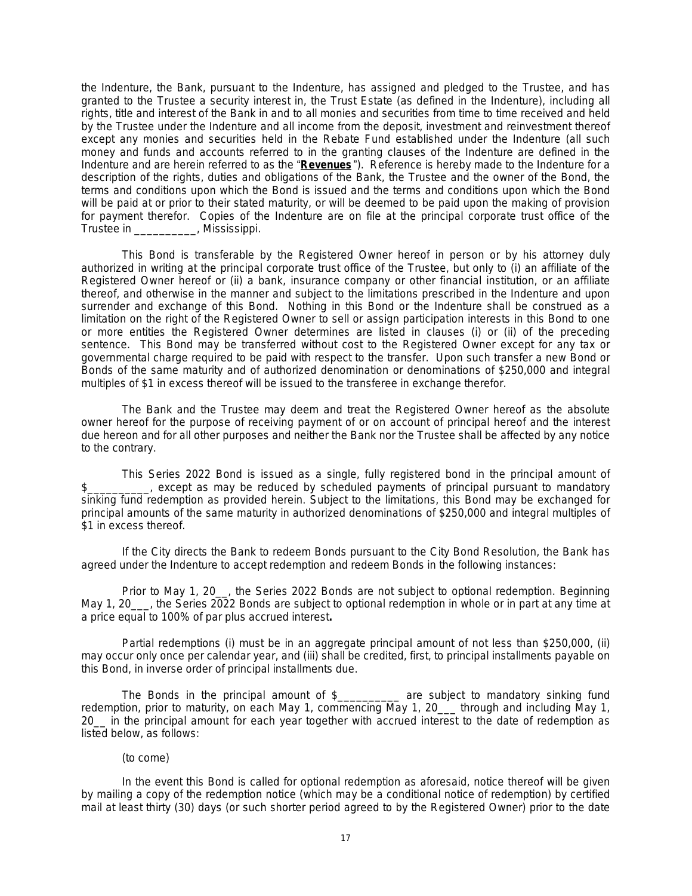the Indenture, the Bank, pursuant to the Indenture, has assigned and pledged to the Trustee, and has granted to the Trustee a security interest in, the Trust Estate (as defined in the Indenture), including all rights, title and interest of the Bank in and to all monies and securities from time to time received and held by the Trustee under the Indenture and all income from the deposit, investment and reinvestment thereof except any monies and securities held in the Rebate Fund established under the Indenture (all such money and funds and accounts referred to in the granting clauses of the Indenture are defined in the Indenture and are herein referred to as the "**Revenues**"). Reference is hereby made to the Indenture for a description of the rights, duties and obligations of the Bank, the Trustee and the owner of the Bond, the terms and conditions upon which the Bond is issued and the terms and conditions upon which the Bond will be paid at or prior to their stated maturity, or will be deemed to be paid upon the making of provision for payment therefor. Copies of the Indenture are on file at the principal corporate trust office of the Trustee in __________, Mississippi.

This Bond is transferable by the Registered Owner hereof in person or by his attorney duly authorized in writing at the principal corporate trust office of the Trustee, but only to (i) an affiliate of the Registered Owner hereof or (ii) a bank, insurance company or other financial institution, or an affiliate thereof, and otherwise in the manner and subject to the limitations prescribed in the Indenture and upon surrender and exchange of this Bond. Nothing in this Bond or the Indenture shall be construed as a limitation on the right of the Registered Owner to sell or assign participation interests in this Bond to one or more entities the Registered Owner determines are listed in clauses (i) or (ii) of the preceding sentence. This Bond may be transferred without cost to the Registered Owner except for any tax or governmental charge required to be paid with respect to the transfer. Upon such transfer a new Bond or Bonds of the same maturity and of authorized denomination or denominations of $250,000 and integral multiples of $1 in excess thereof will be issued to the transferee in exchange therefor.

The Bank and the Trustee may deem and treat the Registered Owner hereof as the absolute owner hereof for the purpose of receiving payment of or on account of principal hereof and the interest due hereon and for all other purposes and neither the Bank nor the Trustee shall be affected by any notice to the contrary.

This Series 2022 Bond is issued as a single, fully registered bond in the principal amount of $__________, except as may be reduced by scheduled payments of principal pursuant to mandatory sinking fund redemption as provided herein. Subject to the limitations, this Bond may be exchanged for principal amounts of the same maturity in authorized denominations of $250,000 and integral multiples of $1 in excess thereof.

If the City directs the Bank to redeem Bonds pursuant to the City Bond Resolution, the Bank has agreed under the Indenture to accept redemption and redeem Bonds in the following instances:

Prior to May 1, 20__, the Series 2022 Bonds are not subject to optional redemption. Beginning May 1, 20___, the Series 2022 Bonds are subject to optional redemption in whole or in part at any time at a price equal to 100% of par plus accrued interest**.**

Partial redemptions (i) must be in an aggregate principal amount of not less than $250,000, (ii) may occur only once per calendar year, and (iii) shall be credited, first, to principal installments payable on this Bond, in inverse order of principal installments due.

The Bonds in the principal amount of $__________ are subject to mandatory sinking fund redemption, prior to maturity, on each May 1, commencing May 1, 20___ through and including May 1, 20__ in the principal amount for each year together with accrued interest to the date of redemption as listed below, as follows:

(to come)

In the event this Bond is called for optional redemption as aforesaid, notice thereof will be given by mailing a copy of the redemption notice (which may be a conditional notice of redemption) by certified mail at least thirty (30) days (or such shorter period agreed to by the Registered Owner) prior to the date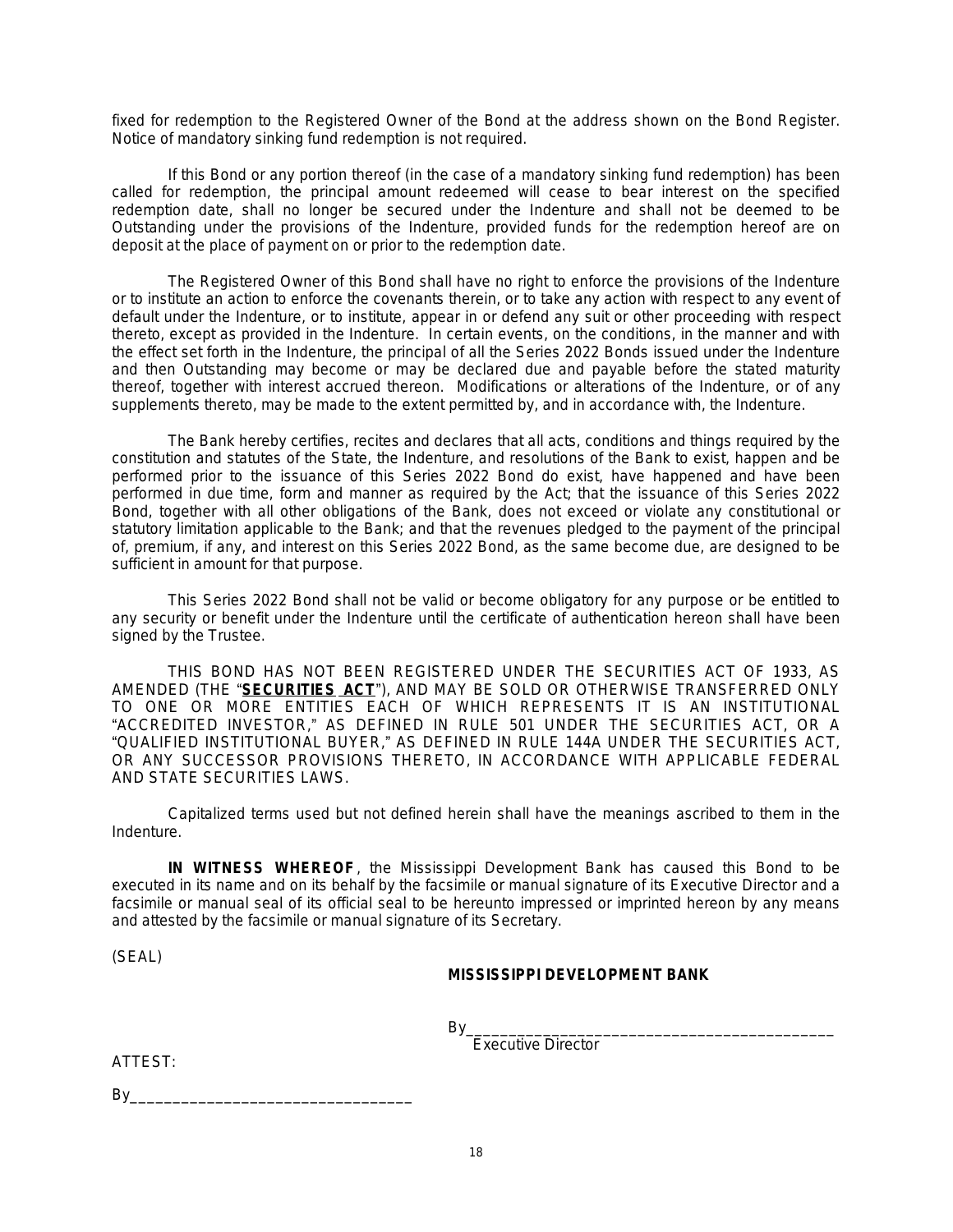fixed for redemption to the Registered Owner of the Bond at the address shown on the Bond Register. Notice of mandatory sinking fund redemption is not required.

If this Bond or any portion thereof (in the case of a mandatory sinking fund redemption) has been called for redemption, the principal amount redeemed will cease to bear interest on the specified redemption date, shall no longer be secured under the Indenture and shall not be deemed to be Outstanding under the provisions of the Indenture, provided funds for the redemption hereof are on deposit at the place of payment on or prior to the redemption date.

The Registered Owner of this Bond shall have no right to enforce the provisions of the Indenture or to institute an action to enforce the covenants therein, or to take any action with respect to any event of default under the Indenture, or to institute, appear in or defend any suit or other proceeding with respect thereto, except as provided in the Indenture. In certain events, on the conditions, in the manner and with the effect set forth in the Indenture, the principal of all the Series 2022 Bonds issued under the Indenture and then Outstanding may become or may be declared due and payable before the stated maturity thereof, together with interest accrued thereon. Modifications or alterations of the Indenture, or of any supplements thereto, may be made to the extent permitted by, and in accordance with, the Indenture.

The Bank hereby certifies, recites and declares that all acts, conditions and things required by the constitution and statutes of the State, the Indenture, and resolutions of the Bank to exist, happen and be performed prior to the issuance of this Series 2022 Bond do exist, have happened and have been performed in due time, form and manner as required by the Act; that the issuance of this Series 2022 Bond, together with all other obligations of the Bank, does not exceed or violate any constitutional or statutory limitation applicable to the Bank; and that the revenues pledged to the payment of the principal of, premium, if any, and interest on this Series 2022 Bond, as the same become due, are designed to be sufficient in amount for that purpose.

This Series 2022 Bond shall not be valid or become obligatory for any purpose or be entitled to any security or benefit under the Indenture until the certificate of authentication hereon shall have been signed by the Trustee.

THIS BOND HAS NOT BEEN REGISTERED UNDER THE SECURITIES ACT OF 1933, AS AMENDED (THE "**SECURITIES ACT**"), AND MAY BE SOLD OR OTHERWISE TRANSFERRED ONLY TO ONE OR MORE ENTITIES EACH OF WHICH REPRESENTS IT IS AN INSTITUTIONAL "ACCREDITED INVESTOR," AS DEFINED IN RULE 501 UNDER THE SECURITIES ACT, OR A "QUALIFIED INSTITUTIONAL BUYER," AS DEFINED IN RULE 144A UNDER THE SECURITIES ACT, OR ANY SUCCESSOR PROVISIONS THERETO, IN ACCORDANCE WITH APPLICABLE FEDERAL AND STATE SECURITIES LAWS.

Capitalized terms used but not defined herein shall have the meanings ascribed to them in the Indenture.

**IN WITNESS WHEREOF**, the Mississippi Development Bank has caused this Bond to be executed in its name and on its behalf by the facsimile or manual signature of its Executive Director and a facsimile or manual seal of its official seal to be hereunto impressed or imprinted hereon by any means and attested by the facsimile or manual signature of its Secretary.

(SEAL)

**MISSISSIPPI DEVELOPMENT BANK**

By____________________________________________
Executive Director

ATTEST:

By________________________________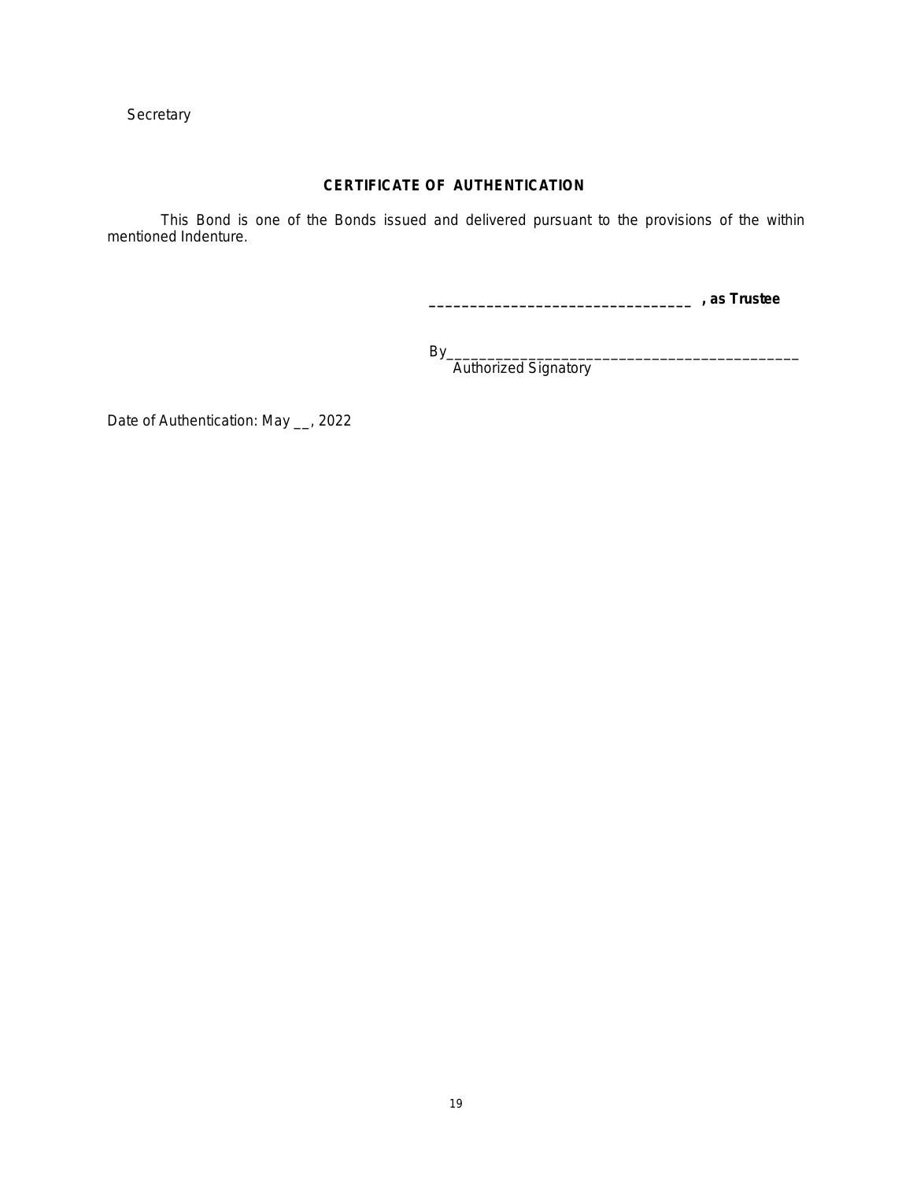Secretary

**CERTIFICATE OF AUTHENTICATION**

This Bond is one of the Bonds issued and delivered pursuant to the provisions of the within mentioned Indenture.

________________________________ **, as Trustee**

By____________________________________________
Authorized Signatory

Date of Authentication: May __, 2022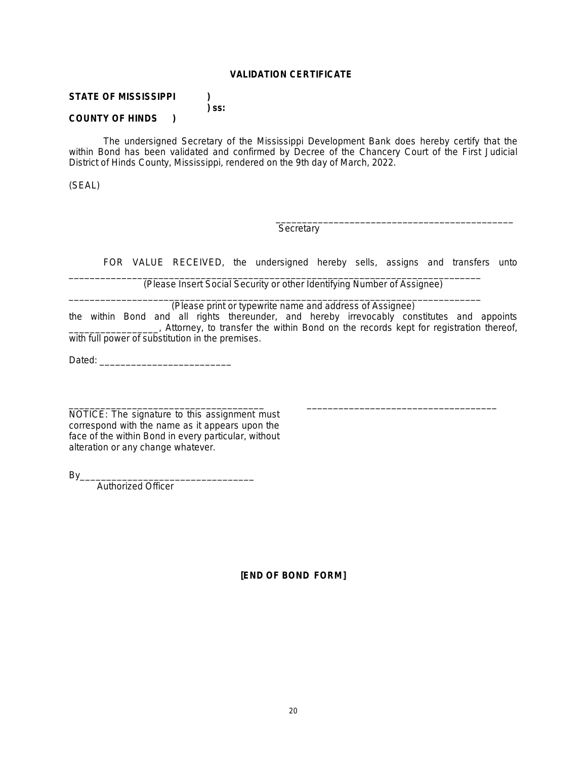**VALIDATION CERTIFICATE**

**STATE OF MISSISSIPPI )**
**) ss:**
**COUNTY OF HINDS )**

The undersigned Secretary of the Mississippi Development Bank does hereby certify that the within Bond has been validated and confirmed by Decree of the Chancery Court of the First Judicial District of Hinds County, Mississippi, rendered on the 9th day of March, 2022.

(SEAL)

_______________________________________________
Secretary

FOR VALUE RECEIVED, the undersigned hereby sells, assigns and transfers unto
_______________________________________________________________________________
(Please Insert Social Security or other Identifying Number of Assignee)

_______________________________________________________________________________
(Please print or typewrite name and address of Assignee)

the within Bond and all rights thereunder, and hereby irrevocably constitutes and appoints _________________, Attorney, to transfer the within Bond on the records kept for registration thereof, with full power of substitution in the premises.

Dated: _________________________

_____________________________________ _____________________________________

NOTICE: The signature to this assignment must correspond with the name as it appears upon the face of the within Bond in every particular, without alteration or any change whatever.

By_________________________________
Authorized Officer

**[END OF BOND FORM]**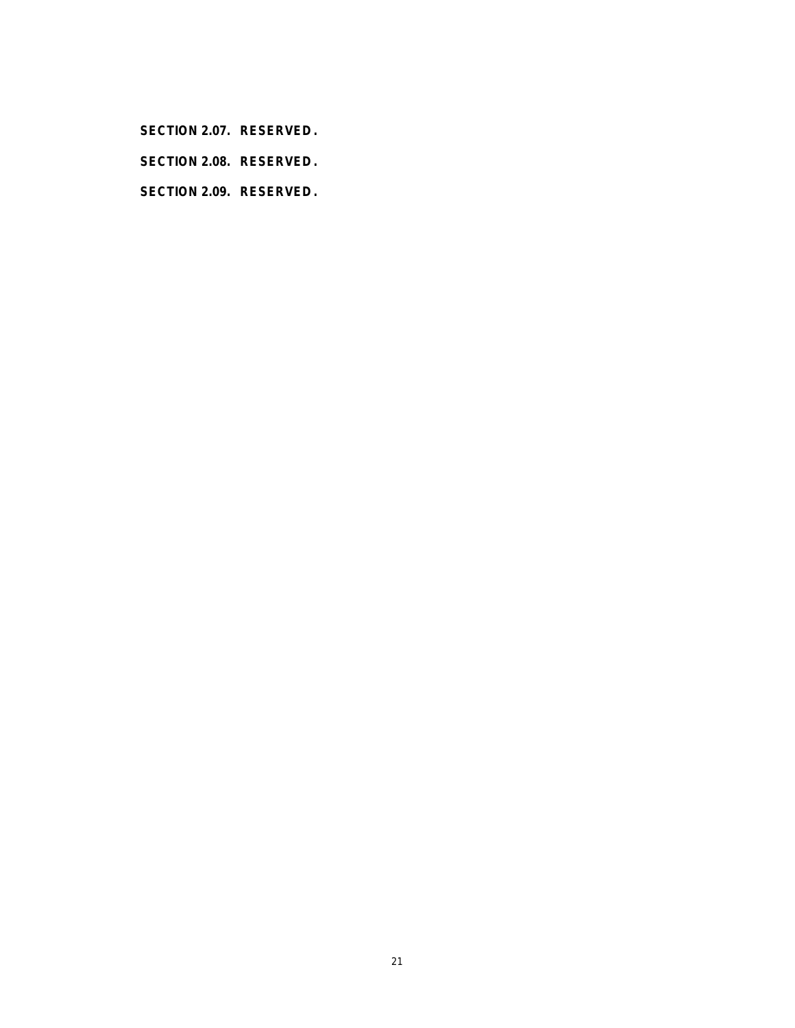**SECTION 2.07. RESERVED.**

**SECTION 2.08. RESERVED.**

**SECTION 2.09. RESERVED.**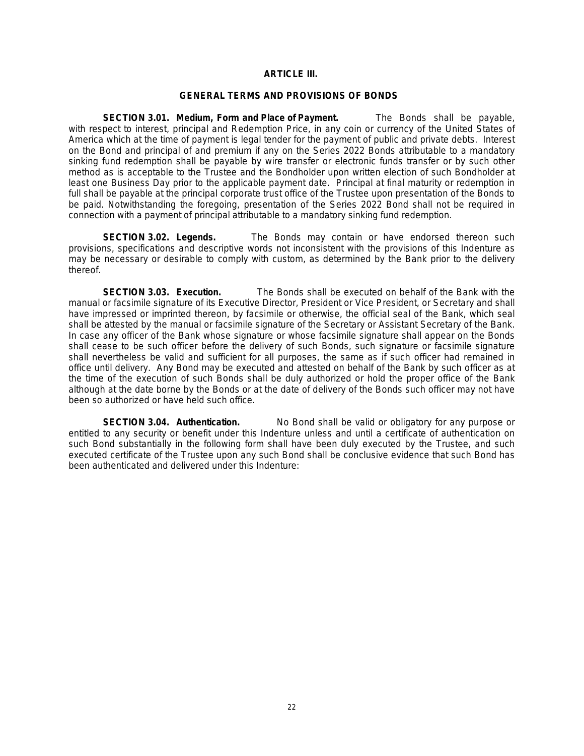## ARTICLE III.

## GENERAL TERMS AND PROVISIONS OF BONDS

**SECTION 3.01. Medium, Form and Place of Payment.** The Bonds shall be payable, with respect to interest, principal and Redemption Price, in any coin or currency of the United States of America which at the time of payment is legal tender for the payment of public and private debts. Interest on the Bond and principal of and premium if any on the Series 2022 Bonds attributable to a mandatory sinking fund redemption shall be payable by wire transfer or electronic funds transfer or by such other method as is acceptable to the Trustee and the Bondholder upon written election of such Bondholder at least one Business Day prior to the applicable payment date. Principal at final maturity or redemption in full shall be payable at the principal corporate trust office of the Trustee upon presentation of the Bonds to be paid. Notwithstanding the foregoing, presentation of the Series 2022 Bond shall not be required in connection with a payment of principal attributable to a mandatory sinking fund redemption.

**SECTION 3.02. Legends.** The Bonds may contain or have endorsed thereon such provisions, specifications and descriptive words not inconsistent with the provisions of this Indenture as may be necessary or desirable to comply with custom, as determined by the Bank prior to the delivery thereof.

**SECTION 3.03. Execution.** The Bonds shall be executed on behalf of the Bank with the manual or facsimile signature of its Executive Director, President or Vice President, or Secretary and shall have impressed or imprinted thereon, by facsimile or otherwise, the official seal of the Bank, which seal shall be attested by the manual or facsimile signature of the Secretary or Assistant Secretary of the Bank. In case any officer of the Bank whose signature or whose facsimile signature shall appear on the Bonds shall cease to be such officer before the delivery of such Bonds, such signature or facsimile signature shall nevertheless be valid and sufficient for all purposes, the same as if such officer had remained in office until delivery. Any Bond may be executed and attested on behalf of the Bank by such officer as at the time of the execution of such Bonds shall be duly authorized or hold the proper office of the Bank although at the date borne by the Bonds or at the date of delivery of the Bonds such officer may not have been so authorized or have held such office.

**SECTION 3.04. Authentication.** No Bond shall be valid or obligatory for any purpose or entitled to any security or benefit under this Indenture unless and until a certificate of authentication on such Bond substantially in the following form shall have been duly executed by the Trustee, and such executed certificate of the Trustee upon any such Bond shall be conclusive evidence that such Bond has been authenticated and delivered under this Indenture: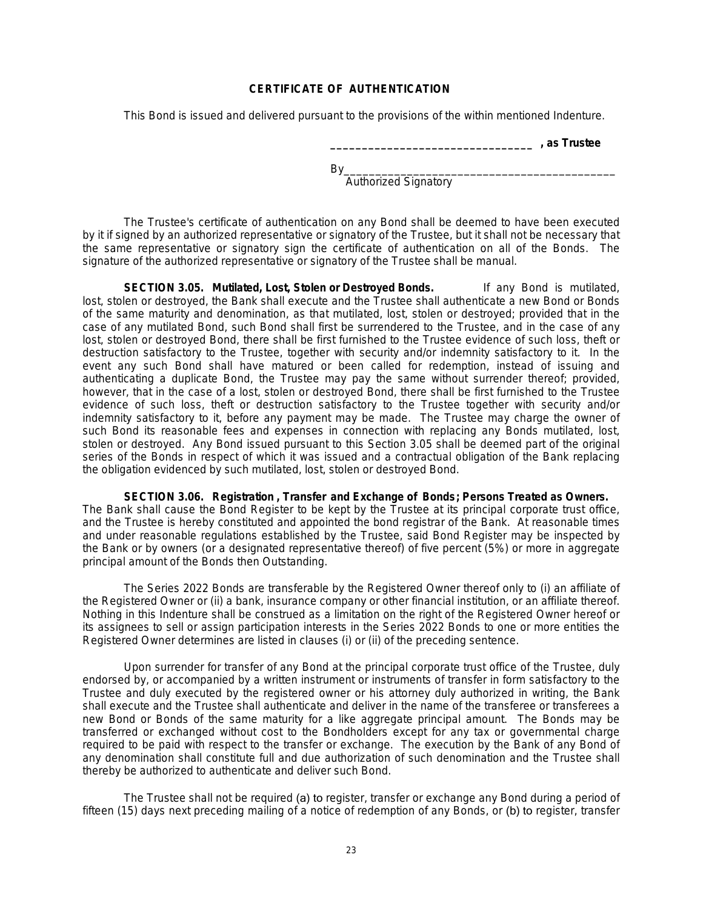**CERTIFICATE OF AUTHENTICATION**

This Bond is issued and delivered pursuant to the provisions of the within mentioned Indenture.

_________________________________ **, as Trustee**

By_____________________________________________
Authorized Signatory

The Trustee's certificate of authentication on any Bond shall be deemed to have been executed by it if signed by an authorized representative or signatory of the Trustee, but it shall not be necessary that the same representative or signatory sign the certificate of authentication on all of the Bonds. The signature of the authorized representative or signatory of the Trustee shall be manual.

**SECTION 3.05. Mutilated, Lost, Stolen or Destroyed Bonds.** If any Bond is mutilated, lost, stolen or destroyed, the Bank shall execute and the Trustee shall authenticate a new Bond or Bonds of the same maturity and denomination, as that mutilated, lost, stolen or destroyed; provided that in the case of any mutilated Bond, such Bond shall first be surrendered to the Trustee, and in the case of any lost, stolen or destroyed Bond, there shall be first furnished to the Trustee evidence of such loss, theft or destruction satisfactory to the Trustee, together with security and/or indemnity satisfactory to it. In the event any such Bond shall have matured or been called for redemption, instead of issuing and authenticating a duplicate Bond, the Trustee may pay the same without surrender thereof; provided, however, that in the case of a lost, stolen or destroyed Bond, there shall be first furnished to the Trustee evidence of such loss, theft or destruction satisfactory to the Trustee together with security and/or indemnity satisfactory to it, before any payment may be made. The Trustee may charge the owner of such Bond its reasonable fees and expenses in connection with replacing any Bonds mutilated, lost, stolen or destroyed. Any Bond issued pursuant to this Section 3.05 shall be deemed part of the original series of the Bonds in respect of which it was issued and a contractual obligation of the Bank replacing the obligation evidenced by such mutilated, lost, stolen or destroyed Bond.

**SECTION 3.06. Registration, Transfer and Exchange of Bonds; Persons Treated as Owners.** The Bank shall cause the Bond Register to be kept by the Trustee at its principal corporate trust office, and the Trustee is hereby constituted and appointed the bond registrar of the Bank. At reasonable times and under reasonable regulations established by the Trustee, said Bond Register may be inspected by the Bank or by owners (or a designated representative thereof) of five percent (5%) or more in aggregate principal amount of the Bonds then Outstanding.

The Series 2022 Bonds are transferable by the Registered Owner thereof only to (i) an affiliate of the Registered Owner or (ii) a bank, insurance company or other financial institution, or an affiliate thereof. Nothing in this Indenture shall be construed as a limitation on the right of the Registered Owner hereof or its assignees to sell or assign participation interests in the Series 2022 Bonds to one or more entities the Registered Owner determines are listed in clauses (i) or (ii) of the preceding sentence.

Upon surrender for transfer of any Bond at the principal corporate trust office of the Trustee, duly endorsed by, or accompanied by a written instrument or instruments of transfer in form satisfactory to the Trustee and duly executed by the registered owner or his attorney duly authorized in writing, the Bank shall execute and the Trustee shall authenticate and deliver in the name of the transferee or transferees a new Bond or Bonds of the same maturity for a like aggregate principal amount. The Bonds may be transferred or exchanged without cost to the Bondholders except for any tax or governmental charge required to be paid with respect to the transfer or exchange. The execution by the Bank of any Bond of any denomination shall constitute full and due authorization of such denomination and the Trustee shall thereby be authorized to authenticate and deliver such Bond.

The Trustee shall not be required (a) to register, transfer or exchange any Bond during a period of fifteen (15) days next preceding mailing of a notice of redemption of any Bonds, or (b) to register, transfer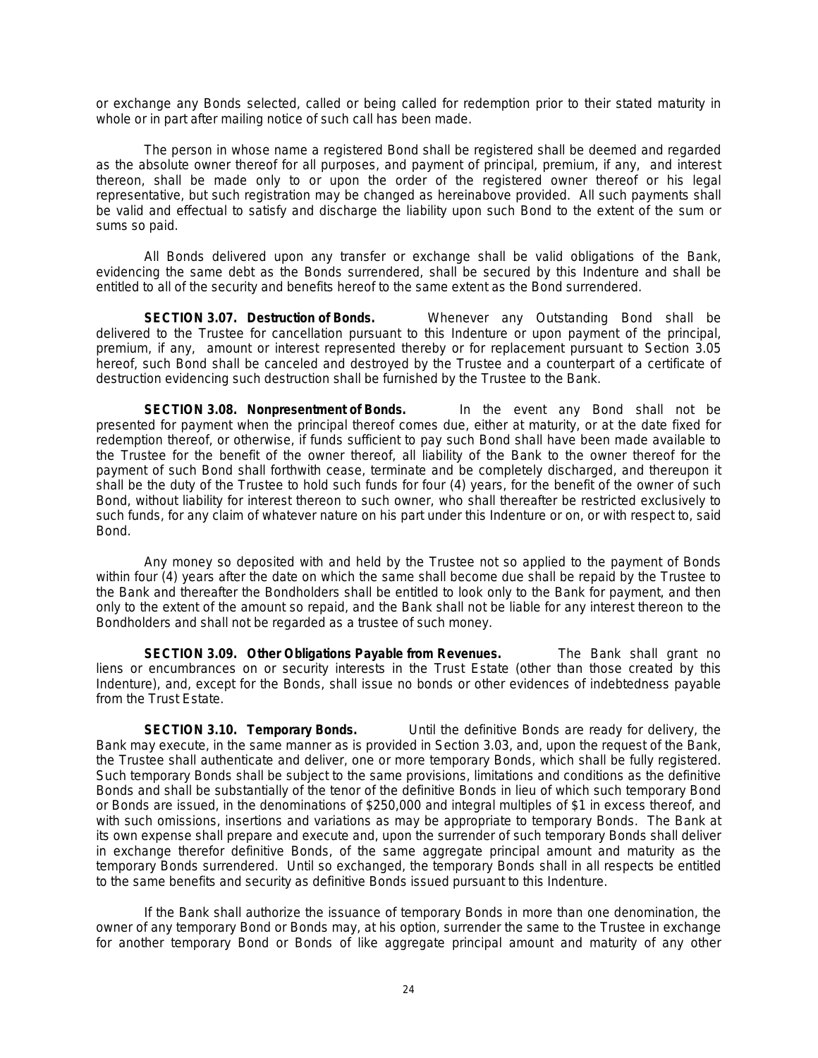or exchange any Bonds selected, called or being called for redemption prior to their stated maturity in whole or in part after mailing notice of such call has been made.

The person in whose name a registered Bond shall be registered shall be deemed and regarded as the absolute owner thereof for all purposes, and payment of principal, premium, if any, and interest thereon, shall be made only to or upon the order of the registered owner thereof or his legal representative, but such registration may be changed as hereinabove provided. All such payments shall be valid and effectual to satisfy and discharge the liability upon such Bond to the extent of the sum or sums so paid.

All Bonds delivered upon any transfer or exchange shall be valid obligations of the Bank, evidencing the same debt as the Bonds surrendered, shall be secured by this Indenture and shall be entitled to all of the security and benefits hereof to the same extent as the Bond surrendered.

**SECTION 3.07. Destruction of Bonds.** Whenever any Outstanding Bond shall be delivered to the Trustee for cancellation pursuant to this Indenture or upon payment of the principal, premium, if any, amount or interest represented thereby or for replacement pursuant to Section 3.05 hereof, such Bond shall be canceled and destroyed by the Trustee and a counterpart of a certificate of destruction evidencing such destruction shall be furnished by the Trustee to the Bank.

**SECTION 3.08. Nonpresentment of Bonds.** In the event any Bond shall not be presented for payment when the principal thereof comes due, either at maturity, or at the date fixed for redemption thereof, or otherwise, if funds sufficient to pay such Bond shall have been made available to the Trustee for the benefit of the owner thereof, all liability of the Bank to the owner thereof for the payment of such Bond shall forthwith cease, terminate and be completely discharged, and thereupon it shall be the duty of the Trustee to hold such funds for four (4) years, for the benefit of the owner of such Bond, without liability for interest thereon to such owner, who shall thereafter be restricted exclusively to such funds, for any claim of whatever nature on his part under this Indenture or on, or with respect to, said Bond.

Any money so deposited with and held by the Trustee not so applied to the payment of Bonds within four (4) years after the date on which the same shall become due shall be repaid by the Trustee to the Bank and thereafter the Bondholders shall be entitled to look only to the Bank for payment, and then only to the extent of the amount so repaid, and the Bank shall not be liable for any interest thereon to the Bondholders and shall not be regarded as a trustee of such money.

**SECTION 3.09. Other Obligations Payable from Revenues.** The Bank shall grant no liens or encumbrances on or security interests in the Trust Estate (other than those created by this Indenture), and, except for the Bonds, shall issue no bonds or other evidences of indebtedness payable from the Trust Estate.

**SECTION 3.10. Temporary Bonds.** Until the definitive Bonds are ready for delivery, the Bank may execute, in the same manner as is provided in Section 3.03, and, upon the request of the Bank, the Trustee shall authenticate and deliver, one or more temporary Bonds, which shall be fully registered. Such temporary Bonds shall be subject to the same provisions, limitations and conditions as the definitive Bonds and shall be substantially of the tenor of the definitive Bonds in lieu of which such temporary Bond or Bonds are issued, in the denominations of $250,000 and integral multiples of $1 in excess thereof, and with such omissions, insertions and variations as may be appropriate to temporary Bonds. The Bank at its own expense shall prepare and execute and, upon the surrender of such temporary Bonds shall deliver in exchange therefor definitive Bonds, of the same aggregate principal amount and maturity as the temporary Bonds surrendered. Until so exchanged, the temporary Bonds shall in all respects be entitled to the same benefits and security as definitive Bonds issued pursuant to this Indenture.

If the Bank shall authorize the issuance of temporary Bonds in more than one denomination, the owner of any temporary Bond or Bonds may, at his option, surrender the same to the Trustee in exchange for another temporary Bond or Bonds of like aggregate principal amount and maturity of any other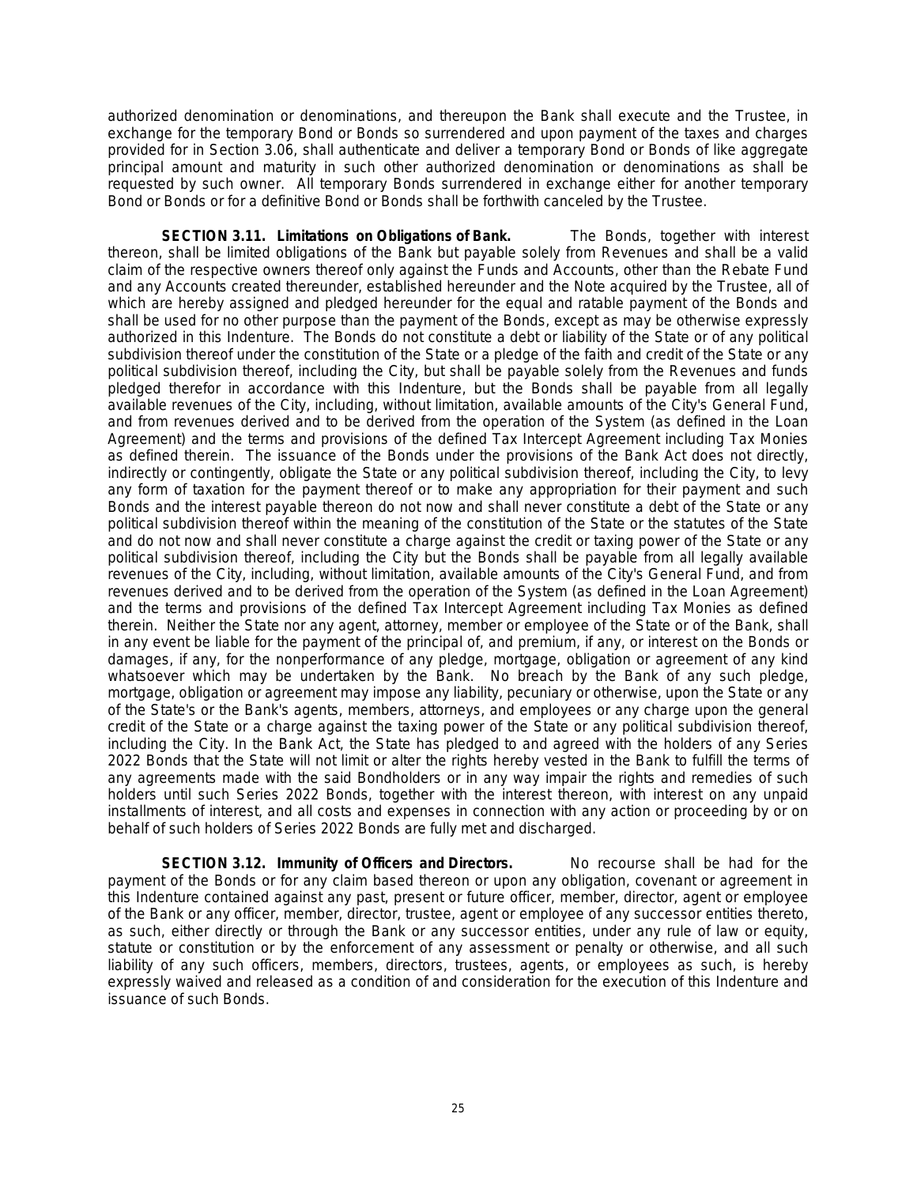authorized denomination or denominations, and thereupon the Bank shall execute and the Trustee, in exchange for the temporary Bond or Bonds so surrendered and upon payment of the taxes and charges provided for in Section 3.06, shall authenticate and deliver a temporary Bond or Bonds of like aggregate principal amount and maturity in such other authorized denomination or denominations as shall be requested by such owner. All temporary Bonds surrendered in exchange either for another temporary Bond or Bonds or for a definitive Bond or Bonds shall be forthwith canceled by the Trustee.

**SECTION 3.11. Limitations on Obligations of Bank.** The Bonds, together with interest thereon, shall be limited obligations of the Bank but payable solely from Revenues and shall be a valid claim of the respective owners thereof only against the Funds and Accounts, other than the Rebate Fund and any Accounts created thereunder, established hereunder and the Note acquired by the Trustee, all of which are hereby assigned and pledged hereunder for the equal and ratable payment of the Bonds and shall be used for no other purpose than the payment of the Bonds, except as may be otherwise expressly authorized in this Indenture. The Bonds do not constitute a debt or liability of the State or of any political subdivision thereof under the constitution of the State or a pledge of the faith and credit of the State or any political subdivision thereof, including the City, but shall be payable solely from the Revenues and funds pledged therefor in accordance with this Indenture, but the Bonds shall be payable from all legally available revenues of the City, including, without limitation, available amounts of the City's General Fund, and from revenues derived and to be derived from the operation of the System (as defined in the Loan Agreement) and the terms and provisions of the defined Tax Intercept Agreement including Tax Monies as defined therein. The issuance of the Bonds under the provisions of the Bank Act does not directly, indirectly or contingently, obligate the State or any political subdivision thereof, including the City, to levy any form of taxation for the payment thereof or to make any appropriation for their payment and such Bonds and the interest payable thereon do not now and shall never constitute a debt of the State or any political subdivision thereof within the meaning of the constitution of the State or the statutes of the State and do not now and shall never constitute a charge against the credit or taxing power of the State or any political subdivision thereof, including the City but the Bonds shall be payable from all legally available revenues of the City, including, without limitation, available amounts of the City's General Fund, and from revenues derived and to be derived from the operation of the System (as defined in the Loan Agreement) and the terms and provisions of the defined Tax Intercept Agreement including Tax Monies as defined therein. Neither the State nor any agent, attorney, member or employee of the State or of the Bank, shall in any event be liable for the payment of the principal of, and premium, if any, or interest on the Bonds or damages, if any, for the nonperformance of any pledge, mortgage, obligation or agreement of any kind whatsoever which may be undertaken by the Bank. No breach by the Bank of any such pledge, mortgage, obligation or agreement may impose any liability, pecuniary or otherwise, upon the State or any of the State's or the Bank's agents, members, attorneys, and employees or any charge upon the general credit of the State or a charge against the taxing power of the State or any political subdivision thereof, including the City. In the Bank Act, the State has pledged to and agreed with the holders of any Series 2022 Bonds that the State will not limit or alter the rights hereby vested in the Bank to fulfill the terms of any agreements made with the said Bondholders or in any way impair the rights and remedies of such holders until such Series 2022 Bonds, together with the interest thereon, with interest on any unpaid installments of interest, and all costs and expenses in connection with any action or proceeding by or on behalf of such holders of Series 2022 Bonds are fully met and discharged.

**SECTION 3.12. Immunity of Officers and Directors.** No recourse shall be had for the payment of the Bonds or for any claim based thereon or upon any obligation, covenant or agreement in this Indenture contained against any past, present or future officer, member, director, agent or employee of the Bank or any officer, member, director, trustee, agent or employee of any successor entities thereto, as such, either directly or through the Bank or any successor entities, under any rule of law or equity, statute or constitution or by the enforcement of any assessment or penalty or otherwise, and all such liability of any such officers, members, directors, trustees, agents, or employees as such, is hereby expressly waived and released as a condition of and consideration for the execution of this Indenture and issuance of such Bonds.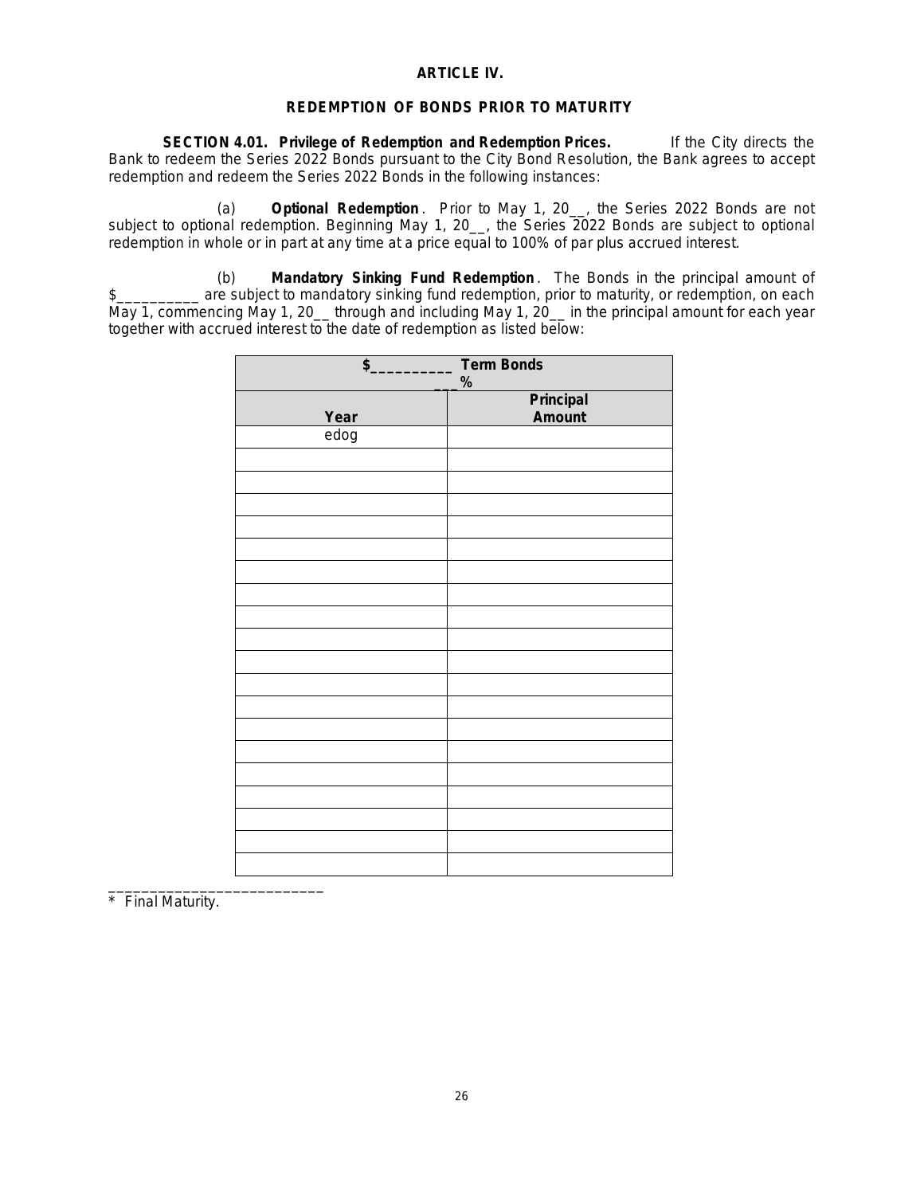**ARTICLE IV.**

**REDEMPTION OF BONDS PRIOR TO MATURITY**

**SECTION 4.01. Privilege of Redemption and Redemption Prices.** If the City directs the Bank to redeem the Series 2022 Bonds pursuant to the City Bond Resolution, the Bank agrees to accept redemption and redeem the Series 2022 Bonds in the following instances:

(a) **Optional Redemption**. Prior to May 1, 20__, the Series 2022 Bonds are not subject to optional redemption. Beginning May 1, 20__, the Series 2022 Bonds are subject to optional redemption in whole or in part at any time at a price equal to 100% of par plus accrued interest.

(b) **Mandatory Sinking Fund Redemption**. The Bonds in the principal amount of $__________ are subject to mandatory sinking fund redemption, prior to maturity, or redemption, on each May 1, commencing May 1, 20__ through and including May 1, 20__ in the principal amount for each year together with accrued interest to the date of redemption as listed below:

| **$__________ Term Bonds ___%** | |
|---|---|
| **Year** | **Principal Amount** |
| edog | |
| | |
| | |
| | |
| | |
| | |
| | |
| | |
| | |
| | |
| | |
| | |
| | |
| | |
| | |
| | |
| | |
| | |
| | |
| | |

___________________________

\* Final Maturity.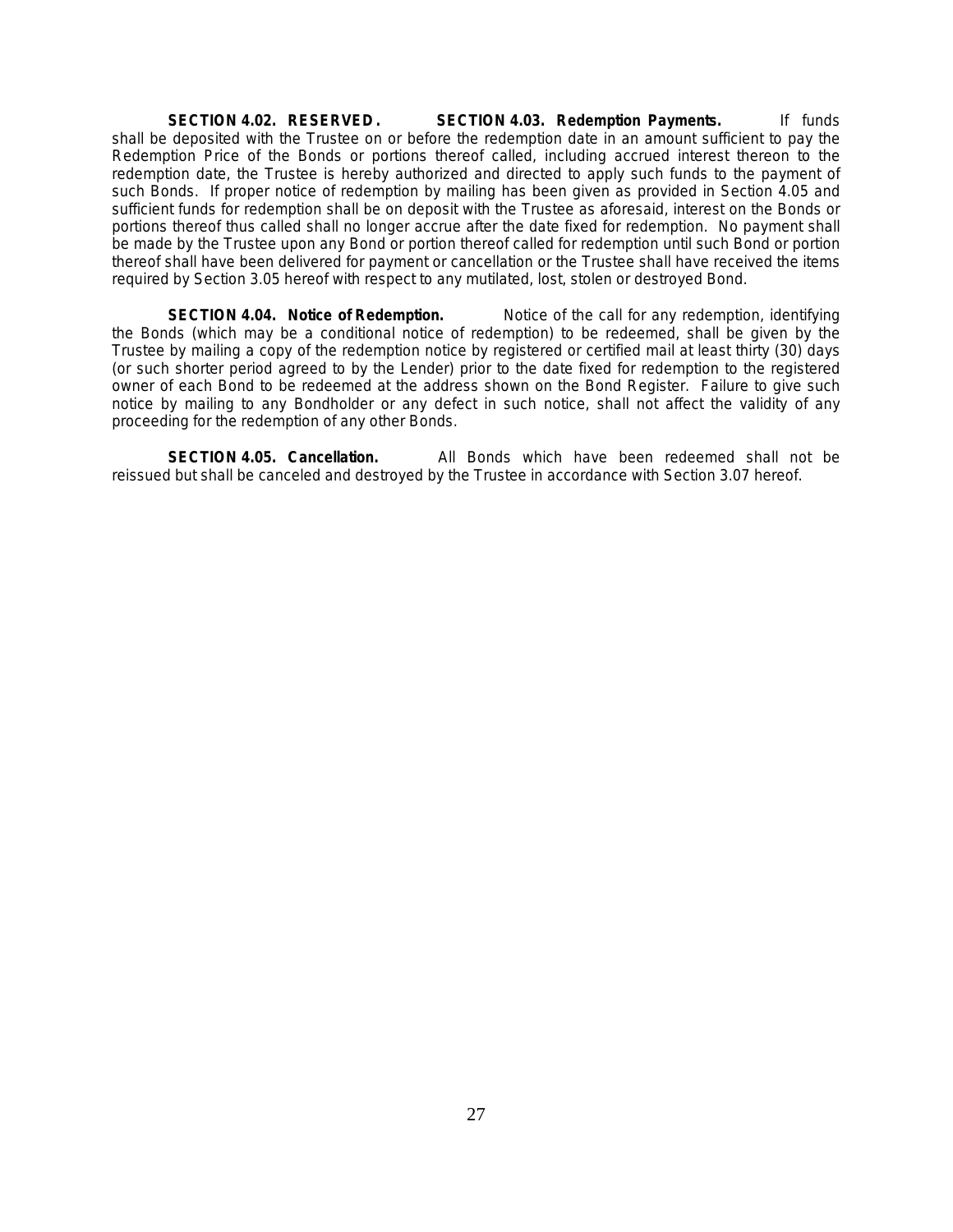**SECTION 4.02. RESERVED.** **SECTION 4.03. Redemption Payments.** If funds shall be deposited with the Trustee on or before the redemption date in an amount sufficient to pay the Redemption Price of the Bonds or portions thereof called, including accrued interest thereon to the redemption date, the Trustee is hereby authorized and directed to apply such funds to the payment of such Bonds. If proper notice of redemption by mailing has been given as provided in Section 4.05 and sufficient funds for redemption shall be on deposit with the Trustee as aforesaid, interest on the Bonds or portions thereof thus called shall no longer accrue after the date fixed for redemption. No payment shall be made by the Trustee upon any Bond or portion thereof called for redemption until such Bond or portion thereof shall have been delivered for payment or cancellation or the Trustee shall have received the items required by Section 3.05 hereof with respect to any mutilated, lost, stolen or destroyed Bond.

**SECTION 4.04. Notice of Redemption.** Notice of the call for any redemption, identifying the Bonds (which may be a conditional notice of redemption) to be redeemed, shall be given by the Trustee by mailing a copy of the redemption notice by registered or certified mail at least thirty (30) days (or such shorter period agreed to by the Lender) prior to the date fixed for redemption to the registered owner of each Bond to be redeemed at the address shown on the Bond Register. Failure to give such notice by mailing to any Bondholder or any defect in such notice, shall not affect the validity of any proceeding for the redemption of any other Bonds.

**SECTION 4.05. Cancellation.** All Bonds which have been redeemed shall not be reissued but shall be canceled and destroyed by the Trustee in accordance with Section 3.07 hereof.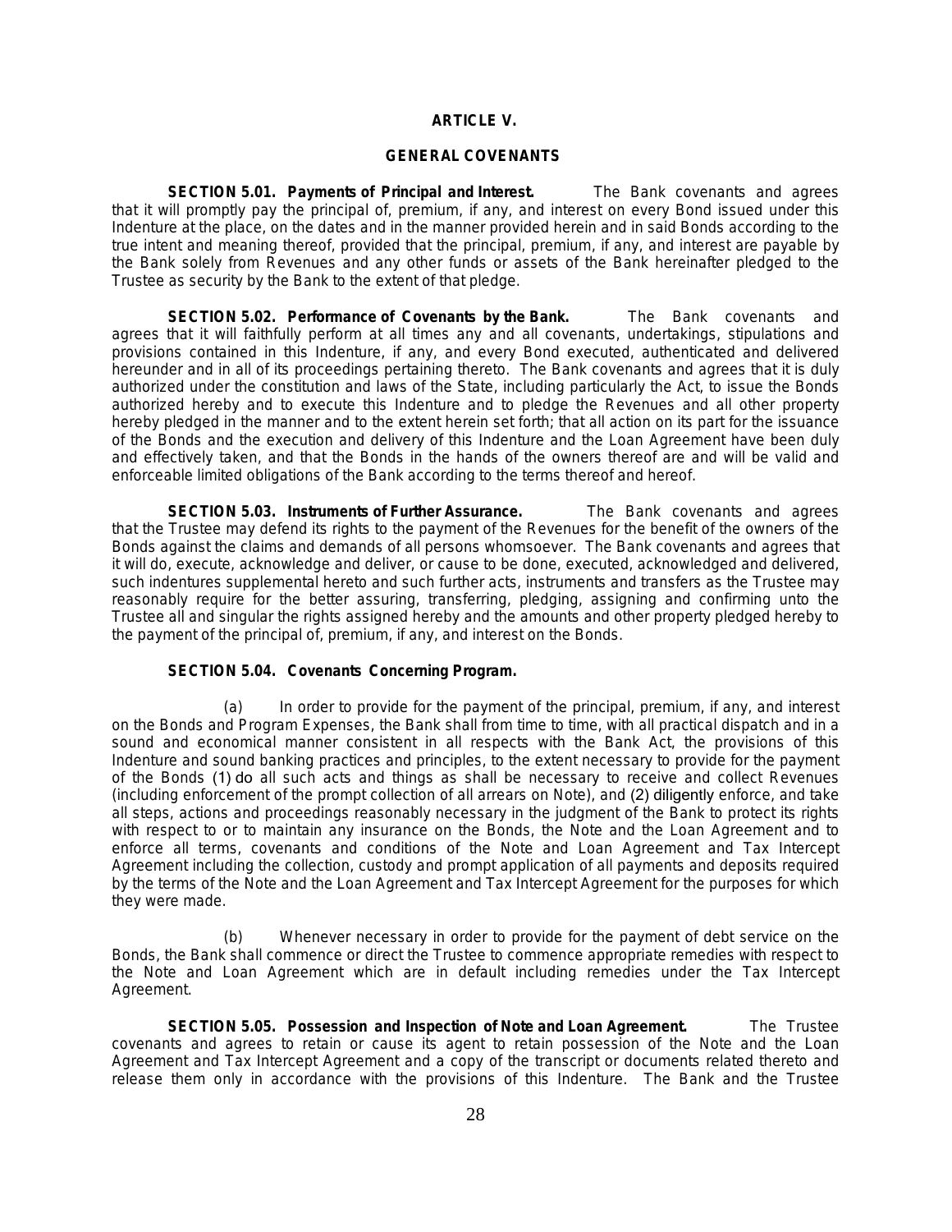# ARTICLE V.

## GENERAL COVENANTS

**SECTION 5.01. Payments of Principal and Interest.** The Bank covenants and agrees that it will promptly pay the principal of, premium, if any, and interest on every Bond issued under this Indenture at the place, on the dates and in the manner provided herein and in said Bonds according to the true intent and meaning thereof, provided that the principal, premium, if any, and interest are payable by the Bank solely from Revenues and any other funds or assets of the Bank hereinafter pledged to the Trustee as security by the Bank to the extent of that pledge.

**SECTION 5.02. Performance of Covenants by the Bank.** The Bank covenants and agrees that it will faithfully perform at all times any and all covenants, undertakings, stipulations and provisions contained in this Indenture, if any, and every Bond executed, authenticated and delivered hereunder and in all of its proceedings pertaining thereto. The Bank covenants and agrees that it is duly authorized under the constitution and laws of the State, including particularly the Act, to issue the Bonds authorized hereby and to execute this Indenture and to pledge the Revenues and all other property hereby pledged in the manner and to the extent herein set forth; that all action on its part for the issuance of the Bonds and the execution and delivery of this Indenture and the Loan Agreement have been duly and effectively taken, and that the Bonds in the hands of the owners thereof are and will be valid and enforceable limited obligations of the Bank according to the terms thereof and hereof.

**SECTION 5.03. Instruments of Further Assurance.** The Bank covenants and agrees that the Trustee may defend its rights to the payment of the Revenues for the benefit of the owners of the Bonds against the claims and demands of all persons whomsoever. The Bank covenants and agrees that it will do, execute, acknowledge and deliver, or cause to be done, executed, acknowledged and delivered, such indentures supplemental hereto and such further acts, instruments and transfers as the Trustee may reasonably require for the better assuring, transferring, pledging, assigning and confirming unto the Trustee all and singular the rights assigned hereby and the amounts and other property pledged hereby to the payment of the principal of, premium, if any, and interest on the Bonds.

**SECTION 5.04. Covenants Concerning Program.**

(a) In order to provide for the payment of the principal, premium, if any, and interest on the Bonds and Program Expenses, the Bank shall from time to time, with all practical dispatch and in a sound and economical manner consistent in all respects with the Bank Act, the provisions of this Indenture and sound banking practices and principles, to the extent necessary to provide for the payment of the Bonds (1) do all such acts and things as shall be necessary to receive and collect Revenues (including enforcement of the prompt collection of all arrears on Note), and (2) diligently enforce, and take all steps, actions and proceedings reasonably necessary in the judgment of the Bank to protect its rights with respect to or to maintain any insurance on the Bonds, the Note and the Loan Agreement and to enforce all terms, covenants and conditions of the Note and Loan Agreement and Tax Intercept Agreement including the collection, custody and prompt application of all payments and deposits required by the terms of the Note and the Loan Agreement and Tax Intercept Agreement for the purposes for which they were made.

(b) Whenever necessary in order to provide for the payment of debt service on the Bonds, the Bank shall commence or direct the Trustee to commence appropriate remedies with respect to the Note and Loan Agreement which are in default including remedies under the Tax Intercept Agreement.

**SECTION 5.05. Possession and Inspection of Note and Loan Agreement.** The Trustee covenants and agrees to retain or cause its agent to retain possession of the Note and the Loan Agreement and Tax Intercept Agreement and a copy of the transcript or documents related thereto and release them only in accordance with the provisions of this Indenture. The Bank and the Trustee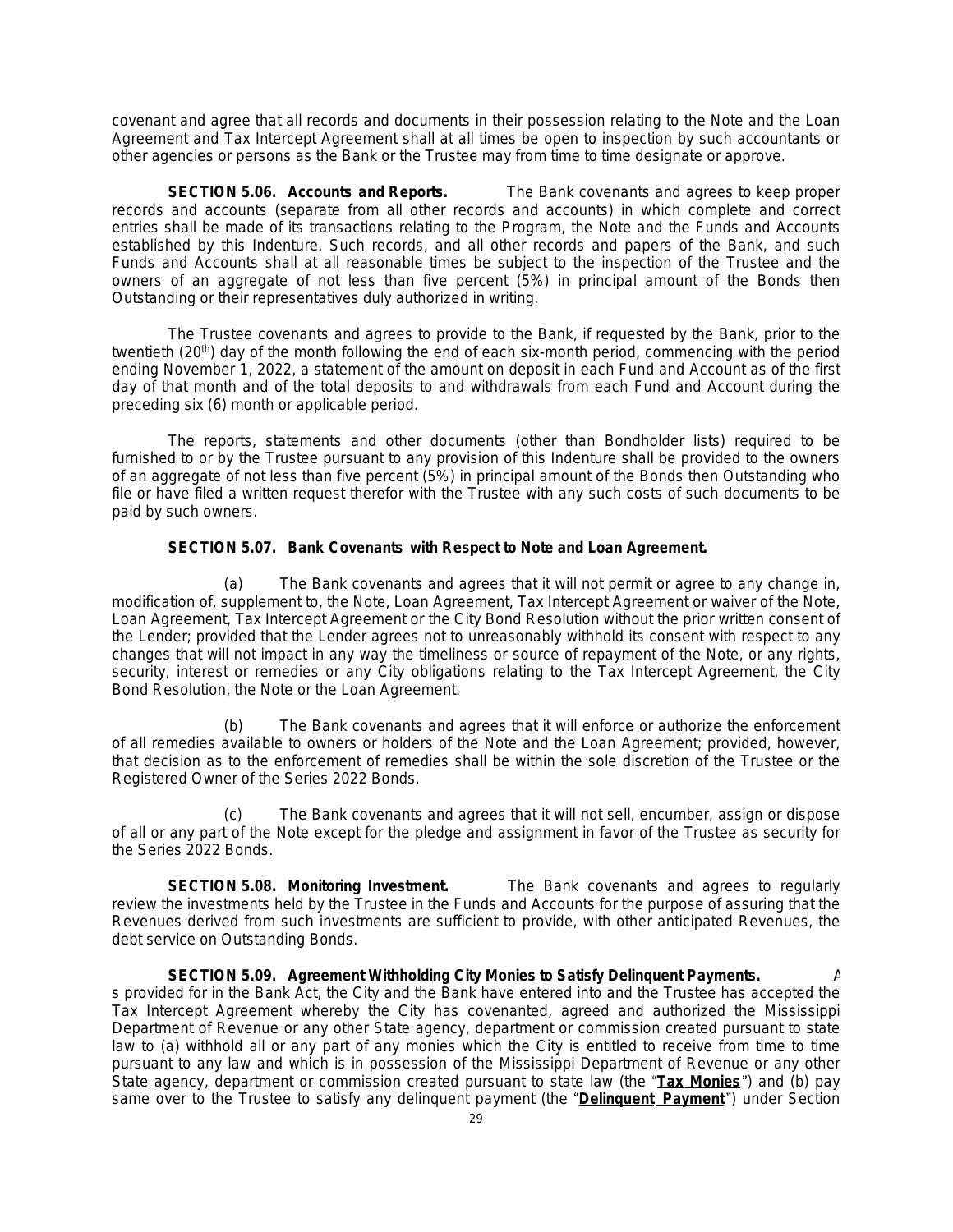covenant and agree that all records and documents in their possession relating to the Note and the Loan Agreement and Tax Intercept Agreement shall at all times be open to inspection by such accountants or other agencies or persons as the Bank or the Trustee may from time to time designate or approve.

**SECTION 5.06. Accounts and Reports.** The Bank covenants and agrees to keep proper records and accounts (separate from all other records and accounts) in which complete and correct entries shall be made of its transactions relating to the Program, the Note and the Funds and Accounts established by this Indenture. Such records, and all other records and papers of the Bank, and such Funds and Accounts shall at all reasonable times be subject to the inspection of the Trustee and the owners of an aggregate of not less than five percent (5%) in principal amount of the Bonds then Outstanding or their representatives duly authorized in writing.

The Trustee covenants and agrees to provide to the Bank, if requested by the Bank, prior to the twentieth (20th) day of the month following the end of each six-month period, commencing with the period ending November 1, 2022, a statement of the amount on deposit in each Fund and Account as of the first day of that month and of the total deposits to and withdrawals from each Fund and Account during the preceding six (6) month or applicable period.

The reports, statements and other documents (other than Bondholder lists) required to be furnished to or by the Trustee pursuant to any provision of this Indenture shall be provided to the owners of an aggregate of not less than five percent (5%) in principal amount of the Bonds then Outstanding who file or have filed a written request therefor with the Trustee with any such costs of such documents to be paid by such owners.

**SECTION 5.07. Bank Covenants with Respect to Note and Loan Agreement.**

(a) The Bank covenants and agrees that it will not permit or agree to any change in, modification of, supplement to, the Note, Loan Agreement, Tax Intercept Agreement or waiver of the Note, Loan Agreement, Tax Intercept Agreement or the City Bond Resolution without the prior written consent of the Lender; provided that the Lender agrees not to unreasonably withhold its consent with respect to any changes that will not impact in any way the timeliness or source of repayment of the Note, or any rights, security, interest or remedies or any City obligations relating to the Tax Intercept Agreement, the City Bond Resolution, the Note or the Loan Agreement.

(b) The Bank covenants and agrees that it will enforce or authorize the enforcement of all remedies available to owners or holders of the Note and the Loan Agreement; provided, however, that decision as to the enforcement of remedies shall be within the sole discretion of the Trustee or the Registered Owner of the Series 2022 Bonds.

(c) The Bank covenants and agrees that it will not sell, encumber, assign or dispose of all or any part of the Note except for the pledge and assignment in favor of the Trustee as security for the Series 2022 Bonds.

**SECTION 5.08. Monitoring Investment.** The Bank covenants and agrees to regularly review the investments held by the Trustee in the Funds and Accounts for the purpose of assuring that the Revenues derived from such investments are sufficient to provide, with other anticipated Revenues, the debt service on Outstanding Bonds.

**SECTION 5.09. Agreement Withholding City Monies to Satisfy Delinquent Payments.** As provided for in the Bank Act, the City and the Bank have entered into and the Trustee has accepted the Tax Intercept Agreement whereby the City has covenanted, agreed and authorized the Mississippi Department of Revenue or any other State agency, department or commission created pursuant to state law to (a) withhold all or any part of any monies which the City is entitled to receive from time to time pursuant to any law and which is in possession of the Mississippi Department of Revenue or any other State agency, department or commission created pursuant to state law (the "**Tax Monies**") and (b) pay same over to the Trustee to satisfy any delinquent payment (the "**Delinquent Payment**") under Section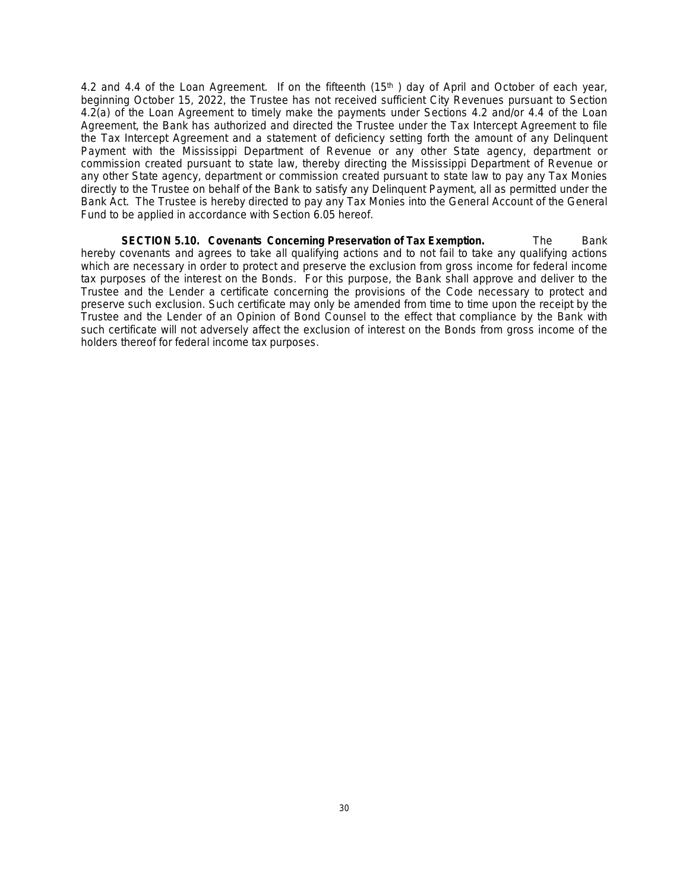4.2 and 4.4 of the Loan Agreement. If on the fifteenth (15th) day of April and October of each year, beginning October 15, 2022, the Trustee has not received sufficient City Revenues pursuant to Section 4.2(a) of the Loan Agreement to timely make the payments under Sections 4.2 and/or 4.4 of the Loan Agreement, the Bank has authorized and directed the Trustee under the Tax Intercept Agreement to file the Tax Intercept Agreement and a statement of deficiency setting forth the amount of any Delinquent Payment with the Mississippi Department of Revenue or any other State agency, department or commission created pursuant to state law, thereby directing the Mississippi Department of Revenue or any other State agency, department or commission created pursuant to state law to pay any Tax Monies directly to the Trustee on behalf of the Bank to satisfy any Delinquent Payment, all as permitted under the Bank Act. The Trustee is hereby directed to pay any Tax Monies into the General Account of the General Fund to be applied in accordance with Section 6.05 hereof.

**SECTION 5.10. Covenants Concerning Preservation of Tax Exemption.** The Bank hereby covenants and agrees to take all qualifying actions and to not fail to take any qualifying actions which are necessary in order to protect and preserve the exclusion from gross income for federal income tax purposes of the interest on the Bonds. For this purpose, the Bank shall approve and deliver to the Trustee and the Lender a certificate concerning the provisions of the Code necessary to protect and preserve such exclusion. Such certificate may only be amended from time to time upon the receipt by the Trustee and the Lender of an Opinion of Bond Counsel to the effect that compliance by the Bank with such certificate will not adversely affect the exclusion of interest on the Bonds from gross income of the holders thereof for federal income tax purposes.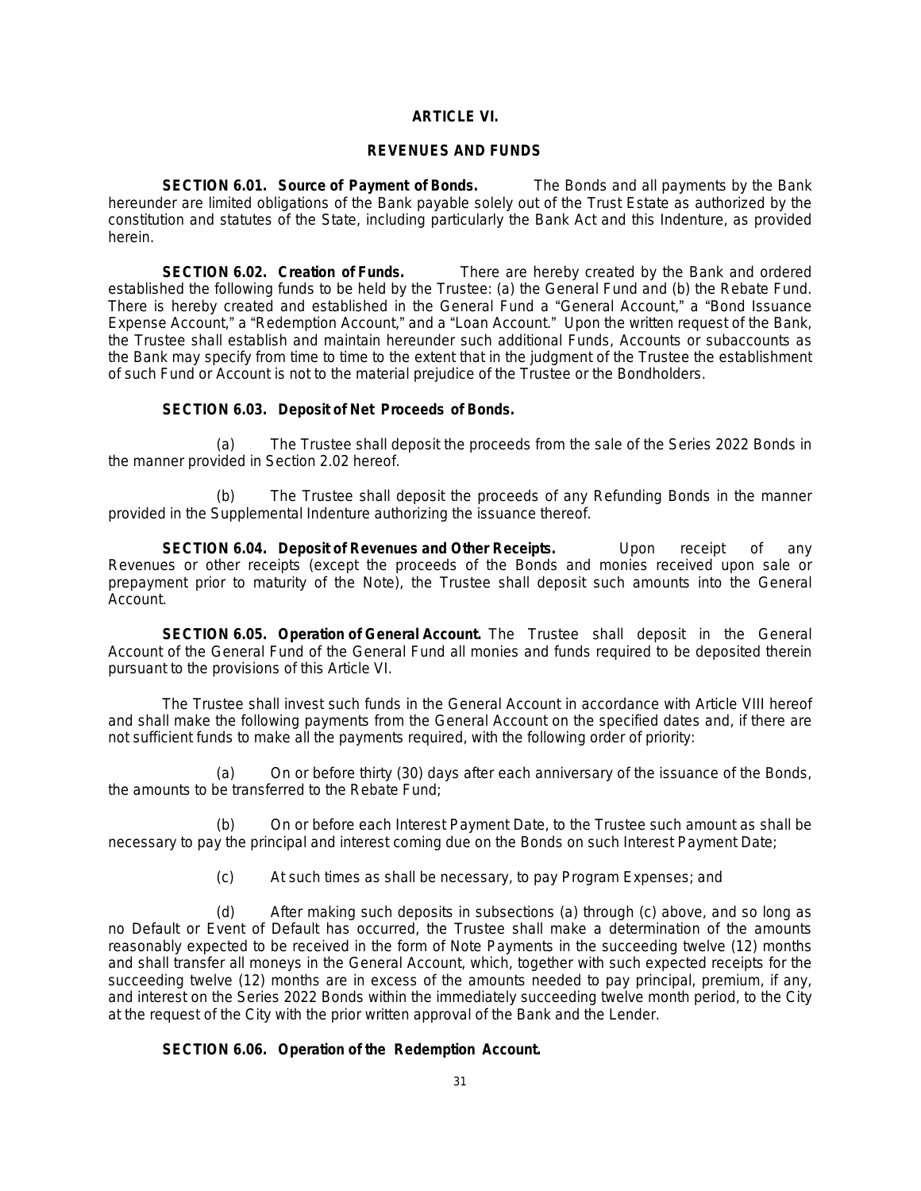## ARTICLE VI.

### REVENUES AND FUNDS

**SECTION 6.01. Source of Payment of Bonds.** The Bonds and all payments by the Bank hereunder are limited obligations of the Bank payable solely out of the Trust Estate as authorized by the constitution and statutes of the State, including particularly the Bank Act and this Indenture, as provided herein.

**SECTION 6.02. Creation of Funds.** There are hereby created by the Bank and ordered established the following funds to be held by the Trustee: (a) the General Fund and (b) the Rebate Fund. There is hereby created and established in the General Fund a "General Account," a "Bond Issuance Expense Account," a "Redemption Account," and a "Loan Account." Upon the written request of the Bank, the Trustee shall establish and maintain hereunder such additional Funds, Accounts or subaccounts as the Bank may specify from time to time to the extent that in the judgment of the Trustee the establishment of such Fund or Account is not to the material prejudice of the Trustee or the Bondholders.

**SECTION 6.03. Deposit of Net Proceeds of Bonds.**

(a) The Trustee shall deposit the proceeds from the sale of the Series 2022 Bonds in the manner provided in Section 2.02 hereof.

(b) The Trustee shall deposit the proceeds of any Refunding Bonds in the manner provided in the Supplemental Indenture authorizing the issuance thereof.

**SECTION 6.04. Deposit of Revenues and Other Receipts.** Upon receipt of any Revenues or other receipts (except the proceeds of the Bonds and monies received upon sale or prepayment prior to maturity of the Note), the Trustee shall deposit such amounts into the General Account.

**SECTION 6.05. Operation of General Account.** The Trustee shall deposit in the General Account of the General Fund of the General Fund all monies and funds required to be deposited therein pursuant to the provisions of this Article VI.

The Trustee shall invest such funds in the General Account in accordance with Article VIII hereof and shall make the following payments from the General Account on the specified dates and, if there are not sufficient funds to make all the payments required, with the following order of priority:

(a) On or before thirty (30) days after each anniversary of the issuance of the Bonds, the amounts to be transferred to the Rebate Fund;

(b) On or before each Interest Payment Date, to the Trustee such amount as shall be necessary to pay the principal and interest coming due on the Bonds on such Interest Payment Date;

(c) At such times as shall be necessary, to pay Program Expenses; and

(d) After making such deposits in subsections (a) through (c) above, and so long as no Default or Event of Default has occurred, the Trustee shall make a determination of the amounts reasonably expected to be received in the form of Note Payments in the succeeding twelve (12) months and shall transfer all moneys in the General Account, which, together with such expected receipts for the succeeding twelve (12) months are in excess of the amounts needed to pay principal, premium, if any, and interest on the Series 2022 Bonds within the immediately succeeding twelve month period, to the City at the request of the City with the prior written approval of the Bank and the Lender.

**SECTION 6.06. Operation of the Redemption Account.**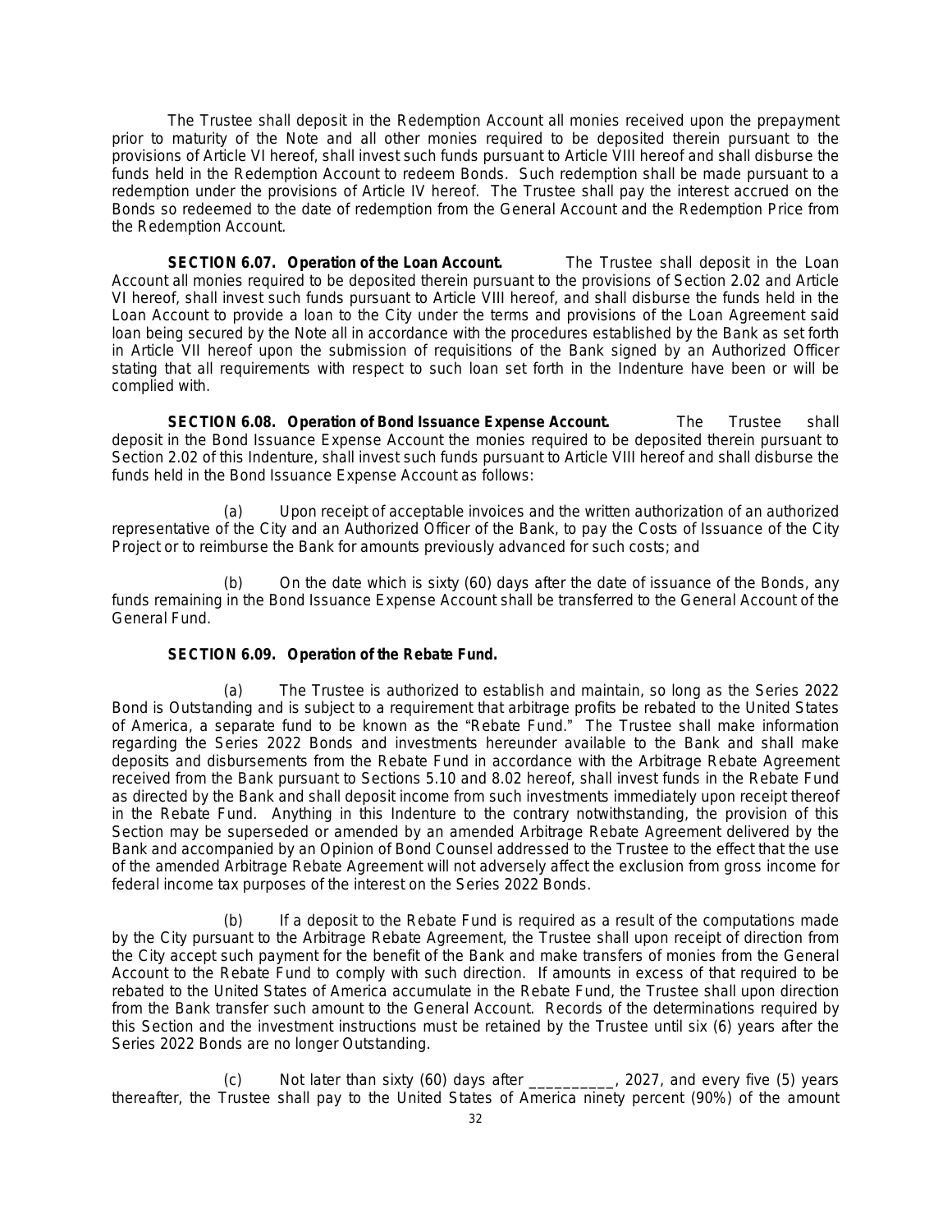The Trustee shall deposit in the Redemption Account all monies received upon the prepayment prior to maturity of the Note and all other monies required to be deposited therein pursuant to the provisions of Article VI hereof, shall invest such funds pursuant to Article VIII hereof and shall disburse the funds held in the Redemption Account to redeem Bonds. Such redemption shall be made pursuant to a redemption under the provisions of Article IV hereof. The Trustee shall pay the interest accrued on the Bonds so redeemed to the date of redemption from the General Account and the Redemption Price from the Redemption Account.

**SECTION 6.07. Operation of the Loan Account.** The Trustee shall deposit in the Loan Account all monies required to be deposited therein pursuant to the provisions of Section 2.02 and Article VI hereof, shall invest such funds pursuant to Article VIII hereof, and shall disburse the funds held in the Loan Account to provide a loan to the City under the terms and provisions of the Loan Agreement said loan being secured by the Note all in accordance with the procedures established by the Bank as set forth in Article VII hereof upon the submission of requisitions of the Bank signed by an Authorized Officer stating that all requirements with respect to such loan set forth in the Indenture have been or will be complied with.

**SECTION 6.08. Operation of Bond Issuance Expense Account.** The Trustee shall deposit in the Bond Issuance Expense Account the monies required to be deposited therein pursuant to Section 2.02 of this Indenture, shall invest such funds pursuant to Article VIII hereof and shall disburse the funds held in the Bond Issuance Expense Account as follows:

(a) Upon receipt of acceptable invoices and the written authorization of an authorized representative of the City and an Authorized Officer of the Bank, to pay the Costs of Issuance of the City Project or to reimburse the Bank for amounts previously advanced for such costs; and

(b) On the date which is sixty (60) days after the date of issuance of the Bonds, any funds remaining in the Bond Issuance Expense Account shall be transferred to the General Account of the General Fund.

**SECTION 6.09. Operation of the Rebate Fund.**

(a) The Trustee is authorized to establish and maintain, so long as the Series 2022 Bond is Outstanding and is subject to a requirement that arbitrage profits be rebated to the United States of America, a separate fund to be known as the "Rebate Fund." The Trustee shall make information regarding the Series 2022 Bonds and investments hereunder available to the Bank and shall make deposits and disbursements from the Rebate Fund in accordance with the Arbitrage Rebate Agreement received from the Bank pursuant to Sections 5.10 and 8.02 hereof, shall invest funds in the Rebate Fund as directed by the Bank and shall deposit income from such investments immediately upon receipt thereof in the Rebate Fund. Anything in this Indenture to the contrary notwithstanding, the provision of this Section may be superseded or amended by an amended Arbitrage Rebate Agreement delivered by the Bank and accompanied by an Opinion of Bond Counsel addressed to the Trustee to the effect that the use of the amended Arbitrage Rebate Agreement will not adversely affect the exclusion from gross income for federal income tax purposes of the interest on the Series 2022 Bonds.

(b) If a deposit to the Rebate Fund is required as a result of the computations made by the City pursuant to the Arbitrage Rebate Agreement, the Trustee shall upon receipt of direction from the City accept such payment for the benefit of the Bank and make transfers of monies from the General Account to the Rebate Fund to comply with such direction. If amounts in excess of that required to be rebated to the United States of America accumulate in the Rebate Fund, the Trustee shall upon direction from the Bank transfer such amount to the General Account. Records of the determinations required by this Section and the investment instructions must be retained by the Trustee until six (6) years after the Series 2022 Bonds are no longer Outstanding.

(c) Not later than sixty (60) days after __________, 2027, and every five (5) years thereafter, the Trustee shall pay to the United States of America ninety percent (90%) of the amount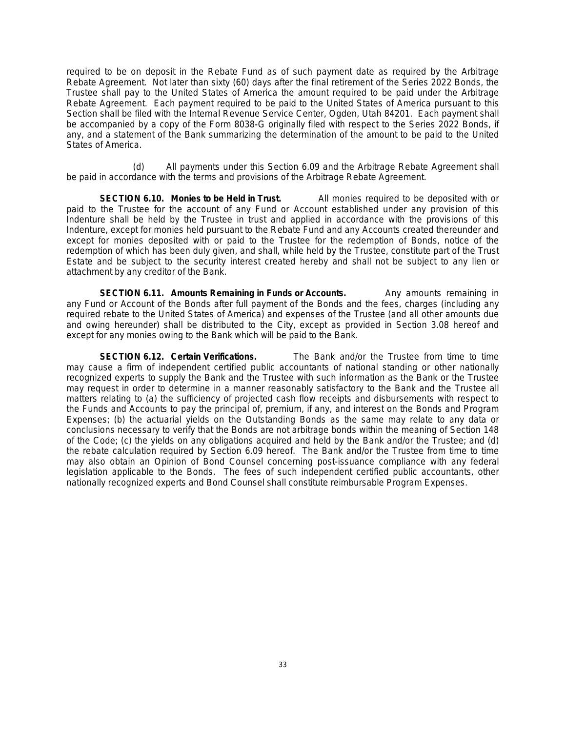required to be on deposit in the Rebate Fund as of such payment date as required by the Arbitrage Rebate Agreement. Not later than sixty (60) days after the final retirement of the Series 2022 Bonds, the Trustee shall pay to the United States of America the amount required to be paid under the Arbitrage Rebate Agreement. Each payment required to be paid to the United States of America pursuant to this Section shall be filed with the Internal Revenue Service Center, Ogden, Utah 84201. Each payment shall be accompanied by a copy of the Form 8038-G originally filed with respect to the Series 2022 Bonds, if any, and a statement of the Bank summarizing the determination of the amount to be paid to the United States of America.

(d) All payments under this Section 6.09 and the Arbitrage Rebate Agreement shall be paid in accordance with the terms and provisions of the Arbitrage Rebate Agreement.

**SECTION 6.10. Monies to be Held in Trust.** All monies required to be deposited with or paid to the Trustee for the account of any Fund or Account established under any provision of this Indenture shall be held by the Trustee in trust and applied in accordance with the provisions of this Indenture, except for monies held pursuant to the Rebate Fund and any Accounts created thereunder and except for monies deposited with or paid to the Trustee for the redemption of Bonds, notice of the redemption of which has been duly given, and shall, while held by the Trustee, constitute part of the Trust Estate and be subject to the security interest created hereby and shall not be subject to any lien or attachment by any creditor of the Bank.

**SECTION 6.11. Amounts Remaining in Funds or Accounts.** Any amounts remaining in any Fund or Account of the Bonds after full payment of the Bonds and the fees, charges (including any required rebate to the United States of America) and expenses of the Trustee (and all other amounts due and owing hereunder) shall be distributed to the City, except as provided in Section 3.08 hereof and except for any monies owing to the Bank which will be paid to the Bank.

**SECTION 6.12. Certain Verifications.** The Bank and/or the Trustee from time to time may cause a firm of independent certified public accountants of national standing or other nationally recognized experts to supply the Bank and the Trustee with such information as the Bank or the Trustee may request in order to determine in a manner reasonably satisfactory to the Bank and the Trustee all matters relating to (a) the sufficiency of projected cash flow receipts and disbursements with respect to the Funds and Accounts to pay the principal of, premium, if any, and interest on the Bonds and Program Expenses; (b) the actuarial yields on the Outstanding Bonds as the same may relate to any data or conclusions necessary to verify that the Bonds are not arbitrage bonds within the meaning of Section 148 of the Code; (c) the yields on any obligations acquired and held by the Bank and/or the Trustee; and (d) the rebate calculation required by Section 6.09 hereof. The Bank and/or the Trustee from time to time may also obtain an Opinion of Bond Counsel concerning post-issuance compliance with any federal legislation applicable to the Bonds. The fees of such independent certified public accountants, other nationally recognized experts and Bond Counsel shall constitute reimbursable Program Expenses.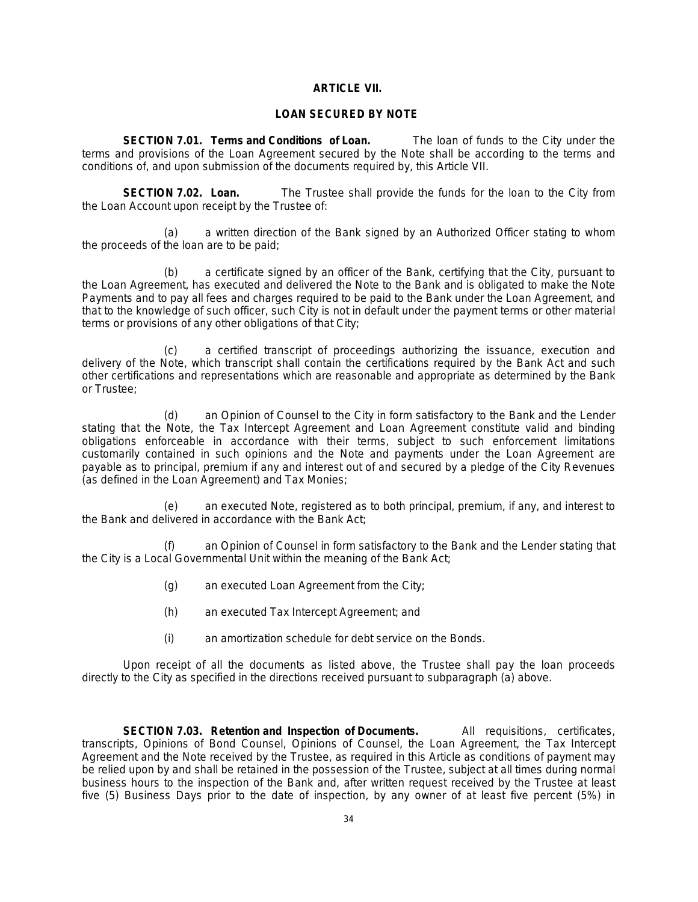## ARTICLE VII.

## LOAN SECURED BY NOTE

**SECTION 7.01. Terms and Conditions of Loan.** The loan of funds to the City under the terms and provisions of the Loan Agreement secured by the Note shall be according to the terms and conditions of, and upon submission of the documents required by, this Article VII.

**SECTION 7.02. Loan.** The Trustee shall provide the funds for the loan to the City from the Loan Account upon receipt by the Trustee of:

(a) a written direction of the Bank signed by an Authorized Officer stating to whom the proceeds of the loan are to be paid;

(b) a certificate signed by an officer of the Bank, certifying that the City, pursuant to the Loan Agreement, has executed and delivered the Note to the Bank and is obligated to make the Note Payments and to pay all fees and charges required to be paid to the Bank under the Loan Agreement, and that to the knowledge of such officer, such City is not in default under the payment terms or other material terms or provisions of any other obligations of that City;

(c) a certified transcript of proceedings authorizing the issuance, execution and delivery of the Note, which transcript shall contain the certifications required by the Bank Act and such other certifications and representations which are reasonable and appropriate as determined by the Bank or Trustee;

(d) an Opinion of Counsel to the City in form satisfactory to the Bank and the Lender stating that the Note, the Tax Intercept Agreement and Loan Agreement constitute valid and binding obligations enforceable in accordance with their terms, subject to such enforcement limitations customarily contained in such opinions and the Note and payments under the Loan Agreement are payable as to principal, premium if any and interest out of and secured by a pledge of the City Revenues (as defined in the Loan Agreement) and Tax Monies;

(e) an executed Note, registered as to both principal, premium, if any, and interest to the Bank and delivered in accordance with the Bank Act;

(f) an Opinion of Counsel in form satisfactory to the Bank and the Lender stating that the City is a Local Governmental Unit within the meaning of the Bank Act;

(g) an executed Loan Agreement from the City;

(h) an executed Tax Intercept Agreement; and

(i) an amortization schedule for debt service on the Bonds.

Upon receipt of all the documents as listed above, the Trustee shall pay the loan proceeds directly to the City as specified in the directions received pursuant to subparagraph (a) above.

**SECTION 7.03. Retention and Inspection of Documents.** All requisitions, certificates, transcripts, Opinions of Bond Counsel, Opinions of Counsel, the Loan Agreement, the Tax Intercept Agreement and the Note received by the Trustee, as required in this Article as conditions of payment may be relied upon by and shall be retained in the possession of the Trustee, subject at all times during normal business hours to the inspection of the Bank and, after written request received by the Trustee at least five (5) Business Days prior to the date of inspection, by any owner of at least five percent (5%) in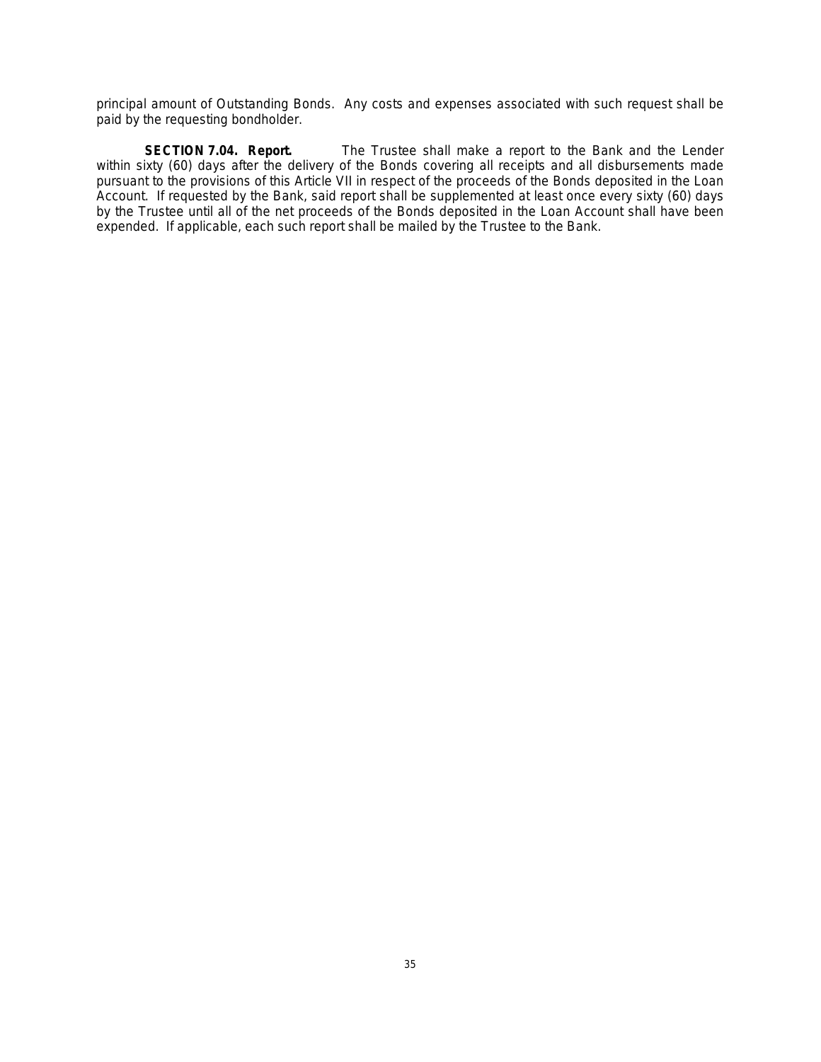principal amount of Outstanding Bonds. Any costs and expenses associated with such request shall be paid by the requesting bondholder.

**SECTION 7.04. Report.** The Trustee shall make a report to the Bank and the Lender within sixty (60) days after the delivery of the Bonds covering all receipts and all disbursements made pursuant to the provisions of this Article VII in respect of the proceeds of the Bonds deposited in the Loan Account. If requested by the Bank, said report shall be supplemented at least once every sixty (60) days by the Trustee until all of the net proceeds of the Bonds deposited in the Loan Account shall have been expended. If applicable, each such report shall be mailed by the Trustee to the Bank.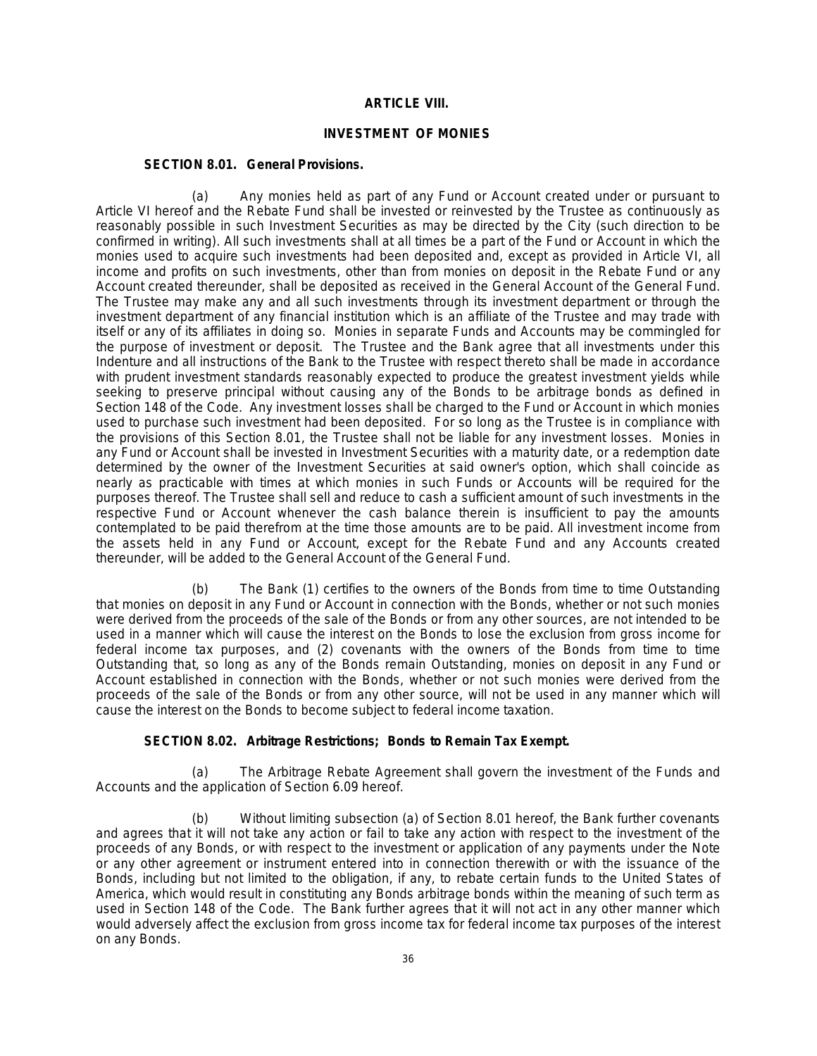## ARTICLE VIII.

## INVESTMENT OF MONIES

### SECTION 8.01. General Provisions.

(a) Any monies held as part of any Fund or Account created under or pursuant to Article VI hereof and the Rebate Fund shall be invested or reinvested by the Trustee as continuously as reasonably possible in such Investment Securities as may be directed by the City (such direction to be confirmed in writing). All such investments shall at all times be a part of the Fund or Account in which the monies used to acquire such investments had been deposited and, except as provided in Article VI, all income and profits on such investments, other than from monies on deposit in the Rebate Fund or any Account created thereunder, shall be deposited as received in the General Account of the General Fund. The Trustee may make any and all such investments through its investment department or through the investment department of any financial institution which is an affiliate of the Trustee and may trade with itself or any of its affiliates in doing so. Monies in separate Funds and Accounts may be commingled for the purpose of investment or deposit. The Trustee and the Bank agree that all investments under this Indenture and all instructions of the Bank to the Trustee with respect thereto shall be made in accordance with prudent investment standards reasonably expected to produce the greatest investment yields while seeking to preserve principal without causing any of the Bonds to be arbitrage bonds as defined in Section 148 of the Code. Any investment losses shall be charged to the Fund or Account in which monies used to purchase such investment had been deposited. For so long as the Trustee is in compliance with the provisions of this Section 8.01, the Trustee shall not be liable for any investment losses. Monies in any Fund or Account shall be invested in Investment Securities with a maturity date, or a redemption date determined by the owner of the Investment Securities at said owner's option, which shall coincide as nearly as practicable with times at which monies in such Funds or Accounts will be required for the purposes thereof. The Trustee shall sell and reduce to cash a sufficient amount of such investments in the respective Fund or Account whenever the cash balance therein is insufficient to pay the amounts contemplated to be paid therefrom at the time those amounts are to be paid. All investment income from the assets held in any Fund or Account, except for the Rebate Fund and any Accounts created thereunder, will be added to the General Account of the General Fund.

(b) The Bank (1) certifies to the owners of the Bonds from time to time Outstanding that monies on deposit in any Fund or Account in connection with the Bonds, whether or not such monies were derived from the proceeds of the sale of the Bonds or from any other sources, are not intended to be used in a manner which will cause the interest on the Bonds to lose the exclusion from gross income for federal income tax purposes, and (2) covenants with the owners of the Bonds from time to time Outstanding that, so long as any of the Bonds remain Outstanding, monies on deposit in any Fund or Account established in connection with the Bonds, whether or not such monies were derived from the proceeds of the sale of the Bonds or from any other source, will not be used in any manner which will cause the interest on the Bonds to become subject to federal income taxation.

### SECTION 8.02. Arbitrage Restrictions; Bonds to Remain Tax Exempt.

(a) The Arbitrage Rebate Agreement shall govern the investment of the Funds and Accounts and the application of Section 6.09 hereof.

(b) Without limiting subsection (a) of Section 8.01 hereof, the Bank further covenants and agrees that it will not take any action or fail to take any action with respect to the investment of the proceeds of any Bonds, or with respect to the investment or application of any payments under the Note or any other agreement or instrument entered into in connection therewith or with the issuance of the Bonds, including but not limited to the obligation, if any, to rebate certain funds to the United States of America, which would result in constituting any Bonds arbitrage bonds within the meaning of such term as used in Section 148 of the Code. The Bank further agrees that it will not act in any other manner which would adversely affect the exclusion from gross income tax for federal income tax purposes of the interest on any Bonds.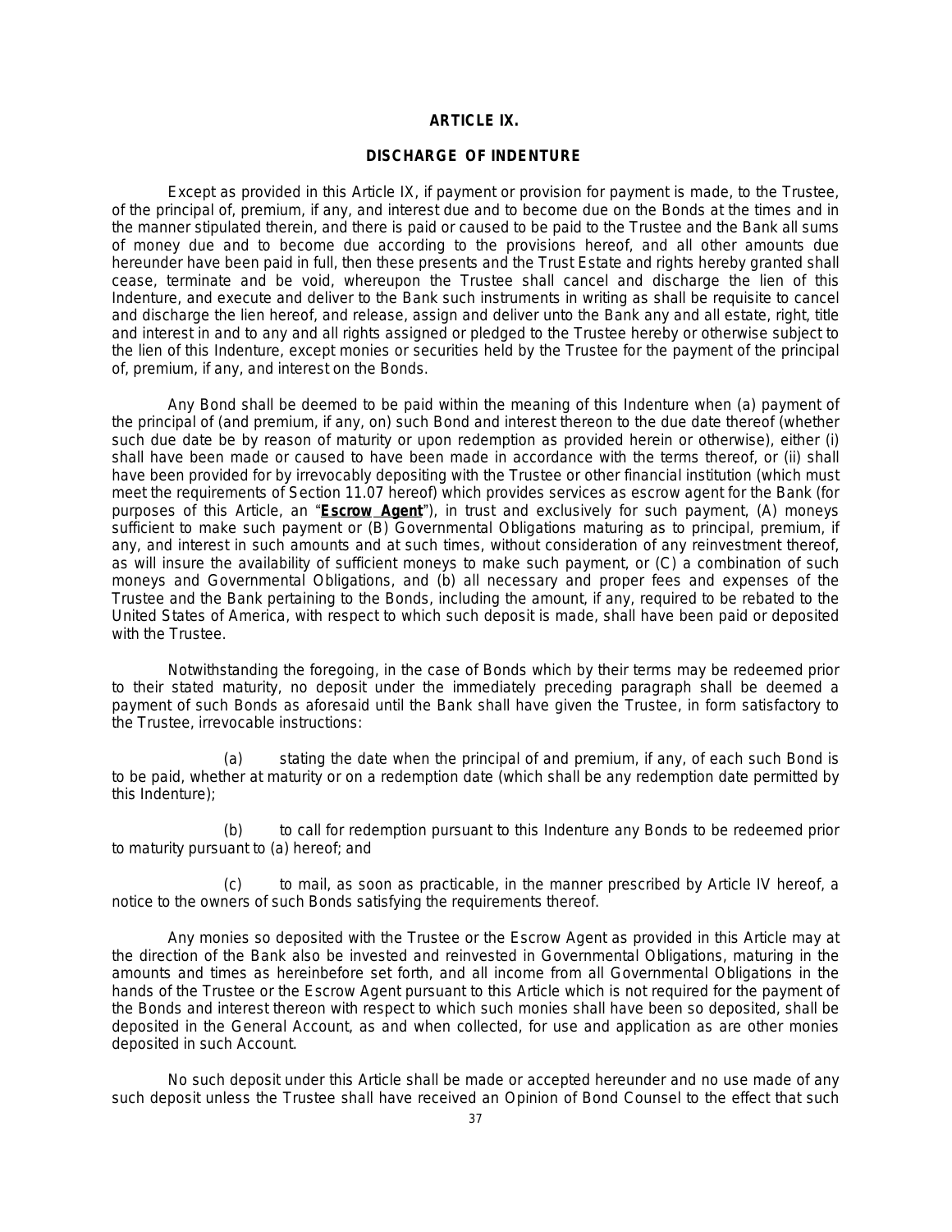## ARTICLE IX.

## DISCHARGE OF INDENTURE

Except as provided in this Article IX, if payment or provision for payment is made, to the Trustee, of the principal of, premium, if any, and interest due and to become due on the Bonds at the times and in the manner stipulated therein, and there is paid or caused to be paid to the Trustee and the Bank all sums of money due and to become due according to the provisions hereof, and all other amounts due hereunder have been paid in full, then these presents and the Trust Estate and rights hereby granted shall cease, terminate and be void, whereupon the Trustee shall cancel and discharge the lien of this Indenture, and execute and deliver to the Bank such instruments in writing as shall be requisite to cancel and discharge the lien hereof, and release, assign and deliver unto the Bank any and all estate, right, title and interest in and to any and all rights assigned or pledged to the Trustee hereby or otherwise subject to the lien of this Indenture, except monies or securities held by the Trustee for the payment of the principal of, premium, if any, and interest on the Bonds.

Any Bond shall be deemed to be paid within the meaning of this Indenture when (a) payment of the principal of (and premium, if any, on) such Bond and interest thereon to the due date thereof (whether such due date be by reason of maturity or upon redemption as provided herein or otherwise), either (i) shall have been made or caused to have been made in accordance with the terms thereof, or (ii) shall have been provided for by irrevocably depositing with the Trustee or other financial institution (which must meet the requirements of Section 11.07 hereof) which provides services as escrow agent for the Bank (for purposes of this Article, an "**Escrow Agent**"), in trust and exclusively for such payment, (A) moneys sufficient to make such payment or (B) Governmental Obligations maturing as to principal, premium, if any, and interest in such amounts and at such times, without consideration of any reinvestment thereof, as will insure the availability of sufficient moneys to make such payment, or (C) a combination of such moneys and Governmental Obligations, and (b) all necessary and proper fees and expenses of the Trustee and the Bank pertaining to the Bonds, including the amount, if any, required to be rebated to the United States of America, with respect to which such deposit is made, shall have been paid or deposited with the Trustee.

Notwithstanding the foregoing, in the case of Bonds which by their terms may be redeemed prior to their stated maturity, no deposit under the immediately preceding paragraph shall be deemed a payment of such Bonds as aforesaid until the Bank shall have given the Trustee, in form satisfactory to the Trustee, irrevocable instructions:

(a) stating the date when the principal of and premium, if any, of each such Bond is to be paid, whether at maturity or on a redemption date (which shall be any redemption date permitted by this Indenture);

(b) to call for redemption pursuant to this Indenture any Bonds to be redeemed prior to maturity pursuant to (a) hereof; and

(c) to mail, as soon as practicable, in the manner prescribed by Article IV hereof, a notice to the owners of such Bonds satisfying the requirements thereof.

Any monies so deposited with the Trustee or the Escrow Agent as provided in this Article may at the direction of the Bank also be invested and reinvested in Governmental Obligations, maturing in the amounts and times as hereinbefore set forth, and all income from all Governmental Obligations in the hands of the Trustee or the Escrow Agent pursuant to this Article which is not required for the payment of the Bonds and interest thereon with respect to which such monies shall have been so deposited, shall be deposited in the General Account, as and when collected, for use and application as are other monies deposited in such Account.

No such deposit under this Article shall be made or accepted hereunder and no use made of any such deposit unless the Trustee shall have received an Opinion of Bond Counsel to the effect that such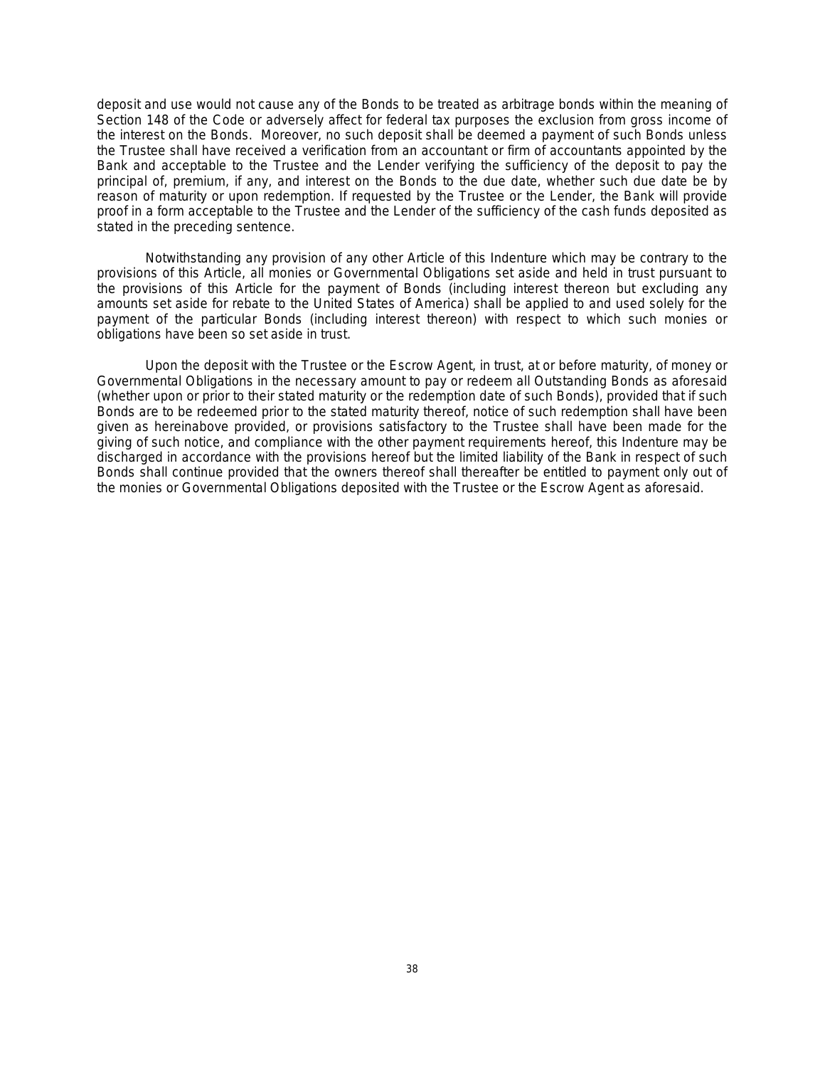deposit and use would not cause any of the Bonds to be treated as arbitrage bonds within the meaning of Section 148 of the Code or adversely affect for federal tax purposes the exclusion from gross income of the interest on the Bonds. Moreover, no such deposit shall be deemed a payment of such Bonds unless the Trustee shall have received a verification from an accountant or firm of accountants appointed by the Bank and acceptable to the Trustee and the Lender verifying the sufficiency of the deposit to pay the principal of, premium, if any, and interest on the Bonds to the due date, whether such due date be by reason of maturity or upon redemption. If requested by the Trustee or the Lender, the Bank will provide proof in a form acceptable to the Trustee and the Lender of the sufficiency of the cash funds deposited as stated in the preceding sentence.

Notwithstanding any provision of any other Article of this Indenture which may be contrary to the provisions of this Article, all monies or Governmental Obligations set aside and held in trust pursuant to the provisions of this Article for the payment of Bonds (including interest thereon but excluding any amounts set aside for rebate to the United States of America) shall be applied to and used solely for the payment of the particular Bonds (including interest thereon) with respect to which such monies or obligations have been so set aside in trust.

Upon the deposit with the Trustee or the Escrow Agent, in trust, at or before maturity, of money or Governmental Obligations in the necessary amount to pay or redeem all Outstanding Bonds as aforesaid (whether upon or prior to their stated maturity or the redemption date of such Bonds), provided that if such Bonds are to be redeemed prior to the stated maturity thereof, notice of such redemption shall have been given as hereinabove provided, or provisions satisfactory to the Trustee shall have been made for the giving of such notice, and compliance with the other payment requirements hereof, this Indenture may be discharged in accordance with the provisions hereof but the limited liability of the Bank in respect of such Bonds shall continue provided that the owners thereof shall thereafter be entitled to payment only out of the monies or Governmental Obligations deposited with the Trustee or the Escrow Agent as aforesaid.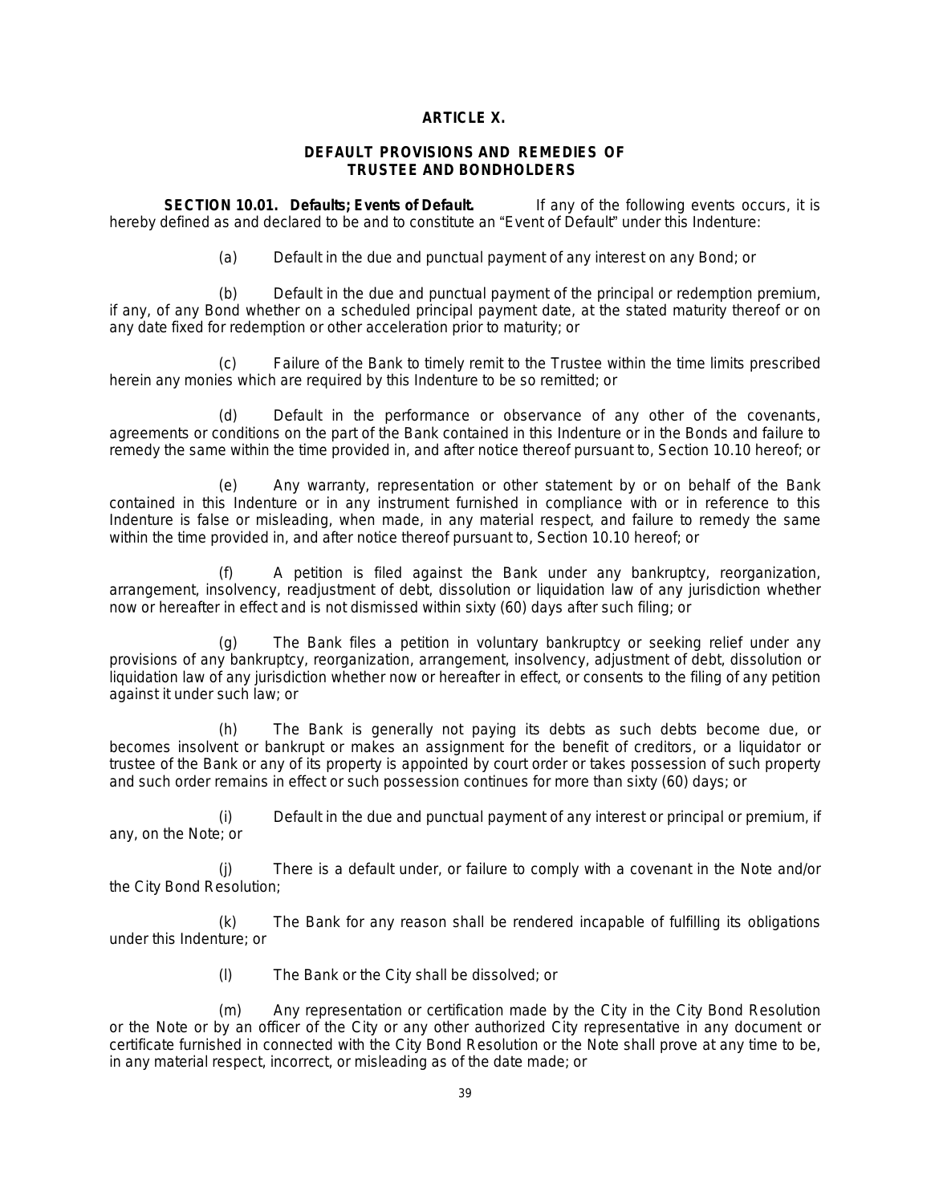# ARTICLE X.

## DEFAULT PROVISIONS AND REMEDIES OF TRUSTEE AND BONDHOLDERS

**SECTION 10.01. Defaults; Events of Default.** If any of the following events occurs, it is hereby defined as and declared to be and to constitute an "Event of Default" under this Indenture:

(a) Default in the due and punctual payment of any interest on any Bond; or

(b) Default in the due and punctual payment of the principal or redemption premium, if any, of any Bond whether on a scheduled principal payment date, at the stated maturity thereof or on any date fixed for redemption or other acceleration prior to maturity; or

(c) Failure of the Bank to timely remit to the Trustee within the time limits prescribed herein any monies which are required by this Indenture to be so remitted; or

(d) Default in the performance or observance of any other of the covenants, agreements or conditions on the part of the Bank contained in this Indenture or in the Bonds and failure to remedy the same within the time provided in, and after notice thereof pursuant to, Section 10.10 hereof; or

(e) Any warranty, representation or other statement by or on behalf of the Bank contained in this Indenture or in any instrument furnished in compliance with or in reference to this Indenture is false or misleading, when made, in any material respect, and failure to remedy the same within the time provided in, and after notice thereof pursuant to, Section 10.10 hereof; or

(f) A petition is filed against the Bank under any bankruptcy, reorganization, arrangement, insolvency, readjustment of debt, dissolution or liquidation law of any jurisdiction whether now or hereafter in effect and is not dismissed within sixty (60) days after such filing; or

(g) The Bank files a petition in voluntary bankruptcy or seeking relief under any provisions of any bankruptcy, reorganization, arrangement, insolvency, adjustment of debt, dissolution or liquidation law of any jurisdiction whether now or hereafter in effect, or consents to the filing of any petition against it under such law; or

(h) The Bank is generally not paying its debts as such debts become due, or becomes insolvent or bankrupt or makes an assignment for the benefit of creditors, or a liquidator or trustee of the Bank or any of its property is appointed by court order or takes possession of such property and such order remains in effect or such possession continues for more than sixty (60) days; or

(i) Default in the due and punctual payment of any interest or principal or premium, if any, on the Note; or

(j) There is a default under, or failure to comply with a covenant in the Note and/or the City Bond Resolution;

(k) The Bank for any reason shall be rendered incapable of fulfilling its obligations under this Indenture; or

(l) The Bank or the City shall be dissolved; or

(m) Any representation or certification made by the City in the City Bond Resolution or the Note or by an officer of the City or any other authorized City representative in any document or certificate furnished in connected with the City Bond Resolution or the Note shall prove at any time to be, in any material respect, incorrect, or misleading as of the date made; or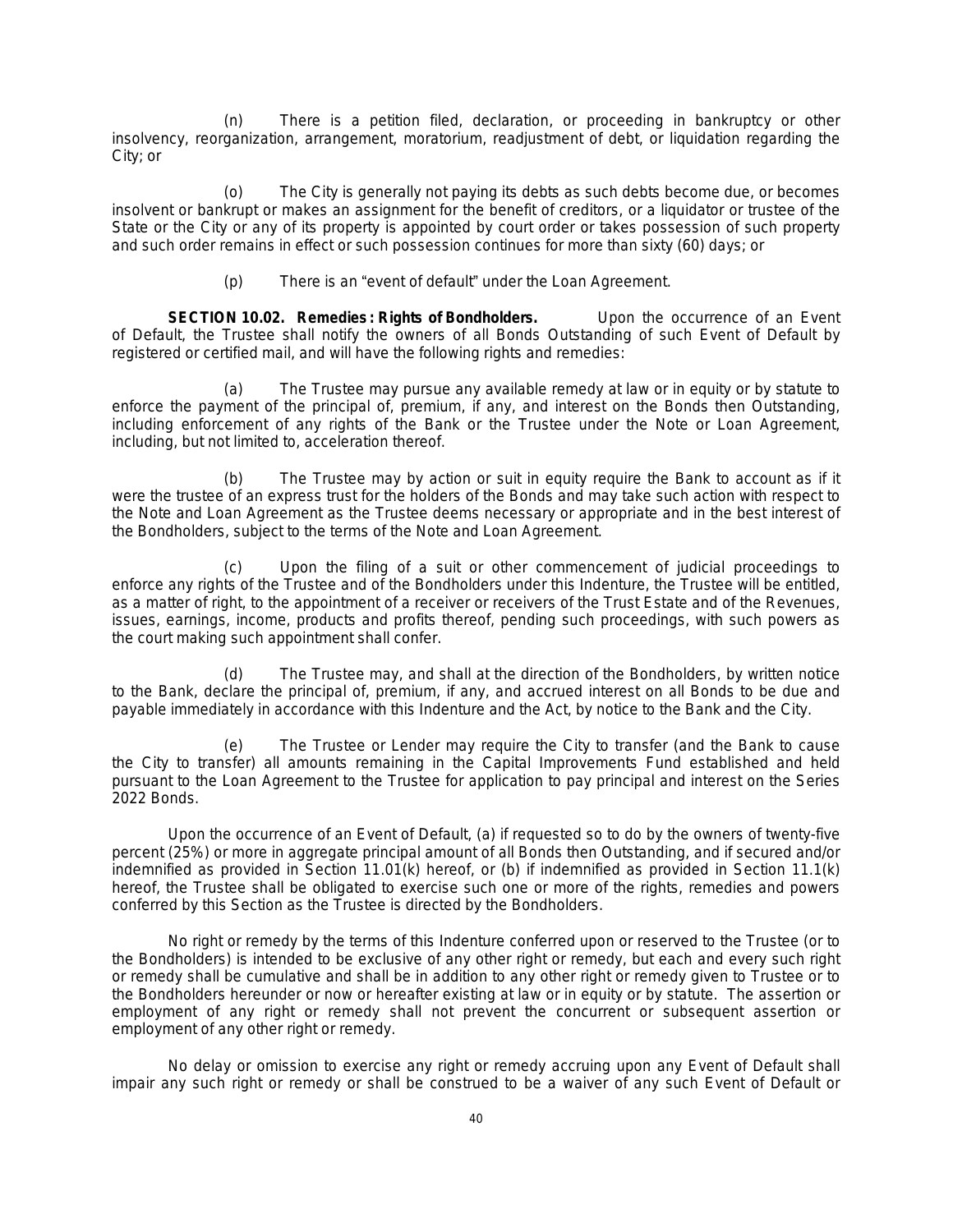(n) There is a petition filed, declaration, or proceeding in bankruptcy or other insolvency, reorganization, arrangement, moratorium, readjustment of debt, or liquidation regarding the City; or

(o) The City is generally not paying its debts as such debts become due, or becomes insolvent or bankrupt or makes an assignment for the benefit of creditors, or a liquidator or trustee of the State or the City or any of its property is appointed by court order or takes possession of such property and such order remains in effect or such possession continues for more than sixty (60) days; or

(p) There is an "event of default" under the Loan Agreement.

**SECTION 10.02. Remedies: Rights of Bondholders.** Upon the occurrence of an Event of Default, the Trustee shall notify the owners of all Bonds Outstanding of such Event of Default by registered or certified mail, and will have the following rights and remedies:

(a) The Trustee may pursue any available remedy at law or in equity or by statute to enforce the payment of the principal of, premium, if any, and interest on the Bonds then Outstanding, including enforcement of any rights of the Bank or the Trustee under the Note or Loan Agreement, including, but not limited to, acceleration thereof.

(b) The Trustee may by action or suit in equity require the Bank to account as if it were the trustee of an express trust for the holders of the Bonds and may take such action with respect to the Note and Loan Agreement as the Trustee deems necessary or appropriate and in the best interest of the Bondholders, subject to the terms of the Note and Loan Agreement.

(c) Upon the filing of a suit or other commencement of judicial proceedings to enforce any rights of the Trustee and of the Bondholders under this Indenture, the Trustee will be entitled, as a matter of right, to the appointment of a receiver or receivers of the Trust Estate and of the Revenues, issues, earnings, income, products and profits thereof, pending such proceedings, with such powers as the court making such appointment shall confer.

(d) The Trustee may, and shall at the direction of the Bondholders, by written notice to the Bank, declare the principal of, premium, if any, and accrued interest on all Bonds to be due and payable immediately in accordance with this Indenture and the Act, by notice to the Bank and the City.

(e) The Trustee or Lender may require the City to transfer (and the Bank to cause the City to transfer) all amounts remaining in the Capital Improvements Fund established and held pursuant to the Loan Agreement to the Trustee for application to pay principal and interest on the Series 2022 Bonds.

Upon the occurrence of an Event of Default, (a) if requested so to do by the owners of twenty-five percent (25%) or more in aggregate principal amount of all Bonds then Outstanding, and if secured and/or indemnified as provided in Section 11.01(k) hereof, or (b) if indemnified as provided in Section 11.1(k) hereof, the Trustee shall be obligated to exercise such one or more of the rights, remedies and powers conferred by this Section as the Trustee is directed by the Bondholders.

No right or remedy by the terms of this Indenture conferred upon or reserved to the Trustee (or to the Bondholders) is intended to be exclusive of any other right or remedy, but each and every such right or remedy shall be cumulative and shall be in addition to any other right or remedy given to Trustee or to the Bondholders hereunder or now or hereafter existing at law or in equity or by statute. The assertion or employment of any right or remedy shall not prevent the concurrent or subsequent assertion or employment of any other right or remedy.

No delay or omission to exercise any right or remedy accruing upon any Event of Default shall impair any such right or remedy or shall be construed to be a waiver of any such Event of Default or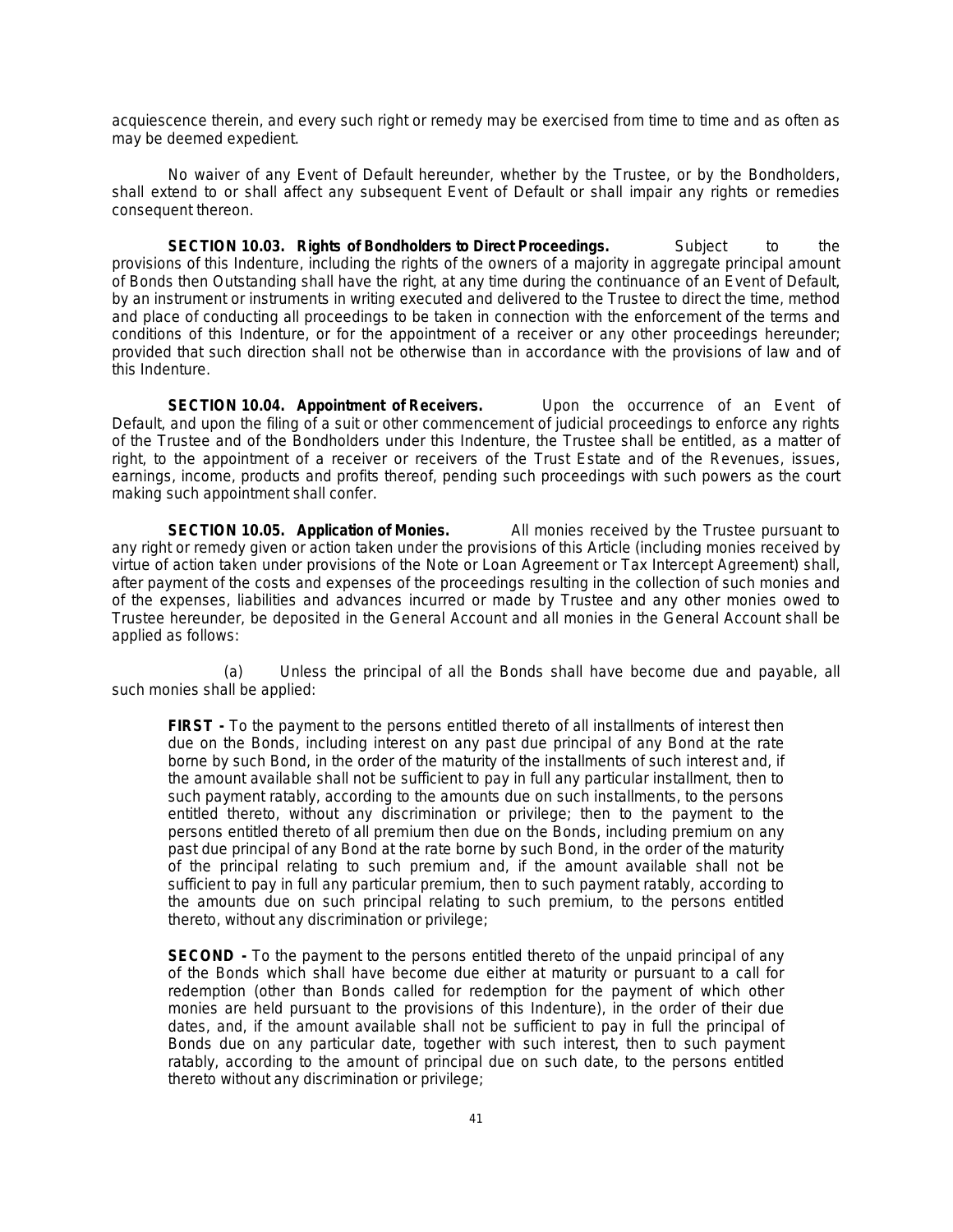acquiescence therein, and every such right or remedy may be exercised from time to time and as often as may be deemed expedient.

No waiver of any Event of Default hereunder, whether by the Trustee, or by the Bondholders, shall extend to or shall affect any subsequent Event of Default or shall impair any rights or remedies consequent thereon.

**SECTION 10.03. Rights of Bondholders to Direct Proceedings.** Subject to the provisions of this Indenture, including the rights of the owners of a majority in aggregate principal amount of Bonds then Outstanding shall have the right, at any time during the continuance of an Event of Default, by an instrument or instruments in writing executed and delivered to the Trustee to direct the time, method and place of conducting all proceedings to be taken in connection with the enforcement of the terms and conditions of this Indenture, or for the appointment of a receiver or any other proceedings hereunder; provided that such direction shall not be otherwise than in accordance with the provisions of law and of this Indenture.

**SECTION 10.04. Appointment of Receivers.** Upon the occurrence of an Event of Default, and upon the filing of a suit or other commencement of judicial proceedings to enforce any rights of the Trustee and of the Bondholders under this Indenture, the Trustee shall be entitled, as a matter of right, to the appointment of a receiver or receivers of the Trust Estate and of the Revenues, issues, earnings, income, products and profits thereof, pending such proceedings with such powers as the court making such appointment shall confer.

**SECTION 10.05. Application of Monies.** All monies received by the Trustee pursuant to any right or remedy given or action taken under the provisions of this Article (including monies received by virtue of action taken under provisions of the Note or Loan Agreement or Tax Intercept Agreement) shall, after payment of the costs and expenses of the proceedings resulting in the collection of such monies and of the expenses, liabilities and advances incurred or made by Trustee and any other monies owed to Trustee hereunder, be deposited in the General Account and all monies in the General Account shall be applied as follows:

(a) Unless the principal of all the Bonds shall have become due and payable, all such monies shall be applied:

> **FIRST -** To the payment to the persons entitled thereto of all installments of interest then due on the Bonds, including interest on any past due principal of any Bond at the rate borne by such Bond, in the order of the maturity of the installments of such interest and, if the amount available shall not be sufficient to pay in full any particular installment, then to such payment ratably, according to the amounts due on such installments, to the persons entitled thereto, without any discrimination or privilege; then to the payment to the persons entitled thereto of all premium then due on the Bonds, including premium on any past due principal of any Bond at the rate borne by such Bond, in the order of the maturity of the principal relating to such premium and, if the amount available shall not be sufficient to pay in full any particular premium, then to such payment ratably, according to the amounts due on such principal relating to such premium, to the persons entitled thereto, without any discrimination or privilege;
>
> **SECOND -** To the payment to the persons entitled thereto of the unpaid principal of any of the Bonds which shall have become due either at maturity or pursuant to a call for redemption (other than Bonds called for redemption for the payment of which other monies are held pursuant to the provisions of this Indenture), in the order of their due dates, and, if the amount available shall not be sufficient to pay in full the principal of Bonds due on any particular date, together with such interest, then to such payment ratably, according to the amount of principal due on such date, to the persons entitled thereto without any discrimination or privilege;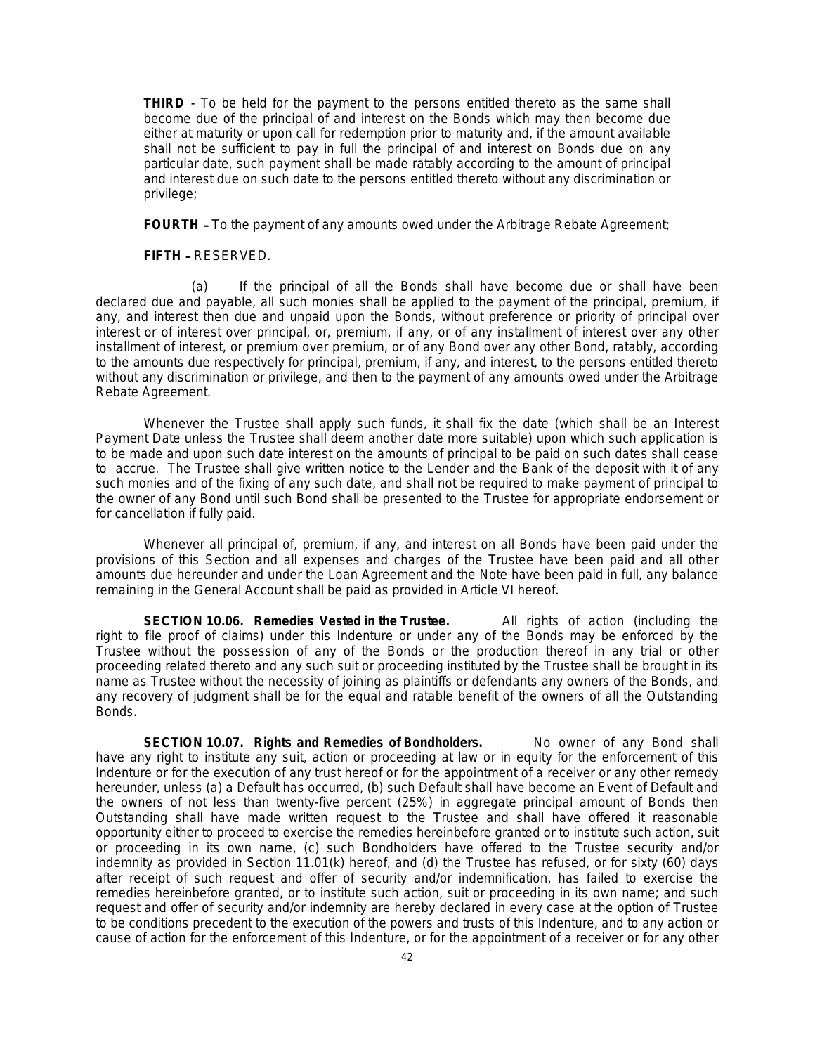**THIRD** - To be held for the payment to the persons entitled thereto as the same shall become due of the principal of and interest on the Bonds which may then become due either at maturity or upon call for redemption prior to maturity and, if the amount available shall not be sufficient to pay in full the principal of and interest on Bonds due on any particular date, such payment shall be made ratably according to the amount of principal and interest due on such date to the persons entitled thereto without any discrimination or privilege;

**FOURTH** – To the payment of any amounts owed under the Arbitrage Rebate Agreement;

**FIFTH** – RESERVED.

(a) If the principal of all the Bonds shall have become due or shall have been declared due and payable, all such monies shall be applied to the payment of the principal, premium, if any, and interest then due and unpaid upon the Bonds, without preference or priority of principal over interest or of interest over principal, or, premium, if any, or of any installment of interest over any other installment of interest, or premium over premium, or of any Bond over any other Bond, ratably, according to the amounts due respectively for principal, premium, if any, and interest, to the persons entitled thereto without any discrimination or privilege, and then to the payment of any amounts owed under the Arbitrage Rebate Agreement.

Whenever the Trustee shall apply such funds, it shall fix the date (which shall be an Interest Payment Date unless the Trustee shall deem another date more suitable) upon which such application is to be made and upon such date interest on the amounts of principal to be paid on such dates shall cease to accrue. The Trustee shall give written notice to the Lender and the Bank of the deposit with it of any such monies and of the fixing of any such date, and shall not be required to make payment of principal to the owner of any Bond until such Bond shall be presented to the Trustee for appropriate endorsement or for cancellation if fully paid.

Whenever all principal of, premium, if any, and interest on all Bonds have been paid under the provisions of this Section and all expenses and charges of the Trustee have been paid and all other amounts due hereunder and under the Loan Agreement and the Note have been paid in full, any balance remaining in the General Account shall be paid as provided in Article VI hereof.

**SECTION 10.06. Remedies Vested in the Trustee.** All rights of action (including the right to file proof of claims) under this Indenture or under any of the Bonds may be enforced by the Trustee without the possession of any of the Bonds or the production thereof in any trial or other proceeding related thereto and any such suit or proceeding instituted by the Trustee shall be brought in its name as Trustee without the necessity of joining as plaintiffs or defendants any owners of the Bonds, and any recovery of judgment shall be for the equal and ratable benefit of the owners of all the Outstanding Bonds.

**SECTION 10.07. Rights and Remedies of Bondholders.** No owner of any Bond shall have any right to institute any suit, action or proceeding at law or in equity for the enforcement of this Indenture or for the execution of any trust hereof or for the appointment of a receiver or any other remedy hereunder, unless (a) a Default has occurred, (b) such Default shall have become an Event of Default and the owners of not less than twenty-five percent (25%) in aggregate principal amount of Bonds then Outstanding shall have made written request to the Trustee and shall have offered it reasonable opportunity either to proceed to exercise the remedies hereinbefore granted or to institute such action, suit or proceeding in its own name, (c) such Bondholders have offered to the Trustee security and/or indemnity as provided in Section 11.01(k) hereof, and (d) the Trustee has refused, or for sixty (60) days after receipt of such request and offer of security and/or indemnification, has failed to exercise the remedies hereinbefore granted, or to institute such action, suit or proceeding in its own name; and such request and offer of security and/or indemnity are hereby declared in every case at the option of Trustee to be conditions precedent to the execution of the powers and trusts of this Indenture, and to any action or cause of action for the enforcement of this Indenture, or for the appointment of a receiver or for any other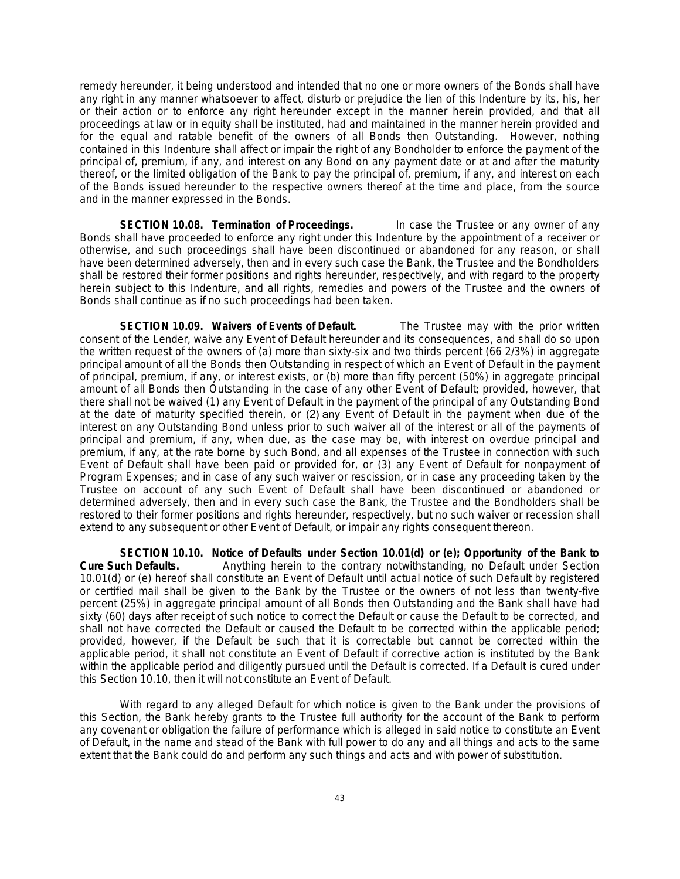remedy hereunder, it being understood and intended that no one or more owners of the Bonds shall have any right in any manner whatsoever to affect, disturb or prejudice the lien of this Indenture by its, his, her or their action or to enforce any right hereunder except in the manner herein provided, and that all proceedings at law or in equity shall be instituted, had and maintained in the manner herein provided and for the equal and ratable benefit of the owners of all Bonds then Outstanding. However, nothing contained in this Indenture shall affect or impair the right of any Bondholder to enforce the payment of the principal of, premium, if any, and interest on any Bond on any payment date or at and after the maturity thereof, or the limited obligation of the Bank to pay the principal of, premium, if any, and interest on each of the Bonds issued hereunder to the respective owners thereof at the time and place, from the source and in the manner expressed in the Bonds.

**SECTION 10.08. Termination of Proceedings.** In case the Trustee or any owner of any Bonds shall have proceeded to enforce any right under this Indenture by the appointment of a receiver or otherwise, and such proceedings shall have been discontinued or abandoned for any reason, or shall have been determined adversely, then and in every such case the Bank, the Trustee and the Bondholders shall be restored their former positions and rights hereunder, respectively, and with regard to the property herein subject to this Indenture, and all rights, remedies and powers of the Trustee and the owners of Bonds shall continue as if no such proceedings had been taken.

**SECTION 10.09. Waivers of Events of Default.** The Trustee may with the prior written consent of the Lender, waive any Event of Default hereunder and its consequences, and shall do so upon the written request of the owners of (a) more than sixty-six and two thirds percent (66 2/3%) in aggregate principal amount of all the Bonds then Outstanding in respect of which an Event of Default in the payment of principal, premium, if any, or interest exists, or (b) more than fifty percent (50%) in aggregate principal amount of all Bonds then Outstanding in the case of any other Event of Default; provided, however, that there shall not be waived (1) any Event of Default in the payment of the principal of any Outstanding Bond at the date of maturity specified therein, or (2) any Event of Default in the payment when due of the interest on any Outstanding Bond unless prior to such waiver all of the interest or all of the payments of principal and premium, if any, when due, as the case may be, with interest on overdue principal and premium, if any, at the rate borne by such Bond, and all expenses of the Trustee in connection with such Event of Default shall have been paid or provided for, or (3) any Event of Default for nonpayment of Program Expenses; and in case of any such waiver or rescission, or in case any proceeding taken by the Trustee on account of any such Event of Default shall have been discontinued or abandoned or determined adversely, then and in every such case the Bank, the Trustee and the Bondholders shall be restored to their former positions and rights hereunder, respectively, but no such waiver or recession shall extend to any subsequent or other Event of Default, or impair any rights consequent thereon.

**SECTION 10.10. Notice of Defaults under Section 10.01(d) or (e); Opportunity of the Bank to Cure Such Defaults.** Anything herein to the contrary notwithstanding, no Default under Section 10.01(d) or (e) hereof shall constitute an Event of Default until actual notice of such Default by registered or certified mail shall be given to the Bank by the Trustee or the owners of not less than twenty-five percent (25%) in aggregate principal amount of all Bonds then Outstanding and the Bank shall have had sixty (60) days after receipt of such notice to correct the Default or cause the Default to be corrected, and shall not have corrected the Default or caused the Default to be corrected within the applicable period; provided, however, if the Default be such that it is correctable but cannot be corrected within the applicable period, it shall not constitute an Event of Default if corrective action is instituted by the Bank within the applicable period and diligently pursued until the Default is corrected. If a Default is cured under this Section 10.10, then it will not constitute an Event of Default.

With regard to any alleged Default for which notice is given to the Bank under the provisions of this Section, the Bank hereby grants to the Trustee full authority for the account of the Bank to perform any covenant or obligation the failure of performance which is alleged in said notice to constitute an Event of Default, in the name and stead of the Bank with full power to do any and all things and acts to the same extent that the Bank could do and perform any such things and acts and with power of substitution.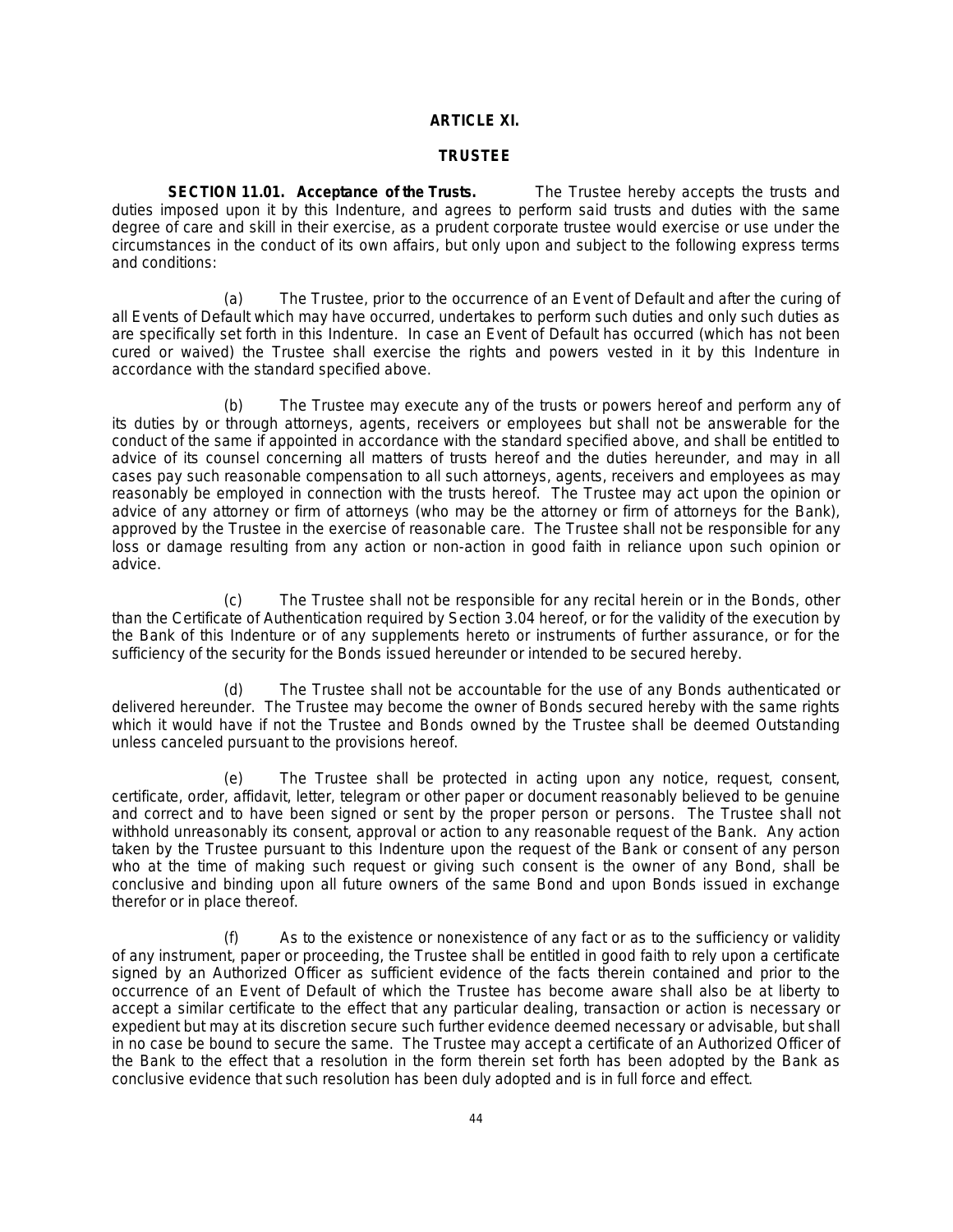## ARTICLE XI.

## TRUSTEE

**SECTION 11.01. Acceptance of the Trusts.** The Trustee hereby accepts the trusts and duties imposed upon it by this Indenture, and agrees to perform said trusts and duties with the same degree of care and skill in their exercise, as a prudent corporate trustee would exercise or use under the circumstances in the conduct of its own affairs, but only upon and subject to the following express terms and conditions:

(a) The Trustee, prior to the occurrence of an Event of Default and after the curing of all Events of Default which may have occurred, undertakes to perform such duties and only such duties as are specifically set forth in this Indenture. In case an Event of Default has occurred (which has not been cured or waived) the Trustee shall exercise the rights and powers vested in it by this Indenture in accordance with the standard specified above.

(b) The Trustee may execute any of the trusts or powers hereof and perform any of its duties by or through attorneys, agents, receivers or employees but shall not be answerable for the conduct of the same if appointed in accordance with the standard specified above, and shall be entitled to advice of its counsel concerning all matters of trusts hereof and the duties hereunder, and may in all cases pay such reasonable compensation to all such attorneys, agents, receivers and employees as may reasonably be employed in connection with the trusts hereof. The Trustee may act upon the opinion or advice of any attorney or firm of attorneys (who may be the attorney or firm of attorneys for the Bank), approved by the Trustee in the exercise of reasonable care. The Trustee shall not be responsible for any loss or damage resulting from any action or non-action in good faith in reliance upon such opinion or advice.

(c) The Trustee shall not be responsible for any recital herein or in the Bonds, other than the Certificate of Authentication required by Section 3.04 hereof, or for the validity of the execution by the Bank of this Indenture or of any supplements hereto or instruments of further assurance, or for the sufficiency of the security for the Bonds issued hereunder or intended to be secured hereby.

(d) The Trustee shall not be accountable for the use of any Bonds authenticated or delivered hereunder. The Trustee may become the owner of Bonds secured hereby with the same rights which it would have if not the Trustee and Bonds owned by the Trustee shall be deemed Outstanding unless canceled pursuant to the provisions hereof.

(e) The Trustee shall be protected in acting upon any notice, request, consent, certificate, order, affidavit, letter, telegram or other paper or document reasonably believed to be genuine and correct and to have been signed or sent by the proper person or persons. The Trustee shall not withhold unreasonably its consent, approval or action to any reasonable request of the Bank. Any action taken by the Trustee pursuant to this Indenture upon the request of the Bank or consent of any person who at the time of making such request or giving such consent is the owner of any Bond, shall be conclusive and binding upon all future owners of the same Bond and upon Bonds issued in exchange therefor or in place thereof.

(f) As to the existence or nonexistence of any fact or as to the sufficiency or validity of any instrument, paper or proceeding, the Trustee shall be entitled in good faith to rely upon a certificate signed by an Authorized Officer as sufficient evidence of the facts therein contained and prior to the occurrence of an Event of Default of which the Trustee has become aware shall also be at liberty to accept a similar certificate to the effect that any particular dealing, transaction or action is necessary or expedient but may at its discretion secure such further evidence deemed necessary or advisable, but shall in no case be bound to secure the same. The Trustee may accept a certificate of an Authorized Officer of the Bank to the effect that a resolution in the form therein set forth has been adopted by the Bank as conclusive evidence that such resolution has been duly adopted and is in full force and effect.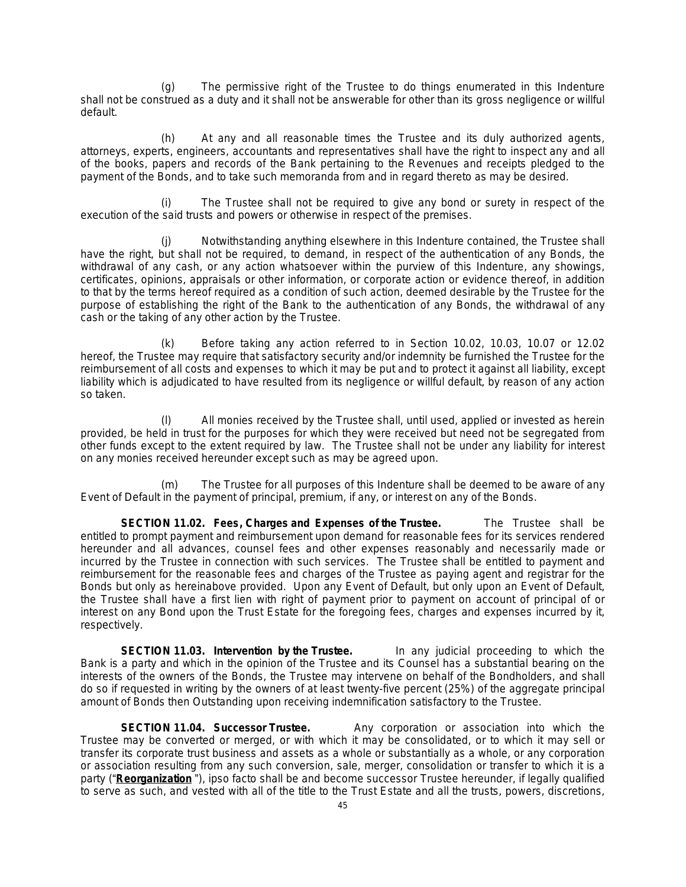(g) The permissive right of the Trustee to do things enumerated in this Indenture shall not be construed as a duty and it shall not be answerable for other than its gross negligence or willful default.

(h) At any and all reasonable times the Trustee and its duly authorized agents, attorneys, experts, engineers, accountants and representatives shall have the right to inspect any and all of the books, papers and records of the Bank pertaining to the Revenues and receipts pledged to the payment of the Bonds, and to take such memoranda from and in regard thereto as may be desired.

(i) The Trustee shall not be required to give any bond or surety in respect of the execution of the said trusts and powers or otherwise in respect of the premises.

(j) Notwithstanding anything elsewhere in this Indenture contained, the Trustee shall have the right, but shall not be required, to demand, in respect of the authentication of any Bonds, the withdrawal of any cash, or any action whatsoever within the purview of this Indenture, any showings, certificates, opinions, appraisals or other information, or corporate action or evidence thereof, in addition to that by the terms hereof required as a condition of such action, deemed desirable by the Trustee for the purpose of establishing the right of the Bank to the authentication of any Bonds, the withdrawal of any cash or the taking of any other action by the Trustee.

(k) Before taking any action referred to in Section 10.02, 10.03, 10.07 or 12.02 hereof, the Trustee may require that satisfactory security and/or indemnity be furnished the Trustee for the reimbursement of all costs and expenses to which it may be put and to protect it against all liability, except liability which is adjudicated to have resulted from its negligence or willful default, by reason of any action so taken.

(l) All monies received by the Trustee shall, until used, applied or invested as herein provided, be held in trust for the purposes for which they were received but need not be segregated from other funds except to the extent required by law. The Trustee shall not be under any liability for interest on any monies received hereunder except such as may be agreed upon.

(m) The Trustee for all purposes of this Indenture shall be deemed to be aware of any Event of Default in the payment of principal, premium, if any, or interest on any of the Bonds.

**SECTION 11.02. Fees, Charges and Expenses of the Trustee.** The Trustee shall be entitled to prompt payment and reimbursement upon demand for reasonable fees for its services rendered hereunder and all advances, counsel fees and other expenses reasonably and necessarily made or incurred by the Trustee in connection with such services. The Trustee shall be entitled to payment and reimbursement for the reasonable fees and charges of the Trustee as paying agent and registrar for the Bonds but only as hereinabove provided. Upon any Event of Default, but only upon an Event of Default, the Trustee shall have a first lien with right of payment prior to payment on account of principal of or interest on any Bond upon the Trust Estate for the foregoing fees, charges and expenses incurred by it, respectively.

**SECTION 11.03. Intervention by the Trustee.** In any judicial proceeding to which the Bank is a party and which in the opinion of the Trustee and its Counsel has a substantial bearing on the interests of the owners of the Bonds, the Trustee may intervene on behalf of the Bondholders, and shall do so if requested in writing by the owners of at least twenty-five percent (25%) of the aggregate principal amount of Bonds then Outstanding upon receiving indemnification satisfactory to the Trustee.

**SECTION 11.04. Successor Trustee.** Any corporation or association into which the Trustee may be converted or merged, or with which it may be consolidated, or to which it may sell or transfer its corporate trust business and assets as a whole or substantially as a whole, or any corporation or association resulting from any such conversion, sale, merger, consolidation or transfer to which it is a party ("**Reorganization**"), ipso facto shall be and become successor Trustee hereunder, if legally qualified to serve as such, and vested with all of the title to the Trust Estate and all the trusts, powers, discretions,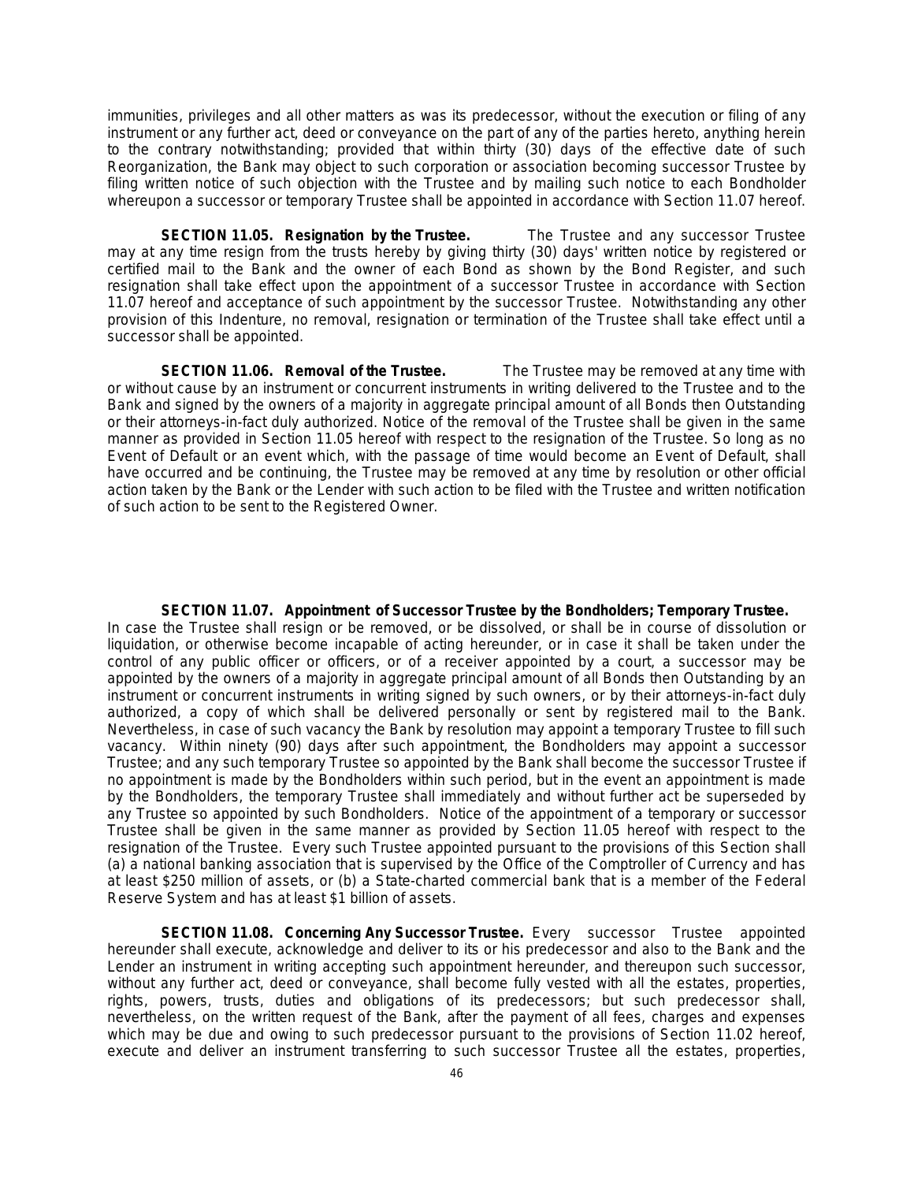immunities, privileges and all other matters as was its predecessor, without the execution or filing of any instrument or any further act, deed or conveyance on the part of any of the parties hereto, anything herein to the contrary notwithstanding; provided that within thirty (30) days of the effective date of such Reorganization, the Bank may object to such corporation or association becoming successor Trustee by filing written notice of such objection with the Trustee and by mailing such notice to each Bondholder whereupon a successor or temporary Trustee shall be appointed in accordance with Section 11.07 hereof.

**SECTION 11.05. Resignation by the Trustee.** The Trustee and any successor Trustee may at any time resign from the trusts hereby by giving thirty (30) days' written notice by registered or certified mail to the Bank and the owner of each Bond as shown by the Bond Register, and such resignation shall take effect upon the appointment of a successor Trustee in accordance with Section 11.07 hereof and acceptance of such appointment by the successor Trustee. Notwithstanding any other provision of this Indenture, no removal, resignation or termination of the Trustee shall take effect until a successor shall be appointed.

**SECTION 11.06. Removal of the Trustee.** The Trustee may be removed at any time with or without cause by an instrument or concurrent instruments in writing delivered to the Trustee and to the Bank and signed by the owners of a majority in aggregate principal amount of all Bonds then Outstanding or their attorneys-in-fact duly authorized. Notice of the removal of the Trustee shall be given in the same manner as provided in Section 11.05 hereof with respect to the resignation of the Trustee. So long as no Event of Default or an event which, with the passage of time would become an Event of Default, shall have occurred and be continuing, the Trustee may be removed at any time by resolution or other official action taken by the Bank or the Lender with such action to be filed with the Trustee and written notification of such action to be sent to the Registered Owner.

**SECTION 11.07. Appointment of Successor Trustee by the Bondholders; Temporary Trustee.** In case the Trustee shall resign or be removed, or be dissolved, or shall be in course of dissolution or liquidation, or otherwise become incapable of acting hereunder, or in case it shall be taken under the control of any public officer or officers, or of a receiver appointed by a court, a successor may be appointed by the owners of a majority in aggregate principal amount of all Bonds then Outstanding by an instrument or concurrent instruments in writing signed by such owners, or by their attorneys-in-fact duly authorized, a copy of which shall be delivered personally or sent by registered mail to the Bank. Nevertheless, in case of such vacancy the Bank by resolution may appoint a temporary Trustee to fill such vacancy. Within ninety (90) days after such appointment, the Bondholders may appoint a successor Trustee; and any such temporary Trustee so appointed by the Bank shall become the successor Trustee if no appointment is made by the Bondholders within such period, but in the event an appointment is made by the Bondholders, the temporary Trustee shall immediately and without further act be superseded by any Trustee so appointed by such Bondholders. Notice of the appointment of a temporary or successor Trustee shall be given in the same manner as provided by Section 11.05 hereof with respect to the resignation of the Trustee. Every such Trustee appointed pursuant to the provisions of this Section shall (a) a national banking association that is supervised by the Office of the Comptroller of Currency and has at least $250 million of assets, or (b) a State-charted commercial bank that is a member of the Federal Reserve System and has at least $1 billion of assets.

**SECTION 11.08. Concerning Any Successor Trustee.** Every successor Trustee appointed hereunder shall execute, acknowledge and deliver to its or his predecessor and also to the Bank and the Lender an instrument in writing accepting such appointment hereunder, and thereupon such successor, without any further act, deed or conveyance, shall become fully vested with all the estates, properties, rights, powers, trusts, duties and obligations of its predecessors; but such predecessor shall, nevertheless, on the written request of the Bank, after the payment of all fees, charges and expenses which may be due and owing to such predecessor pursuant to the provisions of Section 11.02 hereof, execute and deliver an instrument transferring to such successor Trustee all the estates, properties,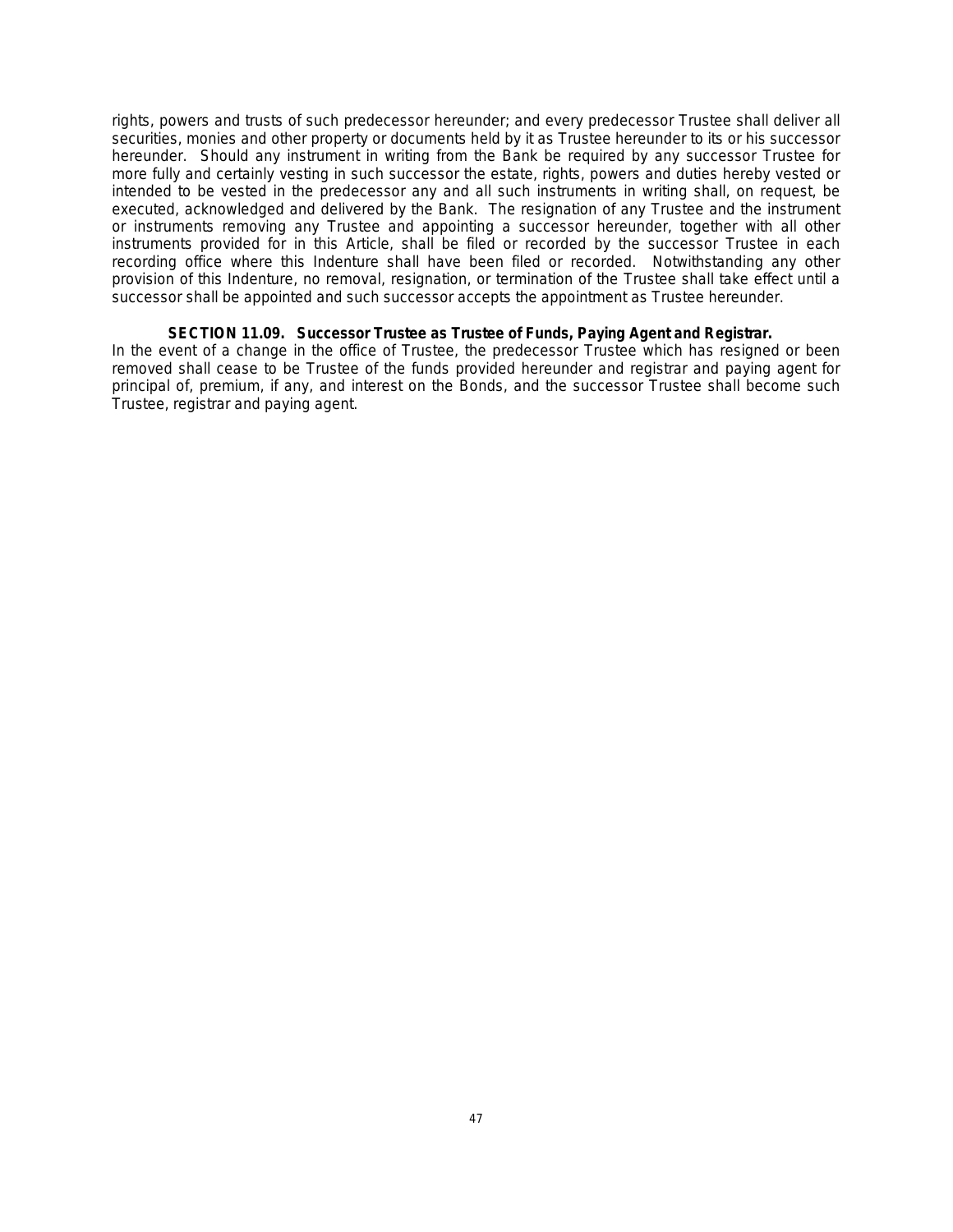rights, powers and trusts of such predecessor hereunder; and every predecessor Trustee shall deliver all securities, monies and other property or documents held by it as Trustee hereunder to its or his successor hereunder. Should any instrument in writing from the Bank be required by any successor Trustee for more fully and certainly vesting in such successor the estate, rights, powers and duties hereby vested or intended to be vested in the predecessor any and all such instruments in writing shall, on request, be executed, acknowledged and delivered by the Bank. The resignation of any Trustee and the instrument or instruments removing any Trustee and appointing a successor hereunder, together with all other instruments provided for in this Article, shall be filed or recorded by the successor Trustee in each recording office where this Indenture shall have been filed or recorded. Notwithstanding any other provision of this Indenture, no removal, resignation, or termination of the Trustee shall take effect until a successor shall be appointed and such successor accepts the appointment as Trustee hereunder.

**SECTION 11.09. Successor Trustee as Trustee of Funds, Paying Agent and Registrar.** In the event of a change in the office of Trustee, the predecessor Trustee which has resigned or been removed shall cease to be Trustee of the funds provided hereunder and registrar and paying agent for principal of, premium, if any, and interest on the Bonds, and the successor Trustee shall become such Trustee, registrar and paying agent.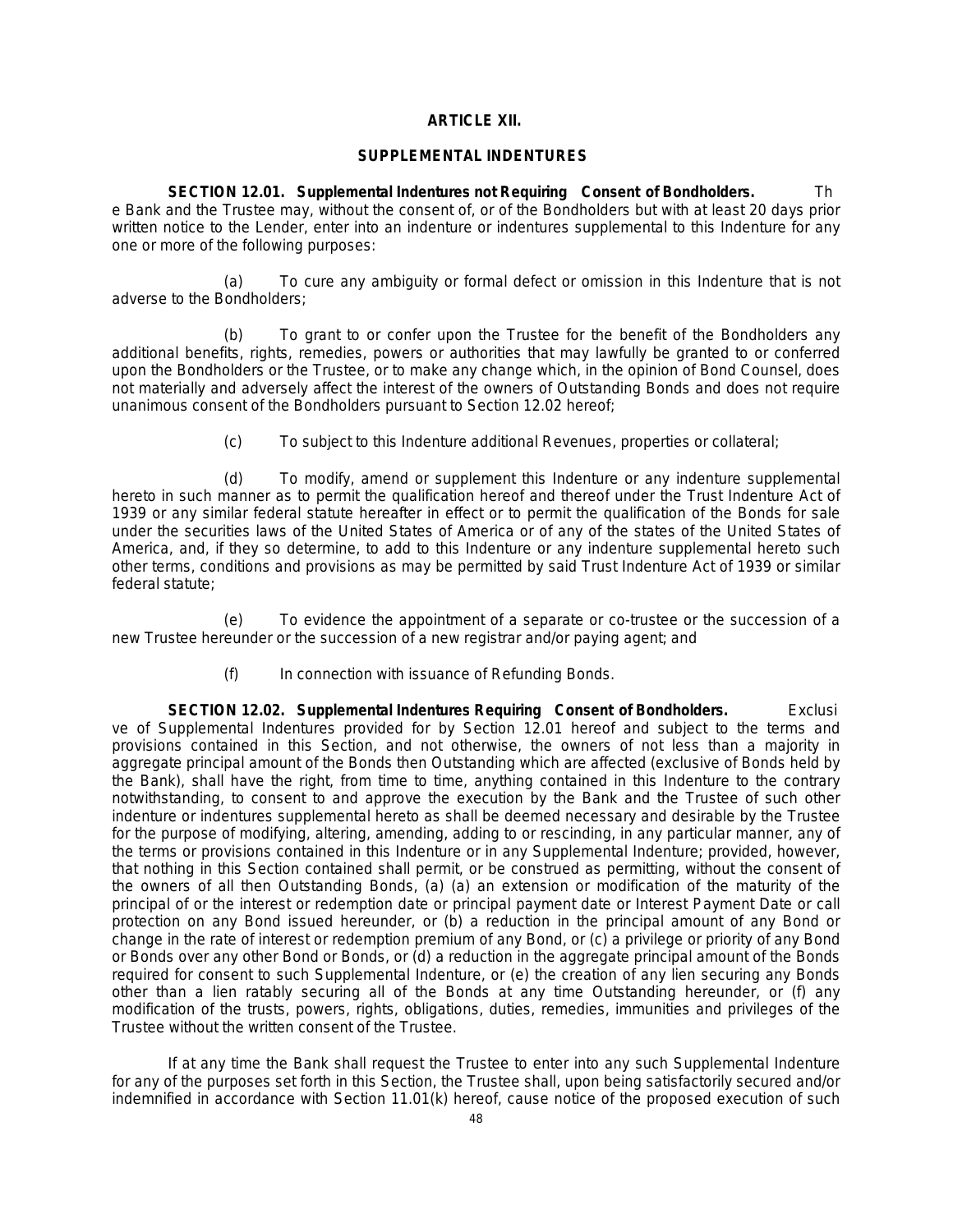## ARTICLE XII.

## SUPPLEMENTAL INDENTURES

**SECTION 12.01. Supplemental Indentures not Requiring Consent of Bondholders.** The Bank and the Trustee may, without the consent of, or of the Bondholders but with at least 20 days prior written notice to the Lender, enter into an indenture or indentures supplemental to this Indenture for any one or more of the following purposes:

(a) To cure any ambiguity or formal defect or omission in this Indenture that is not adverse to the Bondholders;

(b) To grant to or confer upon the Trustee for the benefit of the Bondholders any additional benefits, rights, remedies, powers or authorities that may lawfully be granted to or conferred upon the Bondholders or the Trustee, or to make any change which, in the opinion of Bond Counsel, does not materially and adversely affect the interest of the owners of Outstanding Bonds and does not require unanimous consent of the Bondholders pursuant to Section 12.02 hereof;

(c) To subject to this Indenture additional Revenues, properties or collateral;

(d) To modify, amend or supplement this Indenture or any indenture supplemental hereto in such manner as to permit the qualification hereof and thereof under the Trust Indenture Act of 1939 or any similar federal statute hereafter in effect or to permit the qualification of the Bonds for sale under the securities laws of the United States of America or of any of the states of the United States of America, and, if they so determine, to add to this Indenture or any indenture supplemental hereto such other terms, conditions and provisions as may be permitted by said Trust Indenture Act of 1939 or similar federal statute;

(e) To evidence the appointment of a separate or co-trustee or the succession of a new Trustee hereunder or the succession of a new registrar and/or paying agent; and

(f) In connection with issuance of Refunding Bonds.

**SECTION 12.02. Supplemental Indentures Requiring Consent of Bondholders.** Exclusive of Supplemental Indentures provided for by Section 12.01 hereof and subject to the terms and provisions contained in this Section, and not otherwise, the owners of not less than a majority in aggregate principal amount of the Bonds then Outstanding which are affected (exclusive of Bonds held by the Bank), shall have the right, from time to time, anything contained in this Indenture to the contrary notwithstanding, to consent to and approve the execution by the Bank and the Trustee of such other indenture or indentures supplemental hereto as shall be deemed necessary and desirable by the Trustee for the purpose of modifying, altering, amending, adding to or rescinding, in any particular manner, any of the terms or provisions contained in this Indenture or in any Supplemental Indenture; provided, however, that nothing in this Section contained shall permit, or be construed as permitting, without the consent of the owners of all then Outstanding Bonds, (a) (a) an extension or modification of the maturity of the principal of or the interest or redemption date or principal payment date or Interest Payment Date or call protection on any Bond issued hereunder, or (b) a reduction in the principal amount of any Bond or change in the rate of interest or redemption premium of any Bond, or (c) a privilege or priority of any Bond or Bonds over any other Bond or Bonds, or (d) a reduction in the aggregate principal amount of the Bonds required for consent to such Supplemental Indenture, or (e) the creation of any lien securing any Bonds other than a lien ratably securing all of the Bonds at any time Outstanding hereunder, or (f) any modification of the trusts, powers, rights, obligations, duties, remedies, immunities and privileges of the Trustee without the written consent of the Trustee.

If at any time the Bank shall request the Trustee to enter into any such Supplemental Indenture for any of the purposes set forth in this Section, the Trustee shall, upon being satisfactorily secured and/or indemnified in accordance with Section 11.01(k) hereof, cause notice of the proposed execution of such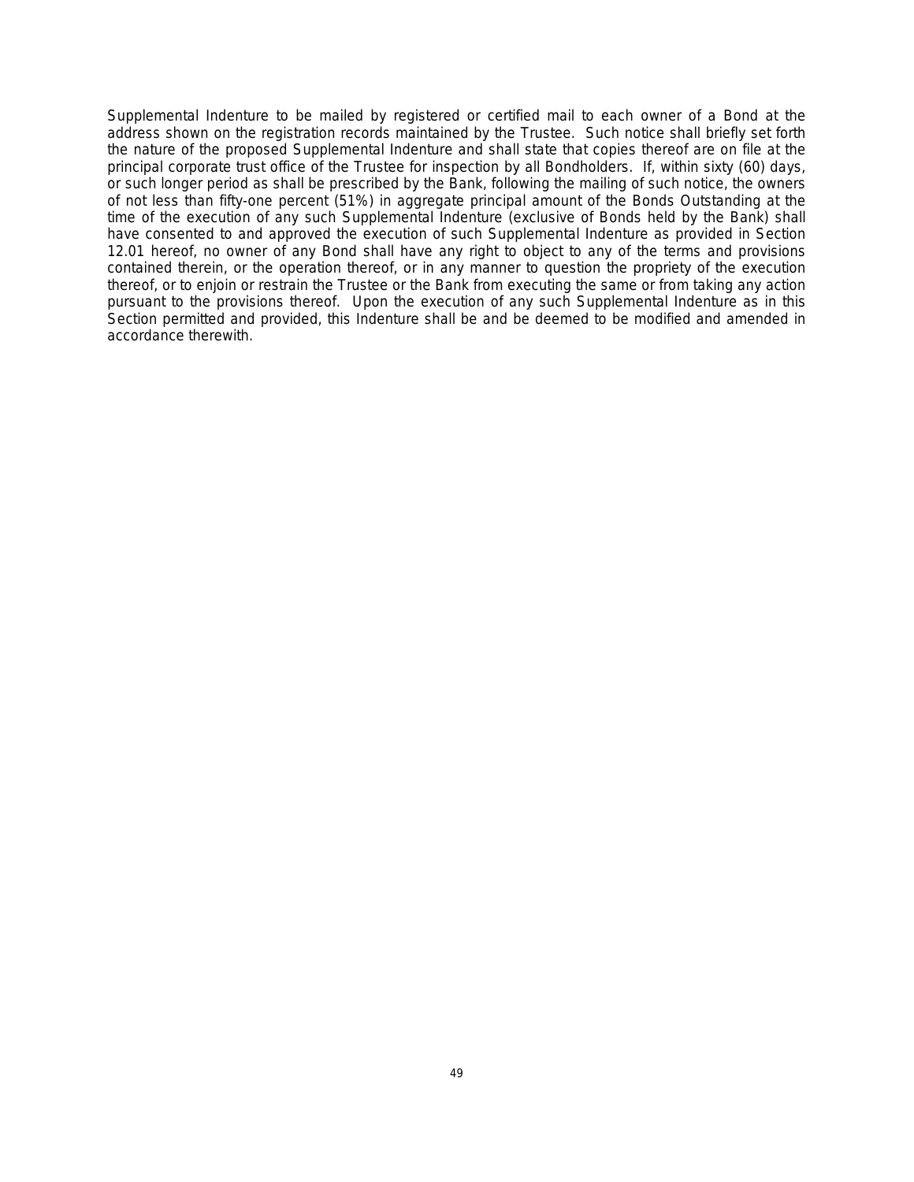Supplemental Indenture to be mailed by registered or certified mail to each owner of a Bond at the address shown on the registration records maintained by the Trustee. Such notice shall briefly set forth the nature of the proposed Supplemental Indenture and shall state that copies thereof are on file at the principal corporate trust office of the Trustee for inspection by all Bondholders. If, within sixty (60) days, or such longer period as shall be prescribed by the Bank, following the mailing of such notice, the owners of not less than fifty-one percent (51%) in aggregate principal amount of the Bonds Outstanding at the time of the execution of any such Supplemental Indenture (exclusive of Bonds held by the Bank) shall have consented to and approved the execution of such Supplemental Indenture as provided in Section 12.01 hereof, no owner of any Bond shall have any right to object to any of the terms and provisions contained therein, or the operation thereof, or in any manner to question the propriety of the execution thereof, or to enjoin or restrain the Trustee or the Bank from executing the same or from taking any action pursuant to the provisions thereof. Upon the execution of any such Supplemental Indenture as in this Section permitted and provided, this Indenture shall be and be deemed to be modified and amended in accordance therewith.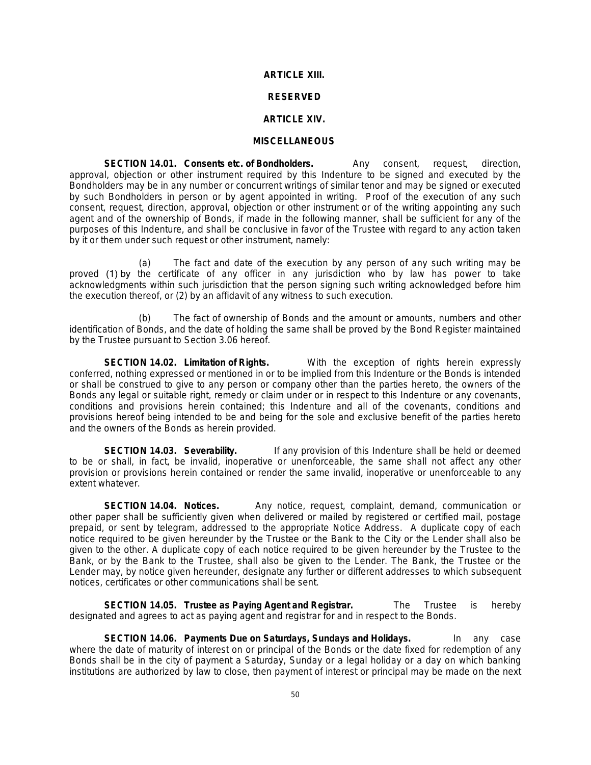## ARTICLE XIII.

## RESERVED

## ARTICLE XIV.

## MISCELLANEOUS

**SECTION 14.01. Consents etc. of Bondholders.** Any consent, request, direction, approval, objection or other instrument required by this Indenture to be signed and executed by the Bondholders may be in any number or concurrent writings of similar tenor and may be signed or executed by such Bondholders in person or by agent appointed in writing. Proof of the execution of any such consent, request, direction, approval, objection or other instrument or of the writing appointing any such agent and of the ownership of Bonds, if made in the following manner, shall be sufficient for any of the purposes of this Indenture, and shall be conclusive in favor of the Trustee with regard to any action taken by it or them under such request or other instrument, namely:

(a) The fact and date of the execution by any person of any such writing may be proved (1) by the certificate of any officer in any jurisdiction who by law has power to take acknowledgments within such jurisdiction that the person signing such writing acknowledged before him the execution thereof, or (2) by an affidavit of any witness to such execution.

(b) The fact of ownership of Bonds and the amount or amounts, numbers and other identification of Bonds, and the date of holding the same shall be proved by the Bond Register maintained by the Trustee pursuant to Section 3.06 hereof.

**SECTION 14.02. Limitation of Rights.** With the exception of rights herein expressly conferred, nothing expressed or mentioned in or to be implied from this Indenture or the Bonds is intended or shall be construed to give to any person or company other than the parties hereto, the owners of the Bonds any legal or suitable right, remedy or claim under or in respect to this Indenture or any covenants, conditions and provisions herein contained; this Indenture and all of the covenants, conditions and provisions hereof being intended to be and being for the sole and exclusive benefit of the parties hereto and the owners of the Bonds as herein provided.

**SECTION 14.03. Severability.** If any provision of this Indenture shall be held or deemed to be or shall, in fact, be invalid, inoperative or unenforceable, the same shall not affect any other provision or provisions herein contained or render the same invalid, inoperative or unenforceable to any extent whatever.

**SECTION 14.04. Notices.** Any notice, request, complaint, demand, communication or other paper shall be sufficiently given when delivered or mailed by registered or certified mail, postage prepaid, or sent by telegram, addressed to the appropriate Notice Address. A duplicate copy of each notice required to be given hereunder by the Trustee or the Bank to the City or the Lender shall also be given to the other. A duplicate copy of each notice required to be given hereunder by the Trustee to the Bank, or by the Bank to the Trustee, shall also be given to the Lender. The Bank, the Trustee or the Lender may, by notice given hereunder, designate any further or different addresses to which subsequent notices, certificates or other communications shall be sent.

**SECTION 14.05. Trustee as Paying Agent and Registrar.** The Trustee is hereby designated and agrees to act as paying agent and registrar for and in respect to the Bonds.

**SECTION 14.06. Payments Due on Saturdays, Sundays and Holidays.** In any case where the date of maturity of interest on or principal of the Bonds or the date fixed for redemption of any Bonds shall be in the city of payment a Saturday, Sunday or a legal holiday or a day on which banking institutions are authorized by law to close, then payment of interest or principal may be made on the next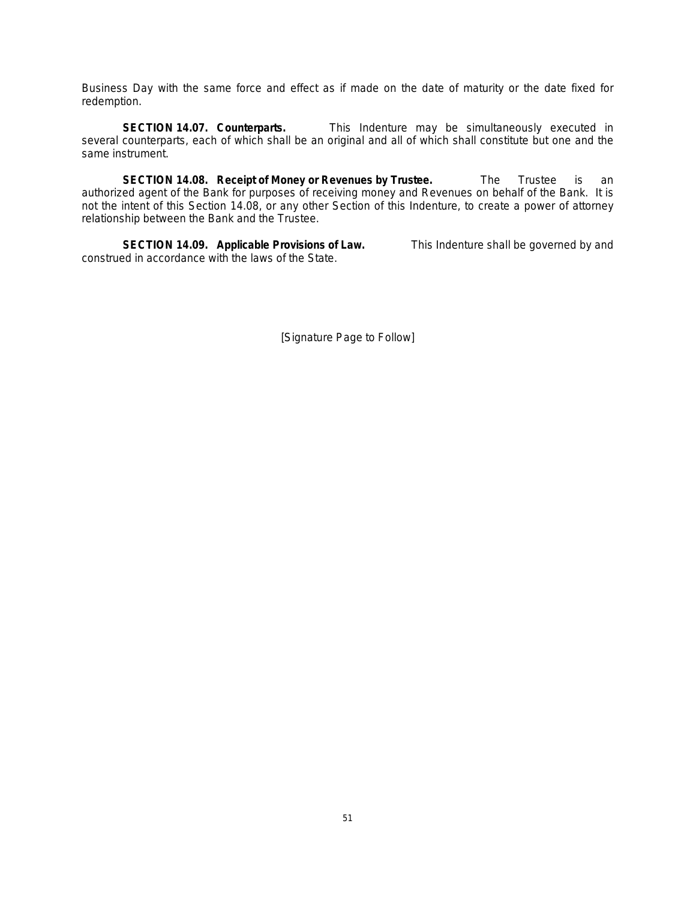Business Day with the same force and effect as if made on the date of maturity or the date fixed for redemption.

**SECTION 14.07. Counterparts.** This Indenture may be simultaneously executed in several counterparts, each of which shall be an original and all of which shall constitute but one and the same instrument.

**SECTION 14.08. Receipt of Money or Revenues by Trustee.** The Trustee is an authorized agent of the Bank for purposes of receiving money and Revenues on behalf of the Bank. It is not the intent of this Section 14.08, or any other Section of this Indenture, to create a power of attorney relationship between the Bank and the Trustee.

**SECTION 14.09. Applicable Provisions of Law.** This Indenture shall be governed by and construed in accordance with the laws of the State.

[Signature Page to Follow]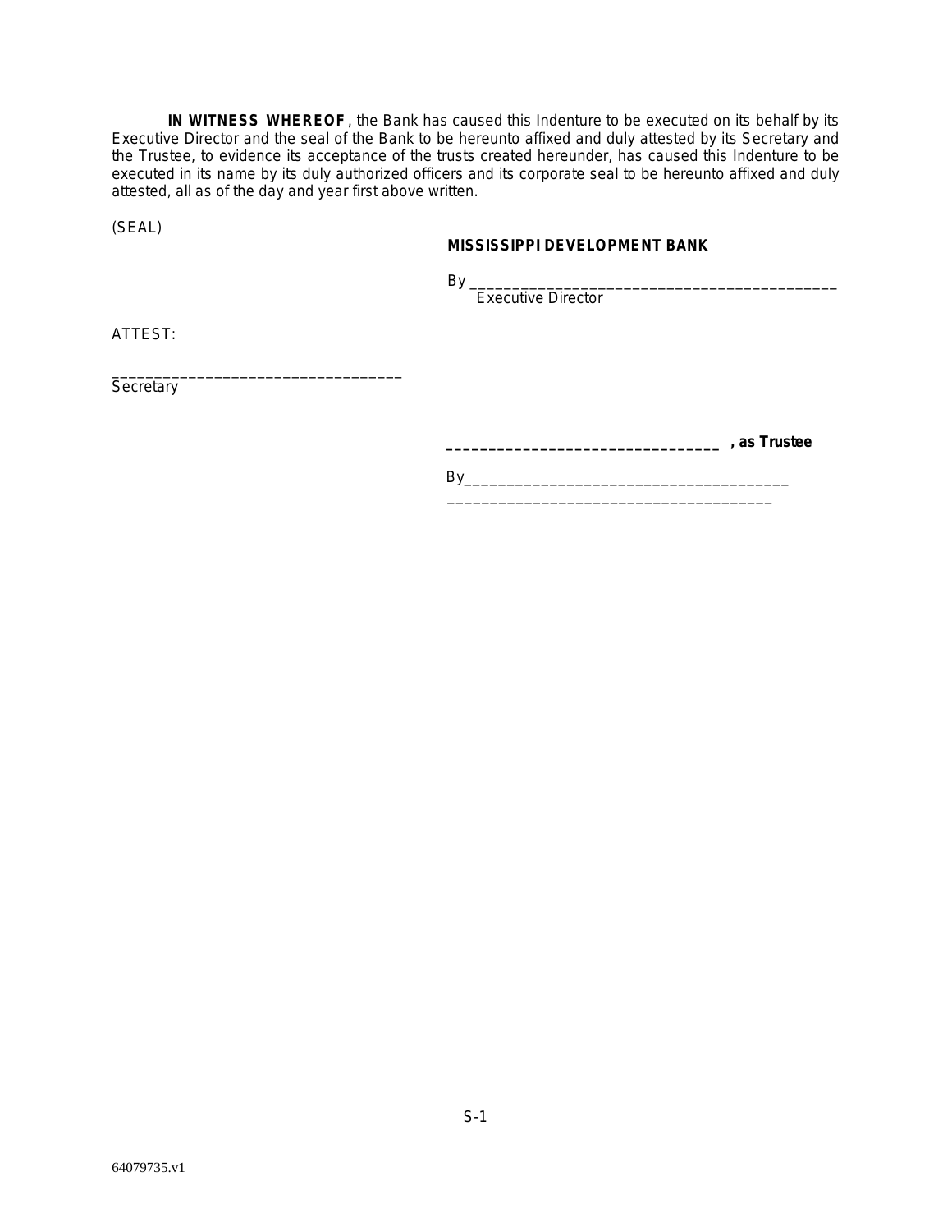**IN WITNESS WHEREOF**, the Bank has caused this Indenture to be executed on its behalf by its Executive Director and the seal of the Bank to be hereunto affixed and duly attested by its Secretary and the Trustee, to evidence its acceptance of the trusts created hereunder, has caused this Indenture to be executed in its name by its duly authorized officers and its corporate seal to be hereunto affixed and duly attested, all as of the day and year first above written.

(SEAL)

**MISSISSIPPI DEVELOPMENT BANK**

By ______________________________________________
Executive Director

ATTEST:

____________________________________
Secretary

**_________________________________ , as Trustee**

By_______________________________________
________________________________________

64079735.v1